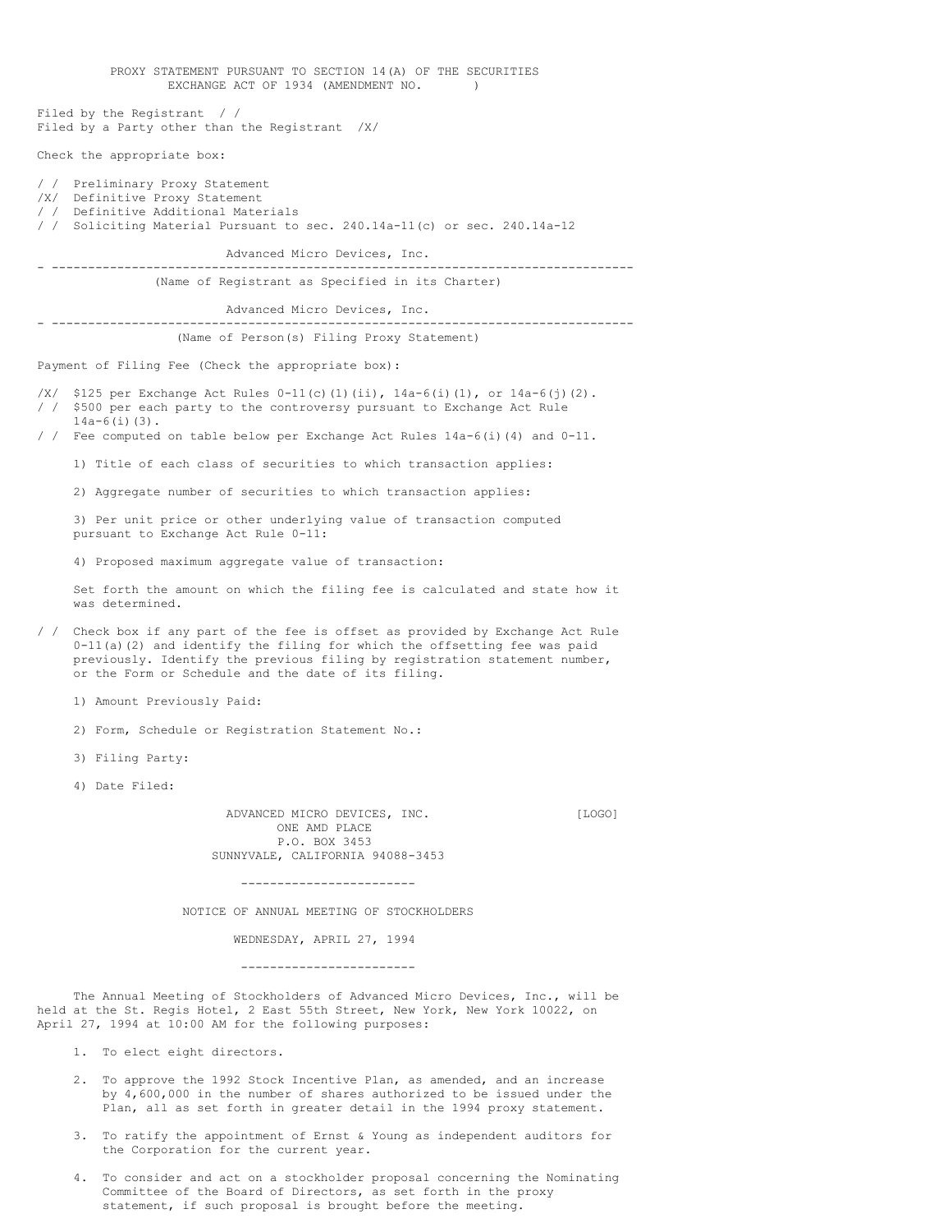PROXY STATEMENT PURSUANT TO SECTION 14(A) OF THE SECURITIES EXCHANGE ACT OF 1934 (AMENDMENT NO. )

Filed by the Registrant / /
Filed by a Party other than the Registrant /X/

Check the appropriate box:

/ / Preliminary Proxy Statement
/X/ Definitive Proxy Statement
/ / Definitive Additional Materials
/ / Soliciting Material Pursuant to sec. 240.14a-11(c) or sec. 240.14a-12

Advanced Micro Devices, Inc.

(Name of Registrant as Specified in its Charter)

Advanced Micro Devices, Inc.

(Name of Person(s) Filing Proxy Statement)

Payment of Filing Fee (Check the appropriate box):

/X/ $125 per Exchange Act Rules 0-11(c)(1)(ii), 14a-6(i)(1), or 14a-6(j)(2).
/ / $500 per each party to the controversy pursuant to Exchange Act Rule 14a-6(i)(3).
/ / Fee computed on table below per Exchange Act Rules 14a-6(i)(4) and 0-11.

1) Title of each class of securities to which transaction applies:

2) Aggregate number of securities to which transaction applies:

3) Per unit price or other underlying value of transaction computed pursuant to Exchange Act Rule 0-11:

4) Proposed maximum aggregate value of transaction:

Set forth the amount on which the filing fee is calculated and state how it was determined.

/ / Check box if any part of the fee is offset as provided by Exchange Act Rule 0-11(a)(2) and identify the filing for which the offsetting fee was paid previously. Identify the previous filing by registration statement number, or the Form or Schedule and the date of its filing.

1) Amount Previously Paid:

2) Form, Schedule or Registration Statement No.:

3) Filing Party:

4) Date Filed:

ADVANCED MICRO DEVICES, INC. [LOGO]
ONE AMD PLACE
P.O. BOX 3453
SUNNYVALE, CALIFORNIA 94088-3453

## NOTICE OF ANNUAL MEETING OF STOCKHOLDERS

WEDNESDAY, APRIL 27, 1994

The Annual Meeting of Stockholders of Advanced Micro Devices, Inc., will be held at the St. Regis Hotel, 2 East 55th Street, New York, New York 10022, on April 27, 1994 at 10:00 AM for the following purposes:

1. To elect eight directors.

2. To approve the 1992 Stock Incentive Plan, as amended, and an increase by 4,600,000 in the number of shares authorized to be issued under the Plan, all as set forth in greater detail in the 1994 proxy statement.

3. To ratify the appointment of Ernst & Young as independent auditors for the Corporation for the current year.

4. To consider and act on a stockholder proposal concerning the Nominating Committee of the Board of Directors, as set forth in the proxy statement, if such proposal is brought before the meeting.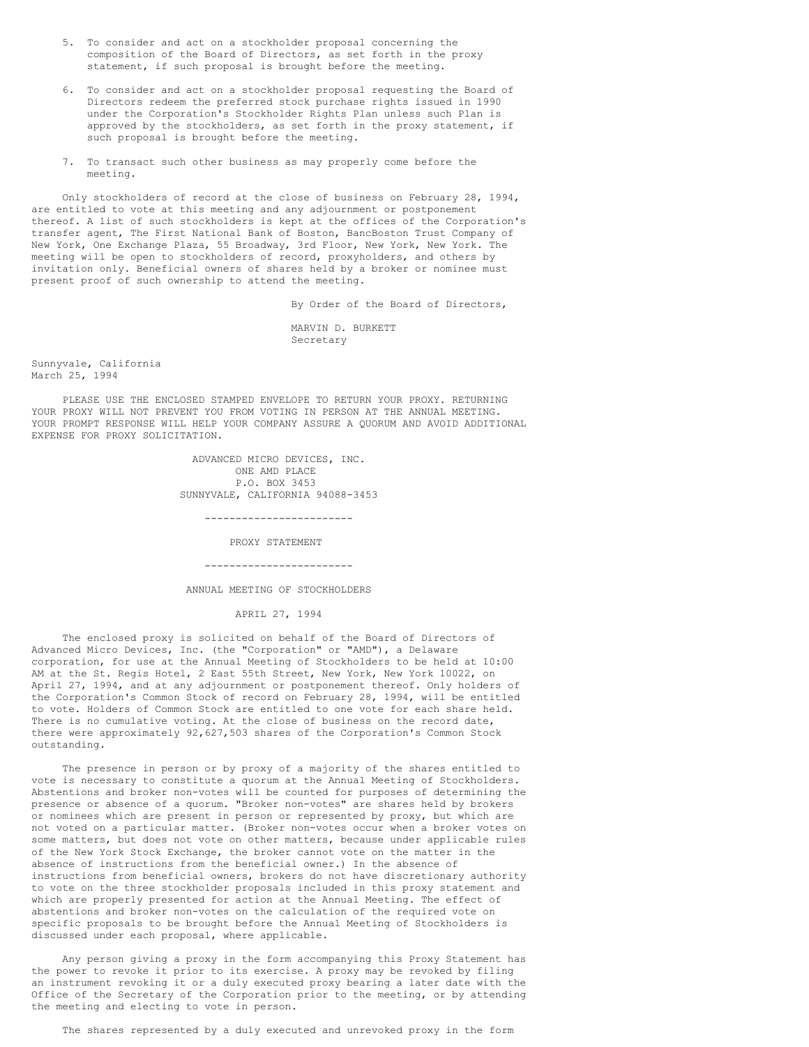5. To consider and act on a stockholder proposal concerning the composition of the Board of Directors, as set forth in the proxy statement, if such proposal is brought before the meeting.

6. To consider and act on a stockholder proposal requesting the Board of Directors redeem the preferred stock purchase rights issued in 1990 under the Corporation's Stockholder Rights Plan unless such Plan is approved by the stockholders, as set forth in the proxy statement, if such proposal is brought before the meeting.

7. To transact such other business as may properly come before the meeting.

Only stockholders of record at the close of business on February 28, 1994, are entitled to vote at this meeting and any adjournment or postponement thereof. A list of such stockholders is kept at the offices of the Corporation's transfer agent, The First National Bank of Boston, BancBoston Trust Company of New York, One Exchange Plaza, 55 Broadway, 3rd Floor, New York, New York. The meeting will be open to stockholders of record, proxyholders, and others by invitation only. Beneficial owners of shares held by a broker or nominee must present proof of such ownership to attend the meeting.

By Order of the Board of Directors,

MARVIN D. BURKETT
Secretary

Sunnyvale, California
March 25, 1994

PLEASE USE THE ENCLOSED STAMPED ENVELOPE TO RETURN YOUR PROXY. RETURNING YOUR PROXY WILL NOT PREVENT YOU FROM VOTING IN PERSON AT THE ANNUAL MEETING. YOUR PROMPT RESPONSE WILL HELP YOUR COMPANY ASSURE A QUORUM AND AVOID ADDITIONAL EXPENSE FOR PROXY SOLICITATION.

ADVANCED MICRO DEVICES, INC.
ONE AMD PLACE
P.O. BOX 3453
SUNNYVALE, CALIFORNIA 94088-3453

---

# PROXY STATEMENT

---

## ANNUAL MEETING OF STOCKHOLDERS

APRIL 27, 1994

The enclosed proxy is solicited on behalf of the Board of Directors of Advanced Micro Devices, Inc. (the "Corporation" or "AMD"), a Delaware corporation, for use at the Annual Meeting of Stockholders to be held at 10:00 AM at the St. Regis Hotel, 2 East 55th Street, New York, New York 10022, on April 27, 1994, and at any adjournment or postponement thereof. Only holders of the Corporation's Common Stock of record on February 28, 1994, will be entitled to vote. Holders of Common Stock are entitled to one vote for each share held. There is no cumulative voting. At the close of business on the record date, there were approximately 92,627,503 shares of the Corporation's Common Stock outstanding.

The presence in person or by proxy of a majority of the shares entitled to vote is necessary to constitute a quorum at the Annual Meeting of Stockholders. Abstentions and broker non-votes will be counted for purposes of determining the presence or absence of a quorum. "Broker non-votes" are shares held by brokers or nominees which are present in person or represented by proxy, but which are not voted on a particular matter. (Broker non-votes occur when a broker votes on some matters, but does not vote on other matters, because under applicable rules of the New York Stock Exchange, the broker cannot vote on the matter in the absence of instructions from the beneficial owner.) In the absence of instructions from beneficial owners, brokers do not have discretionary authority to vote on the three stockholder proposals included in this proxy statement and which are properly presented for action at the Annual Meeting. The effect of abstentions and broker non-votes on the calculation of the required vote on specific proposals to be brought before the Annual Meeting of Stockholders is discussed under each proposal, where applicable.

Any person giving a proxy in the form accompanying this Proxy Statement has the power to revoke it prior to its exercise. A proxy may be revoked by filing an instrument revoking it or a duly executed proxy bearing a later date with the Office of the Secretary of the Corporation prior to the meeting, or by attending the meeting and electing to vote in person.

The shares represented by a duly executed and unrevoked proxy in the form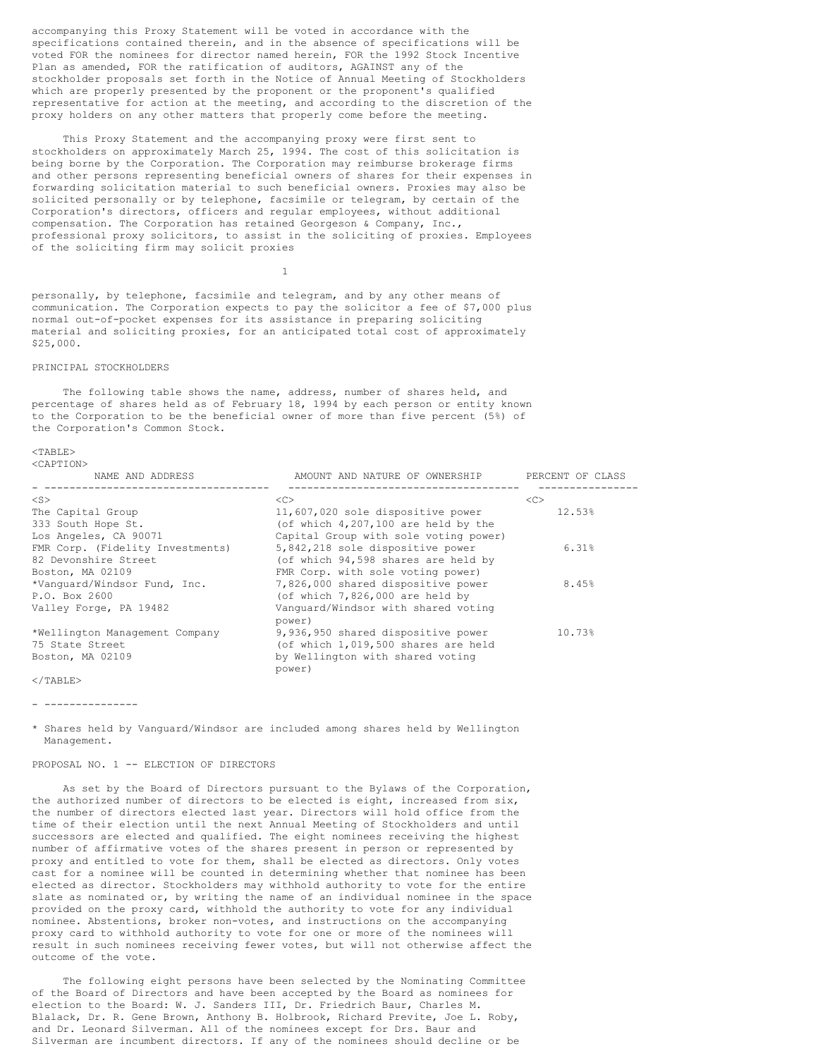accompanying this Proxy Statement will be voted in accordance with the specifications contained therein, and in the absence of specifications will be voted FOR the nominees for director named herein, FOR the 1992 Stock Incentive Plan as amended, FOR the ratification of auditors, AGAINST any of the stockholder proposals set forth in the Notice of Annual Meeting of Stockholders which are properly presented by the proponent or the proponent's qualified representative for action at the meeting, and according to the discretion of the proxy holders on any other matters that properly come before the meeting.

This Proxy Statement and the accompanying proxy were first sent to stockholders on approximately March 25, 1994. The cost of this solicitation is being borne by the Corporation. The Corporation may reimburse brokerage firms and other persons representing beneficial owners of shares for their expenses in forwarding solicitation material to such beneficial owners. Proxies may also be solicited personally or by telephone, facsimile or telegram, by certain of the Corporation's directors, officers and regular employees, without additional compensation. The Corporation has retained Georgeson & Company, Inc., professional proxy solicitors, to assist in the soliciting of proxies. Employees of the soliciting firm may solicit proxies personally, by telephone, facsimile and telegram, and by any other means of communication. The Corporation expects to pay the solicitor a fee of $7,000 plus normal out-of-pocket expenses for its assistance in preparing soliciting material and soliciting proxies, for an anticipated total cost of approximately $25,000.

## PRINCIPAL STOCKHOLDERS

The following table shows the name, address, number of shares held, and percentage of shares held as of February 18, 1994 by each person or entity known to the Corporation to be the beneficial owner of more than five percent (5%) of the Corporation's Common Stock.

| NAME AND ADDRESS | AMOUNT AND NATURE OF OWNERSHIP | PERCENT OF CLASS |
|---|---|---|
| The Capital Group<br>333 South Hope St.<br>Los Angeles, CA 90071 | 11,607,020 sole dispositive power (of which 4,207,100 are held by the Capital Group with sole voting power) | 12.53% |
| FMR Corp. (Fidelity Investments)<br>82 Devonshire Street<br>Boston, MA 02109 | 5,842,218 sole dispositive power (of which 94,598 shares are held by FMR Corp. with sole voting power) | 6.31% |
| *Vanguard/Windsor Fund, Inc.<br>P.O. Box 2600<br>Valley Forge, PA 19482 | 7,826,000 shared dispositive power (of which 7,826,000 are held by Vanguard/Windsor with shared voting power) | 8.45% |
| *Wellington Management Company<br>75 State Street<br>Boston, MA 02109 | 9,936,950 shared dispositive power (of which 1,019,500 shares are held by Wellington with shared voting power) | 10.73% |

---

* Shares held by Vanguard/Windsor are included among shares held by Wellington Management.

## PROPOSAL NO. 1 -- ELECTION OF DIRECTORS

As set by the Board of Directors pursuant to the Bylaws of the Corporation, the authorized number of directors to be elected is eight, increased from six, the number of directors elected last year. Directors will hold office from the time of their election until the next Annual Meeting of Stockholders and until successors are elected and qualified. The eight nominees receiving the highest number of affirmative votes of the shares present in person or represented by proxy and entitled to vote for them, shall be elected as directors. Only votes cast for a nominee will be counted in determining whether that nominee has been elected as director. Stockholders may withhold authority to vote for the entire slate as nominated or, by writing the name of an individual nominee in the space provided on the proxy card, withhold the authority to vote for any individual nominee. Abstentions, broker non-votes, and instructions on the accompanying proxy card to withhold authority to vote for one or more of the nominees will result in such nominees receiving fewer votes, but will not otherwise affect the outcome of the vote.

The following eight persons have been selected by the Nominating Committee of the Board of Directors and have been accepted by the Board as nominees for election to the Board: W. J. Sanders III, Dr. Friedrich Baur, Charles M. Blalack, Dr. R. Gene Brown, Anthony B. Holbrook, Richard Previte, Joe L. Roby, and Dr. Leonard Silverman. All of the nominees except for Drs. Baur and Silverman are incumbent directors. If any of the nominees should decline or be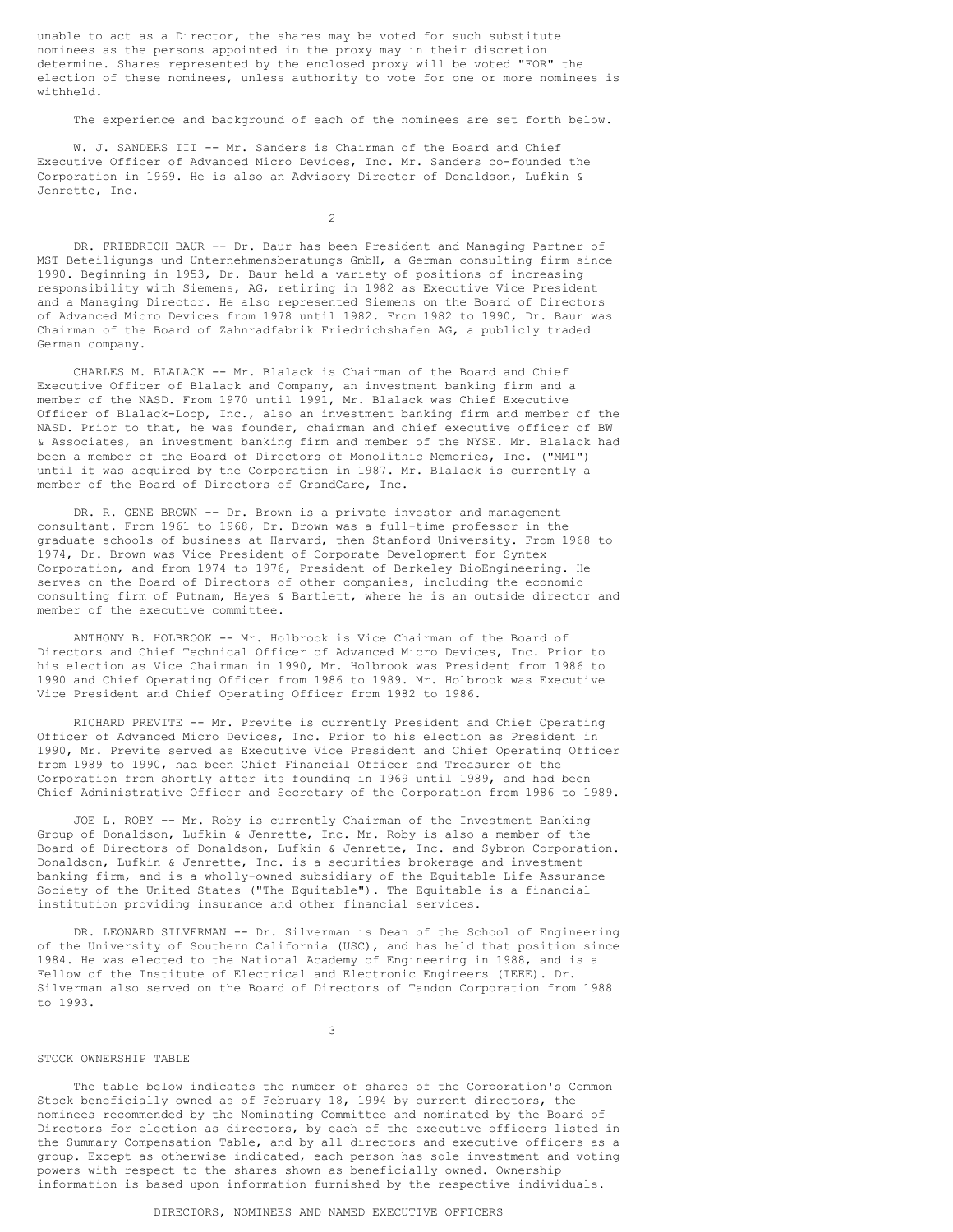unable to act as a Director, the shares may be voted for such substitute nominees as the persons appointed in the proxy may in their discretion determine. Shares represented by the enclosed proxy will be voted "FOR" the election of these nominees, unless authority to vote for one or more nominees is withheld.

The experience and background of each of the nominees are set forth below.

W. J. SANDERS III -- Mr. Sanders is Chairman of the Board and Chief Executive Officer of Advanced Micro Devices, Inc. Mr. Sanders co-founded the Corporation in 1969. He is also an Advisory Director of Donaldson, Lufkin & Jenrette, Inc.

DR. FRIEDRICH BAUR -- Dr. Baur has been President and Managing Partner of MST Beteiligungs und Unternehmensberatungs GmbH, a German consulting firm since 1990. Beginning in 1953, Dr. Baur held a variety of positions of increasing responsibility with Siemens, AG, retiring in 1982 as Executive Vice President and a Managing Director. He also represented Siemens on the Board of Directors of Advanced Micro Devices from 1978 until 1982. From 1982 to 1990, Dr. Baur was Chairman of the Board of Zahnradfabrik Friedrichshafen AG, a publicly traded German company.

CHARLES M. BLALACK -- Mr. Blalack is Chairman of the Board and Chief Executive Officer of Blalack and Company, an investment banking firm and a member of the NASD. From 1970 until 1991, Mr. Blalack was Chief Executive Officer of Blalack-Loop, Inc., also an investment banking firm and member of the NASD. Prior to that, he was founder, chairman and chief executive officer of BW & Associates, an investment banking firm and member of the NYSE. Mr. Blalack had been a member of the Board of Directors of Monolithic Memories, Inc. ("MMI") until it was acquired by the Corporation in 1987. Mr. Blalack is currently a member of the Board of Directors of GrandCare, Inc.

DR. R. GENE BROWN -- Dr. Brown is a private investor and management consultant. From 1961 to 1968, Dr. Brown was a full-time professor in the graduate schools of business at Harvard, then Stanford University. From 1968 to 1974, Dr. Brown was Vice President of Corporate Development for Syntex Corporation, and from 1974 to 1976, President of Berkeley BioEngineering. He serves on the Board of Directors of other companies, including the economic consulting firm of Putnam, Hayes & Bartlett, where he is an outside director and member of the executive committee.

ANTHONY B. HOLBROOK -- Mr. Holbrook is Vice Chairman of the Board of Directors and Chief Technical Officer of Advanced Micro Devices, Inc. Prior to his election as Vice Chairman in 1990, Mr. Holbrook was President from 1986 to 1990 and Chief Operating Officer from 1986 to 1989. Mr. Holbrook was Executive Vice President and Chief Operating Officer from 1982 to 1986.

RICHARD PREVITE -- Mr. Previte is currently President and Chief Operating Officer of Advanced Micro Devices, Inc. Prior to his election as President in 1990, Mr. Previte served as Executive Vice President and Chief Operating Officer from 1989 to 1990, had been Chief Financial Officer and Treasurer of the Corporation from shortly after its founding in 1969 until 1989, and had been Chief Administrative Officer and Secretary of the Corporation from 1986 to 1989.

JOE L. ROBY -- Mr. Roby is currently Chairman of the Investment Banking Group of Donaldson, Lufkin & Jenrette, Inc. Mr. Roby is also a member of the Board of Directors of Donaldson, Lufkin & Jenrette, Inc. and Sybron Corporation. Donaldson, Lufkin & Jenrette, Inc. is a securities brokerage and investment banking firm, and is a wholly-owned subsidiary of the Equitable Life Assurance Society of the United States ("The Equitable"). The Equitable is a financial institution providing insurance and other financial services.

DR. LEONARD SILVERMAN -- Dr. Silverman is Dean of the School of Engineering of the University of Southern California (USC), and has held that position since 1984. He was elected to the National Academy of Engineering in 1988, and is a Fellow of the Institute of Electrical and Electronic Engineers (IEEE). Dr. Silverman also served on the Board of Directors of Tandon Corporation from 1988 to 1993.

## STOCK OWNERSHIP TABLE

The table below indicates the number of shares of the Corporation's Common Stock beneficially owned as of February 18, 1994 by current directors, the nominees recommended by the Nominating Committee and nominated by the Board of Directors for election as directors, by each of the executive officers listed in the Summary Compensation Table, and by all directors and executive officers as a group. Except as otherwise indicated, each person has sole investment and voting powers with respect to the shares shown as beneficially owned. Ownership information is based upon information furnished by the respective individuals.

DIRECTORS, NOMINEES AND NAMED EXECUTIVE OFFICERS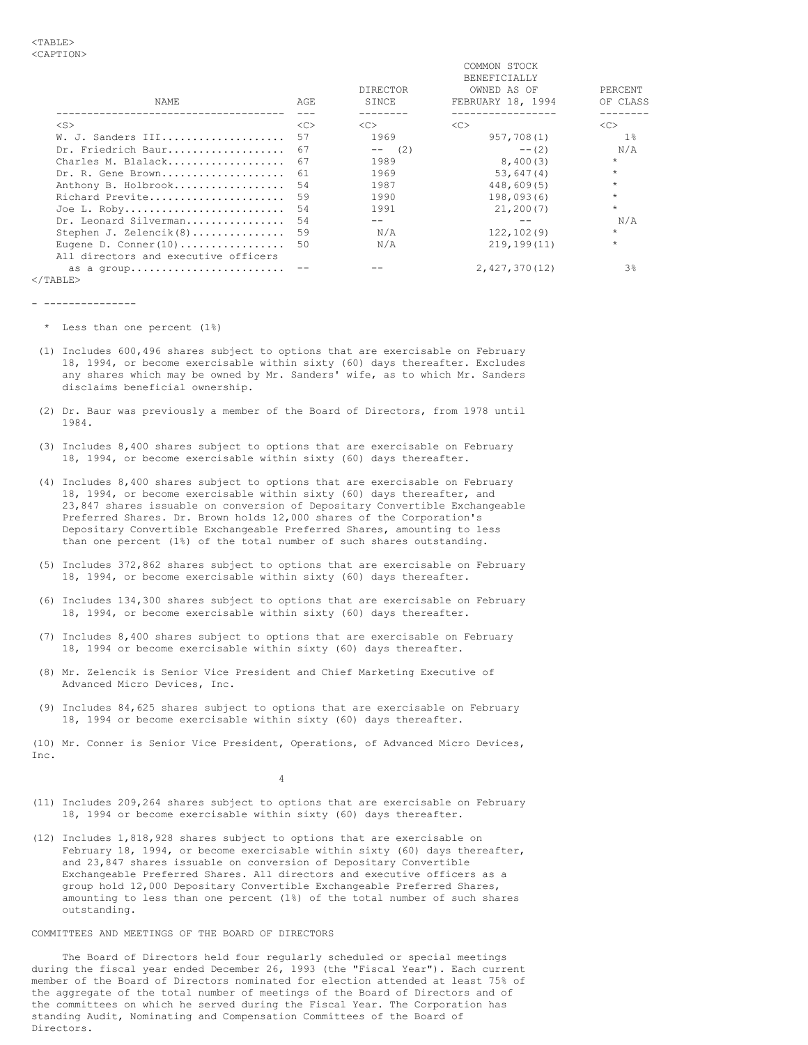| NAME | AGE | DIRECTOR SINCE | COMMON STOCK BENEFICIALLY OWNED AS OF FEBRUARY 18, 1994 | PERCENT OF CLASS |
|---|---|---|---|---|
| W. J. Sanders III | 57 | 1969 | 957,708(1) | 1% |
| Dr. Friedrich Baur | 67 | -- (2) | --(2) | N/A |
| Charles M. Blalack | 67 | 1989 | 8,400(3) | * |
| Dr. R. Gene Brown | 61 | 1969 | 53,647(4) | * |
| Anthony B. Holbrook | 54 | 1987 | 448,609(5) | * |
| Richard Previte | 59 | 1990 | 198,093(6) | * |
| Joe L. Roby | 54 | 1991 | 21,200(7) | * |
| Dr. Leonard Silverman | 54 | -- | -- | N/A |
| Stephen J. Zelencik(8) | 59 | N/A | 122,102(9) | * |
| Eugene D. Conner(10) | 50 | N/A | 219,199(11) | * |
| All directors and executive officers as a group | -- | -- | 2,427,370(12) | 3% |

---

\* Less than one percent (1%)

(1) Includes 600,496 shares subject to options that are exercisable on February 18, 1994, or become exercisable within sixty (60) days thereafter. Excludes any shares which may be owned by Mr. Sanders' wife, as to which Mr. Sanders disclaims beneficial ownership.

(2) Dr. Baur was previously a member of the Board of Directors, from 1978 until 1984.

(3) Includes 8,400 shares subject to options that are exercisable on February 18, 1994, or become exercisable within sixty (60) days thereafter.

(4) Includes 8,400 shares subject to options that are exercisable on February 18, 1994, or become exercisable within sixty (60) days thereafter, and 23,847 shares issuable on conversion of Depositary Convertible Exchangeable Preferred Shares. Dr. Brown holds 12,000 shares of the Corporation's Depositary Convertible Exchangeable Preferred Shares, amounting to less than one percent (1%) of the total number of such shares outstanding.

(5) Includes 372,862 shares subject to options that are exercisable on February 18, 1994, or become exercisable within sixty (60) days thereafter.

(6) Includes 134,300 shares subject to options that are exercisable on February 18, 1994, or become exercisable within sixty (60) days thereafter.

(7) Includes 8,400 shares subject to options that are exercisable on February 18, 1994 or become exercisable within sixty (60) days thereafter.

(8) Mr. Zelencik is Senior Vice President and Chief Marketing Executive of Advanced Micro Devices, Inc.

(9) Includes 84,625 shares subject to options that are exercisable on February 18, 1994 or become exercisable within sixty (60) days thereafter.

(10) Mr. Conner is Senior Vice President, Operations, of Advanced Micro Devices, Inc.

(11) Includes 209,264 shares subject to options that are exercisable on February 18, 1994 or become exercisable within sixty (60) days thereafter.

(12) Includes 1,818,928 shares subject to options that are exercisable on February 18, 1994, or become exercisable within sixty (60) days thereafter, and 23,847 shares issuable on conversion of Depositary Convertible Exchangeable Preferred Shares. All directors and executive officers as a group hold 12,000 Depositary Convertible Exchangeable Preferred Shares, amounting to less than one percent (1%) of the total number of such shares outstanding.

## COMMITTEES AND MEETINGS OF THE BOARD OF DIRECTORS

The Board of Directors held four regularly scheduled or special meetings during the fiscal year ended December 26, 1993 (the "Fiscal Year"). Each current member of the Board of Directors nominated for election attended at least 75% of the aggregate of the total number of meetings of the Board of Directors and of the committees on which he served during the Fiscal Year. The Corporation has standing Audit, Nominating and Compensation Committees of the Board of Directors.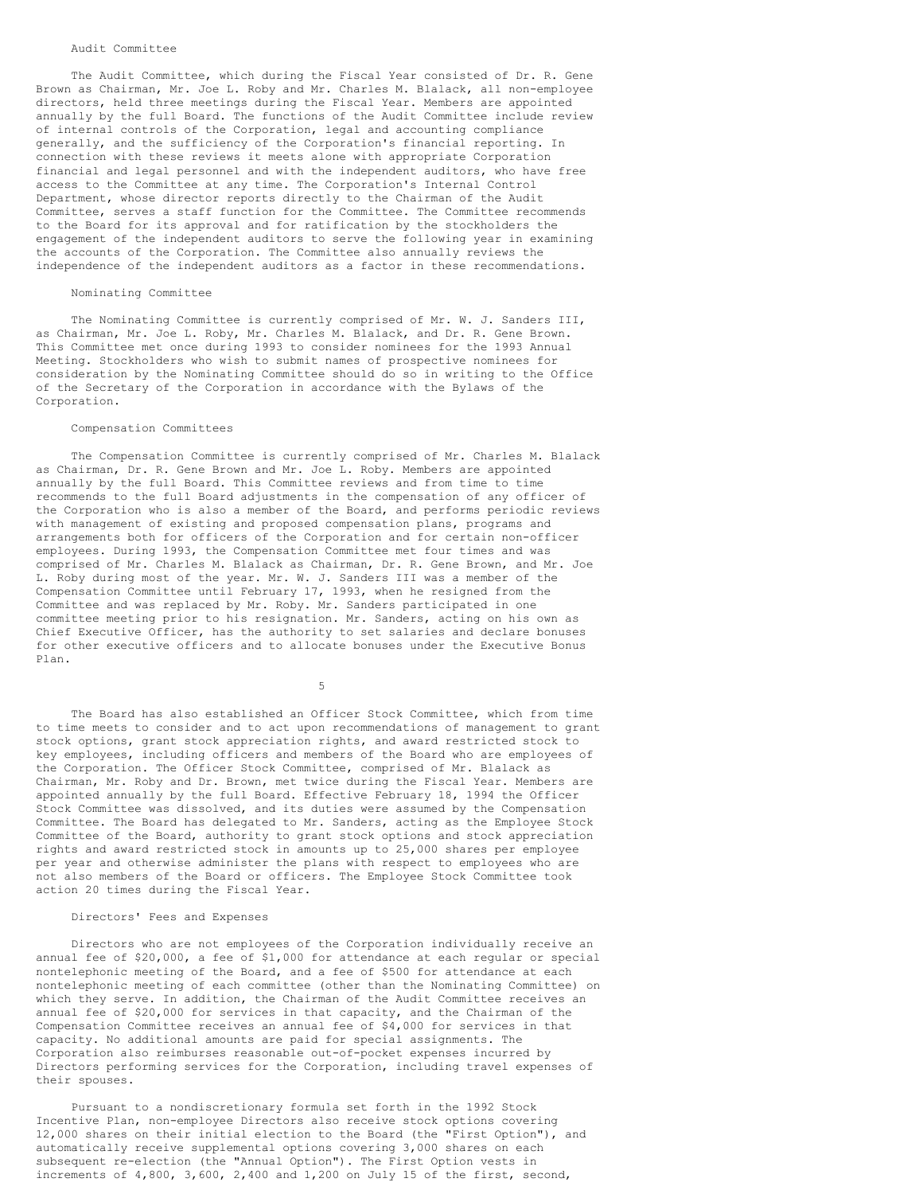### Audit Committee

The Audit Committee, which during the Fiscal Year consisted of Dr. R. Gene Brown as Chairman, Mr. Joe L. Roby and Mr. Charles M. Blalack, all non-employee directors, held three meetings during the Fiscal Year. Members are appointed annually by the full Board. The functions of the Audit Committee include review of internal controls of the Corporation, legal and accounting compliance generally, and the sufficiency of the Corporation's financial reporting. In connection with these reviews it meets alone with appropriate Corporation financial and legal personnel and with the independent auditors, who have free access to the Committee at any time. The Corporation's Internal Control Department, whose director reports directly to the Chairman of the Audit Committee, serves a staff function for the Committee. The Committee recommends to the Board for its approval and for ratification by the stockholders the engagement of the independent auditors to serve the following year in examining the accounts of the Corporation. The Committee also annually reviews the independence of the independent auditors as a factor in these recommendations.

### Nominating Committee

The Nominating Committee is currently comprised of Mr. W. J. Sanders III, as Chairman, Mr. Joe L. Roby, Mr. Charles M. Blalack, and Dr. R. Gene Brown. This Committee met once during 1993 to consider nominees for the 1993 Annual Meeting. Stockholders who wish to submit names of prospective nominees for consideration by the Nominating Committee should do so in writing to the Office of the Secretary of the Corporation in accordance with the Bylaws of the Corporation.

### Compensation Committees

The Compensation Committee is currently comprised of Mr. Charles M. Blalack as Chairman, Dr. R. Gene Brown and Mr. Joe L. Roby. Members are appointed annually by the full Board. This Committee reviews and from time to time recommends to the full Board adjustments in the compensation of any officer of the Corporation who is also a member of the Board, and performs periodic reviews with management of existing and proposed compensation plans, programs and arrangements both for officers of the Corporation and for certain non-officer employees. During 1993, the Compensation Committee met four times and was comprised of Mr. Charles M. Blalack as Chairman, Dr. R. Gene Brown, and Mr. Joe L. Roby during most of the year. Mr. W. J. Sanders III was a member of the Compensation Committee until February 17, 1993, when he resigned from the Committee and was replaced by Mr. Roby. Mr. Sanders participated in one committee meeting prior to his resignation. Mr. Sanders, acting on his own as Chief Executive Officer, has the authority to set salaries and declare bonuses for other executive officers and to allocate bonuses under the Executive Bonus Plan.

The Board has also established an Officer Stock Committee, which from time to time meets to consider and to act upon recommendations of management to grant stock options, grant stock appreciation rights, and award restricted stock to key employees, including officers and members of the Board who are employees of the Corporation. The Officer Stock Committee, comprised of Mr. Blalack as Chairman, Mr. Roby and Dr. Brown, met twice during the Fiscal Year. Members are appointed annually by the full Board. Effective February 18, 1994 the Officer Stock Committee was dissolved, and its duties were assumed by the Compensation Committee. The Board has delegated to Mr. Sanders, acting as the Employee Stock Committee of the Board, authority to grant stock options and stock appreciation rights and award restricted stock in amounts up to 25,000 shares per employee per year and otherwise administer the plans with respect to employees who are not also members of the Board or officers. The Employee Stock Committee took action 20 times during the Fiscal Year.

### Directors' Fees and Expenses

Directors who are not employees of the Corporation individually receive an annual fee of $20,000, a fee of $1,000 for attendance at each regular or special nontelephonic meeting of the Board, and a fee of $500 for attendance at each nontelephonic meeting of each committee (other than the Nominating Committee) on which they serve. In addition, the Chairman of the Audit Committee receives an annual fee of $20,000 for services in that capacity, and the Chairman of the Compensation Committee receives an annual fee of $4,000 for services in that capacity. No additional amounts are paid for special assignments. The Corporation also reimburses reasonable out-of-pocket expenses incurred by Directors performing services for the Corporation, including travel expenses of their spouses.

Pursuant to a nondiscretionary formula set forth in the 1992 Stock Incentive Plan, non-employee Directors also receive stock options covering 12,000 shares on their initial election to the Board (the "First Option"), and automatically receive supplemental options covering 3,000 shares on each subsequent re-election (the "Annual Option"). The First Option vests in increments of 4,800, 3,600, 2,400 and 1,200 on July 15 of the first, second,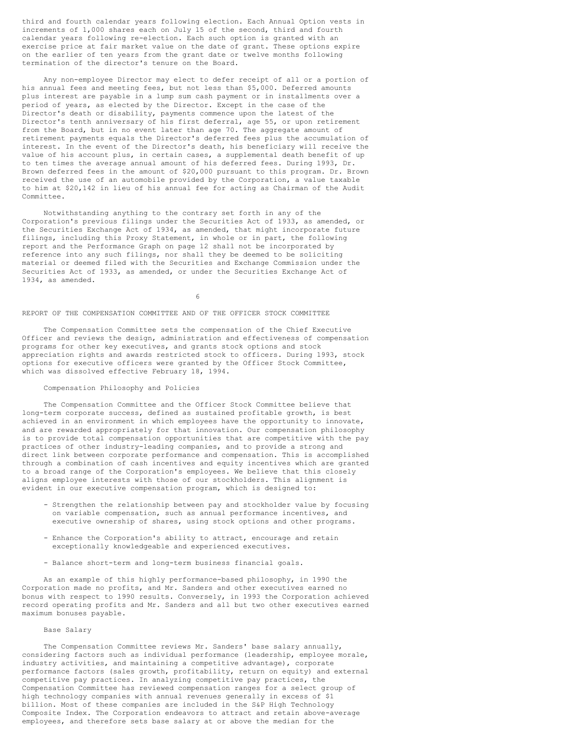third and fourth calendar years following election. Each Annual Option vests in increments of 1,000 shares each on July 15 of the second, third and fourth calendar years following re-election. Each such option is granted with an exercise price at fair market value on the date of grant. These options expire on the earlier of ten years from the grant date or twelve months following termination of the director's tenure on the Board.

Any non-employee Director may elect to defer receipt of all or a portion of his annual fees and meeting fees, but not less than $5,000. Deferred amounts plus interest are payable in a lump sum cash payment or in installments over a period of years, as elected by the Director. Except in the case of the Director's death or disability, payments commence upon the latest of the Director's tenth anniversary of his first deferral, age 55, or upon retirement from the Board, but in no event later than age 70. The aggregate amount of retirement payments equals the Director's deferred fees plus the accumulation of interest. In the event of the Director's death, his beneficiary will receive the value of his account plus, in certain cases, a supplemental death benefit of up to ten times the average annual amount of his deferred fees. During 1993, Dr. Brown deferred fees in the amount of $20,000 pursuant to this program. Dr. Brown received the use of an automobile provided by the Corporation, a value taxable to him at $20,142 in lieu of his annual fee for acting as Chairman of the Audit Committee.

Notwithstanding anything to the contrary set forth in any of the Corporation's previous filings under the Securities Act of 1933, as amended, or the Securities Exchange Act of 1934, as amended, that might incorporate future filings, including this Proxy Statement, in whole or in part, the following report and the Performance Graph on page 12 shall not be incorporated by reference into any such filings, nor shall they be deemed to be soliciting material or deemed filed with the Securities and Exchange Commission under the Securities Act of 1933, as amended, or under the Securities Exchange Act of 1934, as amended.

## REPORT OF THE COMPENSATION COMMITTEE AND OF THE OFFICER STOCK COMMITTEE

The Compensation Committee sets the compensation of the Chief Executive Officer and reviews the design, administration and effectiveness of compensation programs for other key executives, and grants stock options and stock appreciation rights and awards restricted stock to officers. During 1993, stock options for executive officers were granted by the Officer Stock Committee, which was dissolved effective February 18, 1994.

### Compensation Philosophy and Policies

The Compensation Committee and the Officer Stock Committee believe that long-term corporate success, defined as sustained profitable growth, is best achieved in an environment in which employees have the opportunity to innovate, and are rewarded appropriately for that innovation. Our compensation philosophy is to provide total compensation opportunities that are competitive with the pay practices of other industry-leading companies, and to provide a strong and direct link between corporate performance and compensation. This is accomplished through a combination of cash incentives and equity incentives which are granted to a broad range of the Corporation's employees. We believe that this closely aligns employee interests with those of our stockholders. This alignment is evident in our executive compensation program, which is designed to:

- Strengthen the relationship between pay and stockholder value by focusing on variable compensation, such as annual performance incentives, and executive ownership of shares, using stock options and other programs.
- Enhance the Corporation's ability to attract, encourage and retain exceptionally knowledgeable and experienced executives.
- Balance short-term and long-term business financial goals.

As an example of this highly performance-based philosophy, in 1990 the Corporation made no profits, and Mr. Sanders and other executives earned no bonus with respect to 1990 results. Conversely, in 1993 the Corporation achieved record operating profits and Mr. Sanders and all but two other executives earned maximum bonuses payable.

### Base Salary

The Compensation Committee reviews Mr. Sanders' base salary annually, considering factors such as individual performance (leadership, employee morale, industry activities, and maintaining a competitive advantage), corporate performance factors (sales growth, profitability, return on equity) and external competitive pay practices. In analyzing competitive pay practices, the Compensation Committee has reviewed compensation ranges for a select group of high technology companies with annual revenues generally in excess of $1 billion. Most of these companies are included in the S&P High Technology Composite Index. The Corporation endeavors to attract and retain above-average employees, and therefore sets base salary at or above the median for the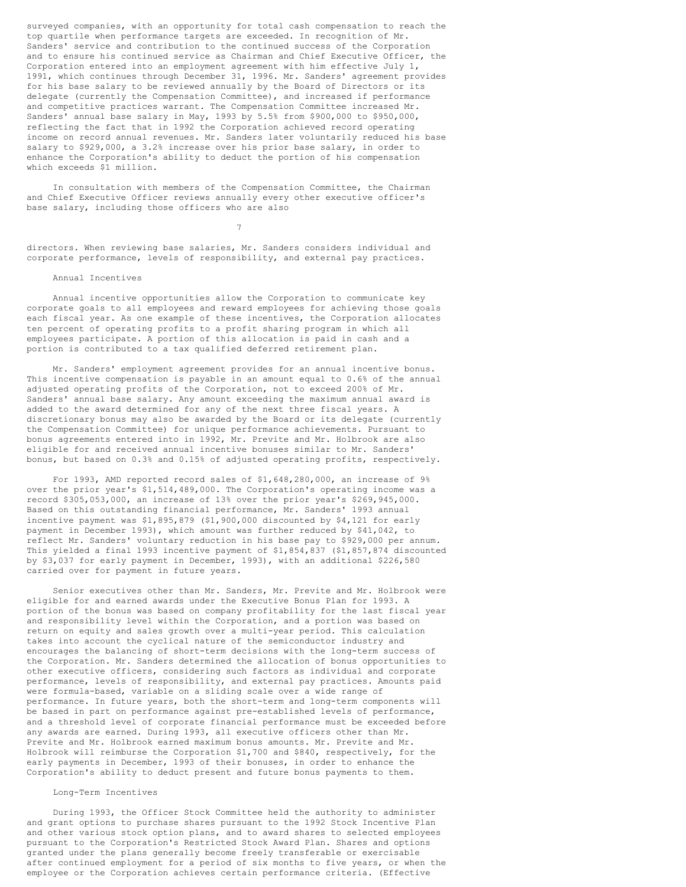surveyed companies, with an opportunity for total cash compensation to reach the top quartile when performance targets are exceeded. In recognition of Mr. Sanders' service and contribution to the continued success of the Corporation and to ensure his continued service as Chairman and Chief Executive Officer, the Corporation entered into an employment agreement with him effective July 1, 1991, which continues through December 31, 1996. Mr. Sanders' agreement provides for his base salary to be reviewed annually by the Board of Directors or its delegate (currently the Compensation Committee), and increased if performance and competitive practices warrant. The Compensation Committee increased Mr. Sanders' annual base salary in May, 1993 by 5.5% from $900,000 to $950,000, reflecting the fact that in 1992 the Corporation achieved record operating income on record annual revenues. Mr. Sanders later voluntarily reduced his base salary to $929,000, a 3.2% increase over his prior base salary, in order to enhance the Corporation's ability to deduct the portion of his compensation which exceeds $1 million.

In consultation with members of the Compensation Committee, the Chairman and Chief Executive Officer reviews annually every other executive officer's base salary, including those officers who are also directors. When reviewing base salaries, Mr. Sanders considers individual and corporate performance, levels of responsibility, and external pay practices.

### Annual Incentives

Annual incentive opportunities allow the Corporation to communicate key corporate goals to all employees and reward employees for achieving those goals each fiscal year. As one example of these incentives, the Corporation allocates ten percent of operating profits to a profit sharing program in which all employees participate. A portion of this allocation is paid in cash and a portion is contributed to a tax qualified deferred retirement plan.

Mr. Sanders' employment agreement provides for an annual incentive bonus. This incentive compensation is payable in an amount equal to 0.6% of the annual adjusted operating profits of the Corporation, not to exceed 200% of Mr. Sanders' annual base salary. Any amount exceeding the maximum annual award is added to the award determined for any of the next three fiscal years. A discretionary bonus may also be awarded by the Board or its delegate (currently the Compensation Committee) for unique performance achievements. Pursuant to bonus agreements entered into in 1992, Mr. Previte and Mr. Holbrook are also eligible for and received annual incentive bonuses similar to Mr. Sanders' bonus, but based on 0.3% and 0.15% of adjusted operating profits, respectively.

For 1993, AMD reported record sales of $1,648,280,000, an increase of 9% over the prior year's $1,514,489,000. The Corporation's operating income was a record $305,053,000, an increase of 13% over the prior year's $269,945,000. Based on this outstanding financial performance, Mr. Sanders' 1993 annual incentive payment was $1,895,879 ($1,900,000 discounted by $4,121 for early payment in December 1993), which amount was further reduced by $41,042, to reflect Mr. Sanders' voluntary reduction in his base pay to $929,000 per annum. This yielded a final 1993 incentive payment of $1,854,837 ($1,857,874 discounted by $3,037 for early payment in December, 1993), with an additional $226,580 carried over for payment in future years.

Senior executives other than Mr. Sanders, Mr. Previte and Mr. Holbrook were eligible for and earned awards under the Executive Bonus Plan for 1993. A portion of the bonus was based on company profitability for the last fiscal year and responsibility level within the Corporation, and a portion was based on return on equity and sales growth over a multi-year period. This calculation takes into account the cyclical nature of the semiconductor industry and encourages the balancing of short-term decisions with the long-term success of the Corporation. Mr. Sanders determined the allocation of bonus opportunities to other executive officers, considering such factors as individual and corporate performance, levels of responsibility, and external pay practices. Amounts paid were formula-based, variable on a sliding scale over a wide range of performance. In future years, both the short-term and long-term components will be based in part on performance against pre-established levels of performance, and a threshold level of corporate financial performance must be exceeded before any awards are earned. During 1993, all executive officers other than Mr. Previte and Mr. Holbrook earned maximum bonus amounts. Mr. Previte and Mr. Holbrook will reimburse the Corporation $1,700 and $840, respectively, for the early payments in December, 1993 of their bonuses, in order to enhance the Corporation's ability to deduct present and future bonus payments to them.

### Long-Term Incentives

During 1993, the Officer Stock Committee held the authority to administer and grant options to purchase shares pursuant to the 1992 Stock Incentive Plan and other various stock option plans, and to award shares to selected employees pursuant to the Corporation's Restricted Stock Award Plan. Shares and options granted under the plans generally become freely transferable or exercisable after continued employment for a period of six months to five years, or when the employee or the Corporation achieves certain performance criteria. (Effective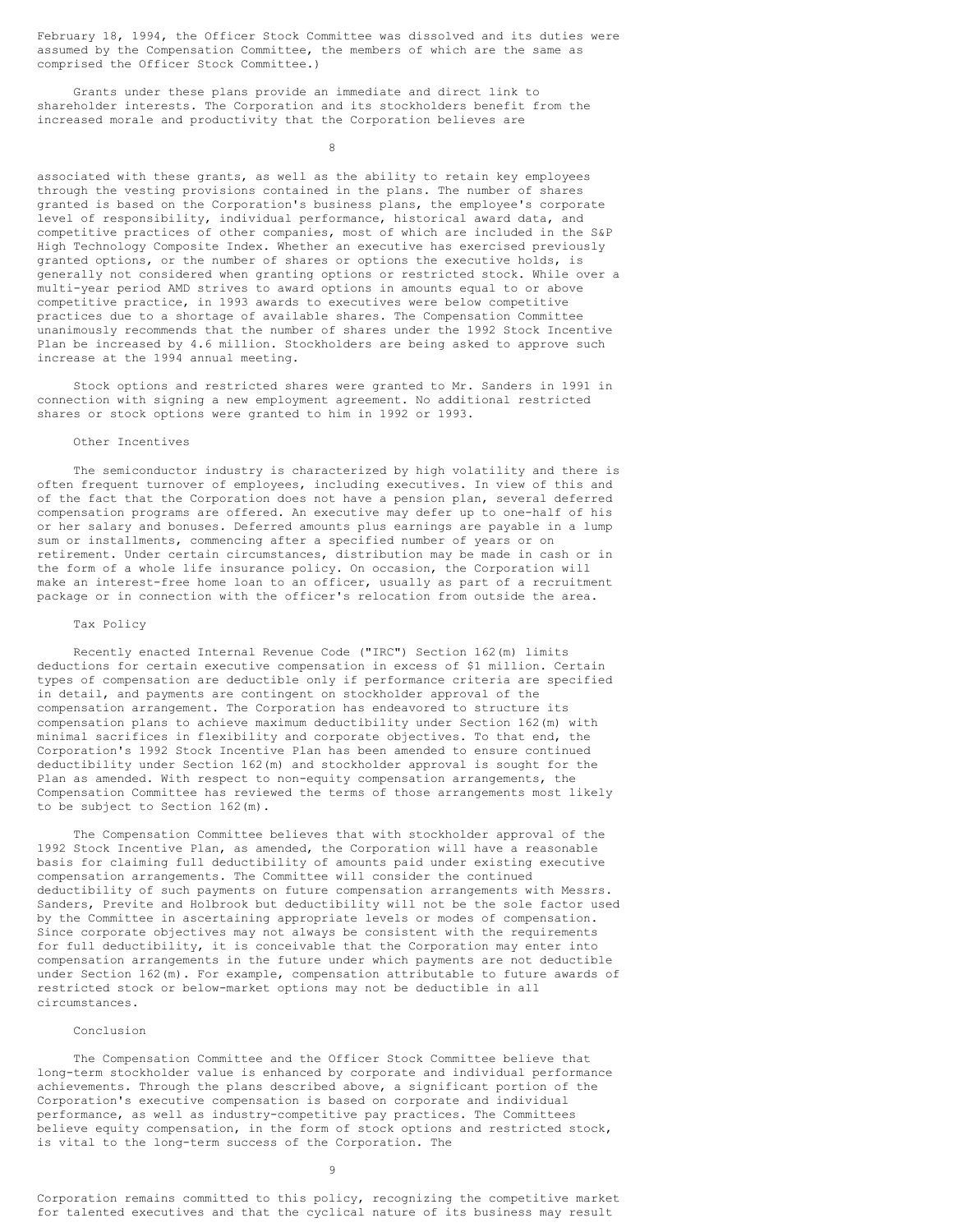February 18, 1994, the Officer Stock Committee was dissolved and its duties were assumed by the Compensation Committee, the members of which are the same as comprised the Officer Stock Committee.)

Grants under these plans provide an immediate and direct link to shareholder interests. The Corporation and its stockholders benefit from the increased morale and productivity that the Corporation believes are associated with these grants, as well as the ability to retain key employees through the vesting provisions contained in the plans. The number of shares granted is based on the Corporation's business plans, the employee's corporate level of responsibility, individual performance, historical award data, and competitive practices of other companies, most of which are included in the S&P High Technology Composite Index. Whether an executive has exercised previously granted options, or the number of shares or options the executive holds, is generally not considered when granting options or restricted stock. While over a multi-year period AMD strives to award options in amounts equal to or above competitive practice, in 1993 awards to executives were below competitive practices due to a shortage of available shares. The Compensation Committee unanimously recommends that the number of shares under the 1992 Stock Incentive Plan be increased by 4.6 million. Stockholders are being asked to approve such increase at the 1994 annual meeting.

Stock options and restricted shares were granted to Mr. Sanders in 1991 in connection with signing a new employment agreement. No additional restricted shares or stock options were granted to him in 1992 or 1993.

### Other Incentives

The semiconductor industry is characterized by high volatility and there is often frequent turnover of employees, including executives. In view of this and of the fact that the Corporation does not have a pension plan, several deferred compensation programs are offered. An executive may defer up to one-half of his or her salary and bonuses. Deferred amounts plus earnings are payable in a lump sum or installments, commencing after a specified number of years or on retirement. Under certain circumstances, distribution may be made in cash or in the form of a whole life insurance policy. On occasion, the Corporation will make an interest-free home loan to an officer, usually as part of a recruitment package or in connection with the officer's relocation from outside the area.

### Tax Policy

Recently enacted Internal Revenue Code ("IRC") Section 162(m) limits deductions for certain executive compensation in excess of $1 million. Certain types of compensation are deductible only if performance criteria are specified in detail, and payments are contingent on stockholder approval of the compensation arrangement. The Corporation has endeavored to structure its compensation plans to achieve maximum deductibility under Section 162(m) with minimal sacrifices in flexibility and corporate objectives. To that end, the Corporation's 1992 Stock Incentive Plan has been amended to ensure continued deductibility under Section 162(m) and stockholder approval is sought for the Plan as amended. With respect to non-equity compensation arrangements, the Compensation Committee has reviewed the terms of those arrangements most likely to be subject to Section 162(m).

The Compensation Committee believes that with stockholder approval of the 1992 Stock Incentive Plan, as amended, the Corporation will have a reasonable basis for claiming full deductibility of amounts paid under existing executive compensation arrangements. The Committee will consider the continued deductibility of such payments on future compensation arrangements with Messrs. Sanders, Previte and Holbrook but deductibility will not be the sole factor used by the Committee in ascertaining appropriate levels or modes of compensation. Since corporate objectives may not always be consistent with the requirements for full deductibility, it is conceivable that the Corporation may enter into compensation arrangements in the future under which payments are not deductible under Section 162(m). For example, compensation attributable to future awards of restricted stock or below-market options may not be deductible in all circumstances.

### Conclusion

The Compensation Committee and the Officer Stock Committee believe that long-term stockholder value is enhanced by corporate and individual performance achievements. Through the plans described above, a significant portion of the Corporation's executive compensation is based on corporate and individual performance, as well as industry-competitive pay practices. The Committees believe equity compensation, in the form of stock options and restricted stock, is vital to the long-term success of the Corporation. The Corporation remains committed to this policy, recognizing the competitive market for talented executives and that the cyclical nature of its business may result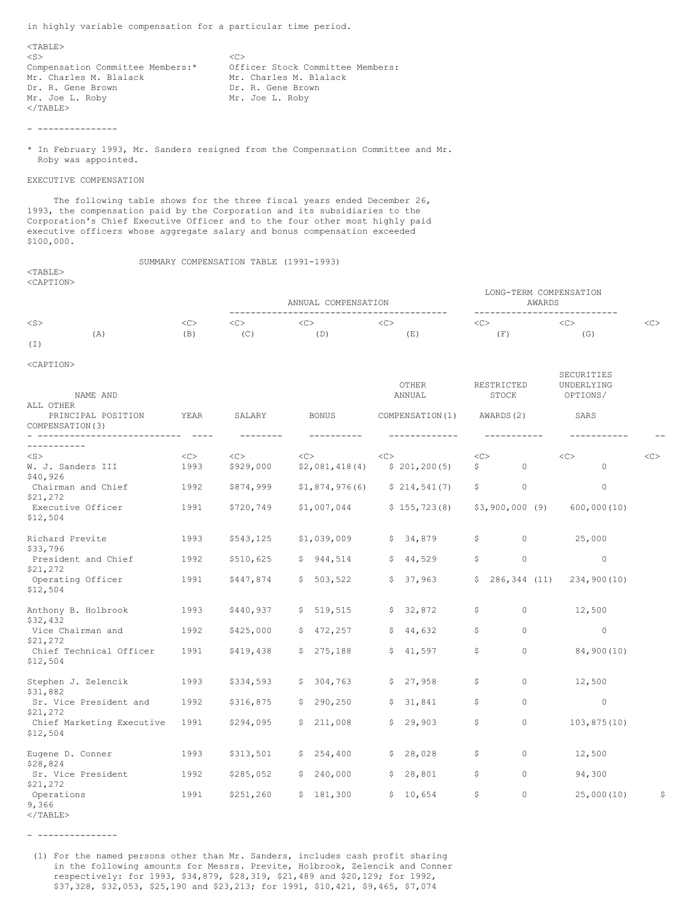in highly variable compensation for a particular time period.

| Compensation Committee Members:* | Officer Stock Committee Members: |
|---|---|
| Mr. Charles M. Blalack | Mr. Charles M. Blalack |
| Dr. R. Gene Brown | Dr. R. Gene Brown |
| Mr. Joe L. Roby | Mr. Joe L. Roby |

---

\* In February 1993, Mr. Sanders resigned from the Compensation Committee and Mr. Roby was appointed.

## EXECUTIVE COMPENSATION

The following table shows for the three fiscal years ended December 26, 1993, the compensation paid by the Corporation and its subsidiaries to the Corporation's Chief Executive Officer and to the four other most highly paid executive officers whose aggregate salary and bonus compensation exceeded $100,000.

SUMMARY COMPENSATION TABLE (1991-1993)

| | | ANNUAL COMPENSATION | | | LONG-TERM COMPENSATION AWARDS | | |
|---|---|---|---|---|---|---|---|
| (A) | (B) | (C) | (D) | (E) | (F) | (G) | (I) |
| NAME AND PRINCIPAL POSITION | YEAR | SALARY | BONUS | OTHER ANNUAL COMPENSATION(1) | RESTRICTED STOCK AWARDS(2) | SECURITIES UNDERLYING OPTIONS/ SARS | ALL OTHER COMPENSATION(3) |
| W. J. Sanders III | 1993 | $929,000 | $2,081,418(4) | $ 201,200(5) | $ 0 | 0 | $40,926 |
| Chairman and Chief | 1992 | $874,999 | $1,874,976(6) | $ 214,541(7) | $ 0 | 0 | $21,272 |
| Executive Officer | 1991 | $720,749 | $1,007,044 | $ 155,723(8) | $3,900,000 (9) | 600,000(10) | $12,504 |
| Richard Previte | 1993 | $543,125 | $1,039,009 | $ 34,879 | $ 0 | 25,000 | $33,796 |
| President and Chief | 1992 | $510,625 | $ 944,514 | $ 44,529 | $ 0 | 0 | $21,272 |
| Operating Officer | 1991 | $447,874 | $ 503,522 | $ 37,963 | $ 286,344 (11) | 234,900(10) | $12,504 |
| Anthony B. Holbrook | 1993 | $440,937 | $ 519,515 | $ 32,872 | $ 0 | 12,500 | $32,432 |
| Vice Chairman and | 1992 | $425,000 | $ 472,257 | $ 44,632 | $ 0 | 0 | $21,272 |
| Chief Technical Officer | 1991 | $419,438 | $ 275,188 | $ 41,597 | $ 0 | 84,900(10) | $12,504 |
| Stephen J. Zelencik | 1993 | $334,593 | $ 304,763 | $ 27,958 | $ 0 | 12,500 | $31,882 |
| Sr. Vice President and | 1992 | $316,875 | $ 290,250 | $ 31,841 | $ 0 | 0 | $21,272 |
| Chief Marketing Executive | 1991 | $294,095 | $ 211,008 | $ 29,903 | $ 0 | 103,875(10) | $12,504 |
| Eugene D. Conner | 1993 | $313,501 | $ 254,400 | $ 28,028 | $ 0 | 12,500 | $28,824 |
| Sr. Vice President | 1992 | $285,052 | $ 240,000 | $ 28,801 | $ 0 | 94,300 | $21,272 |
| Operations | 1991 | $251,260 | $ 181,300 | $ 10,654 | $ 0 | 25,000(10) | $ 9,366 |

---

(1) For the named persons other than Mr. Sanders, includes cash profit sharing in the following amounts for Messrs. Previte, Holbrook, Zelencik and Conner respectively: for 1993, $34,879, $28,319, $21,489 and $20,129; for 1992, $37,328, $32,053, $25,190 and $23,213; for 1991, $10,421, $9,465, $7,074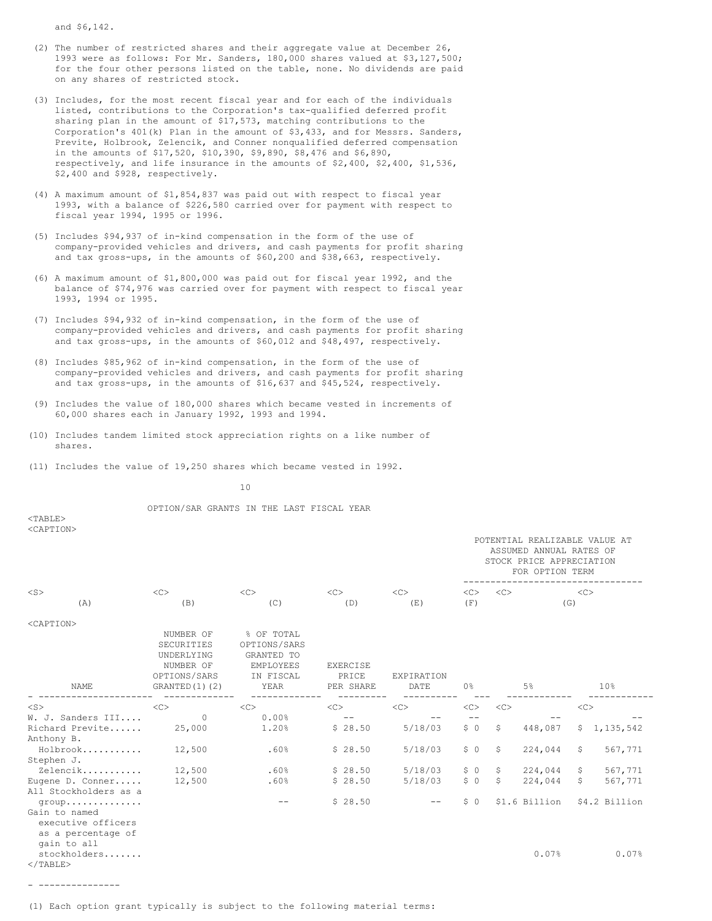and $6,142.

(2) The number of restricted shares and their aggregate value at December 26, 1993 were as follows: For Mr. Sanders, 180,000 shares valued at $3,127,500; for the four other persons listed on the table, none. No dividends are paid on any shares of restricted stock.

(3) Includes, for the most recent fiscal year and for each of the individuals listed, contributions to the Corporation's tax-qualified deferred profit sharing plan in the amount of $17,573, matching contributions to the Corporation's 401(k) Plan in the amount of $3,433, and for Messrs. Sanders, Previte, Holbrook, Zelencik, and Conner nonqualified deferred compensation in the amounts of $17,520, $10,390, $9,890, $8,476 and $6,890, respectively, and life insurance in the amounts of $2,400, $2,400, $1,536, $2,400 and $928, respectively.

(4) A maximum amount of $1,854,837 was paid out with respect to fiscal year 1993, with a balance of $226,580 carried over for payment with respect to fiscal year 1994, 1995 or 1996.

(5) Includes $94,937 of in-kind compensation in the form of the use of company-provided vehicles and drivers, and cash payments for profit sharing and tax gross-ups, in the amounts of $60,200 and $38,663, respectively.

(6) A maximum amount of $1,800,000 was paid out for fiscal year 1992, and the balance of $74,976 was carried over for payment with respect to fiscal year 1993, 1994 or 1995.

(7) Includes $94,932 of in-kind compensation, in the form of the use of company-provided vehicles and drivers, and cash payments for profit sharing and tax gross-ups, in the amounts of $60,012 and $48,497, respectively.

(8) Includes $85,962 of in-kind compensation, in the form of the use of company-provided vehicles and drivers, and cash payments for profit sharing and tax gross-ups, in the amounts of $16,637 and $45,524, respectively.

(9) Includes the value of 180,000 shares which became vested in increments of 60,000 shares each in January 1992, 1993 and 1994.

(10) Includes tandem limited stock appreciation rights on a like number of shares.

(11) Includes the value of 19,250 shares which became vested in 1992.

## OPTION/SAR GRANTS IN THE LAST FISCAL YEAR

| | | | | | POTENTIAL REALIZABLE VALUE AT ASSUMED ANNUAL RATES OF STOCK PRICE APPRECIATION FOR OPTION TERM | | |
|---|---|---|---|---|---|---|---|
| (A) | (B) | (C) | (D) | (E) | (F) | (G) | |
| NAME | NUMBER OF SECURITIES UNDERLYING NUMBER OF OPTIONS/SARS GRANTED(1)(2) | % OF TOTAL OPTIONS/SARS GRANTED TO EMPLOYEES IN FISCAL YEAR | EXERCISE PRICE PER SHARE | EXPIRATION DATE | 0% | 5% | 10% |
| W. J. Sanders III.... | 0 | 0.00% | -- | -- | -- | -- | -- |
| Richard Previte...... | 25,000 | 1.20% | $ 28.50 | 5/18/03 | $ 0 | $ 448,087 | $ 1,135,542 |
| Anthony B. Holbrook........... | 12,500 | .60% | $ 28.50 | 5/18/03 | $ 0 | $ 224,044 | $ 567,771 |
| Stephen J. Zelencik........... | 12,500 | .60% | $ 28.50 | 5/18/03 | $ 0 | $ 224,044 | $ 567,771 |
| Eugene D. Conner..... | 12,500 | .60% | $ 28.50 | 5/18/03 | $ 0 | $ 224,044 | $ 567,771 |
| All Stockholders as a group............. | | -- | $ 28.50 | -- | $ 0 | $1.6 Billion | $4.2 Billion |
| Gain to named executive officers as a percentage of gain to all stockholders....... | | | | | | 0.07% | 0.07% |

---------------

(1) Each option grant typically is subject to the following material terms: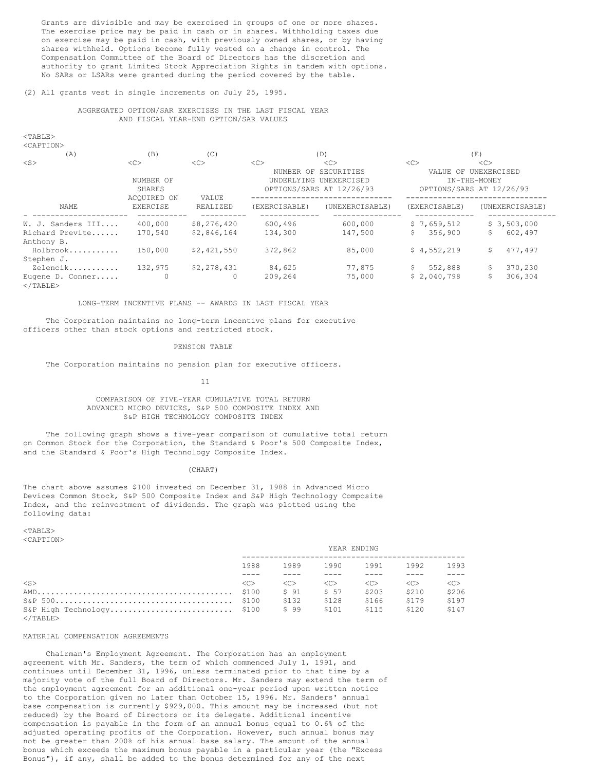Grants are divisible and may be exercised in groups of one or more shares. The exercise price may be paid in cash or in shares. Withholding taxes due on exercise may be paid in cash, with previously owned shares, or by having shares withheld. Options become fully vested on a change in control. The Compensation Committee of the Board of Directors has the discretion and authority to grant Limited Stock Appreciation Rights in tandem with options. No SARs or LSARs were granted during the period covered by the table.

(2) All grants vest in single increments on July 25, 1995.

### AGGREGATED OPTION/SAR EXERCISES IN THE LAST FISCAL YEAR AND FISCAL YEAR-END OPTION/SAR VALUES

| (A) | (B) | (C) | (D) | | (E) | |
|---|---|---|---|---|---|---|
| | | | NUMBER OF SECURITIES UNDERLYING UNEXERCISED OPTIONS/SARS AT 12/26/93 | | VALUE OF UNEXERCISED IN-THE-MONEY OPTIONS/SARS AT 12/26/93 | |
| NAME | NUMBER OF SHARES ACQUIRED ON EXERCISE | VALUE REALIZED | (EXERCISABLE) | (UNEXERCISABLE) | (EXERCISABLE) | (UNEXERCISABLE) |
| W. J. Sanders III.... | 400,000 | $8,276,420 | 600,496 | 600,000 | $ 7,659,512 | $ 3,503,000 |
| Richard Previte...... | 170,540 | $2,846,164 | 134,300 | 147,500 | $ 356,900 | $ 602,497 |
| Anthony B. Holbrook........... | 150,000 | $2,421,550 | 372,862 | 85,000 | $ 4,552,219 | $ 477,497 |
| Stephen J. Zelencik........... | 132,975 | $2,278,431 | 84,625 | 77,875 | $ 552,888 | $ 370,230 |
| Eugene D. Conner..... | 0 | 0 | 209,264 | 75,000 | $ 2,040,798 | $ 306,304 |

### LONG-TERM INCENTIVE PLANS -- AWARDS IN LAST FISCAL YEAR

The Corporation maintains no long-term incentive plans for executive officers other than stock options and restricted stock.

### PENSION TABLE

The Corporation maintains no pension plan for executive officers.

### COMPARISON OF FIVE-YEAR CUMULATIVE TOTAL RETURN ADVANCED MICRO DEVICES, S&P 500 COMPOSITE INDEX AND S&P HIGH TECHNOLOGY COMPOSITE INDEX

The following graph shows a five-year comparison of cumulative total return on Common Stock for the Corporation, the Standard & Poor's 500 Composite Index, and the Standard & Poor's High Technology Composite Index.

(CHART)

The chart above assumes $100 invested on December 31, 1988 in Advanced Micro Devices Common Stock, S&P 500 Composite Index and S&P High Technology Composite Index, and the reinvestment of dividends. The graph was plotted using the following data:

| | YEAR ENDING | | | | | |
|---|---|---|---|---|---|---|
| | 1988 | 1989 | 1990 | 1991 | 1992 | 1993 |
| AMD........................................ | $100 | $ 91 | $ 57 | $203 | $210 | $206 |
| S&P 500.................................... | $100 | $132 | $128 | $166 | $179 | $197 |
| S&P High Technology........................ | $100 | $ 99 | $101 | $115 | $120 | $147 |

### MATERIAL COMPENSATION AGREEMENTS

Chairman's Employment Agreement. The Corporation has an employment agreement with Mr. Sanders, the term of which commenced July 1, 1991, and continues until December 31, 1996, unless terminated prior to that time by a majority vote of the full Board of Directors. Mr. Sanders may extend the term of the employment agreement for an additional one-year period upon written notice to the Corporation given no later than October 15, 1996. Mr. Sanders' annual base compensation is currently $929,000. This amount may be increased (but not reduced) by the Board of Directors or its delegate. Additional incentive compensation is payable in the form of an annual bonus equal to 0.6% of the adjusted operating profits of the Corporation. However, such annual bonus may not be greater than 200% of his annual base salary. The amount of the annual bonus which exceeds the maximum bonus payable in a particular year (the "Excess Bonus"), if any, shall be added to the bonus determined for any of the next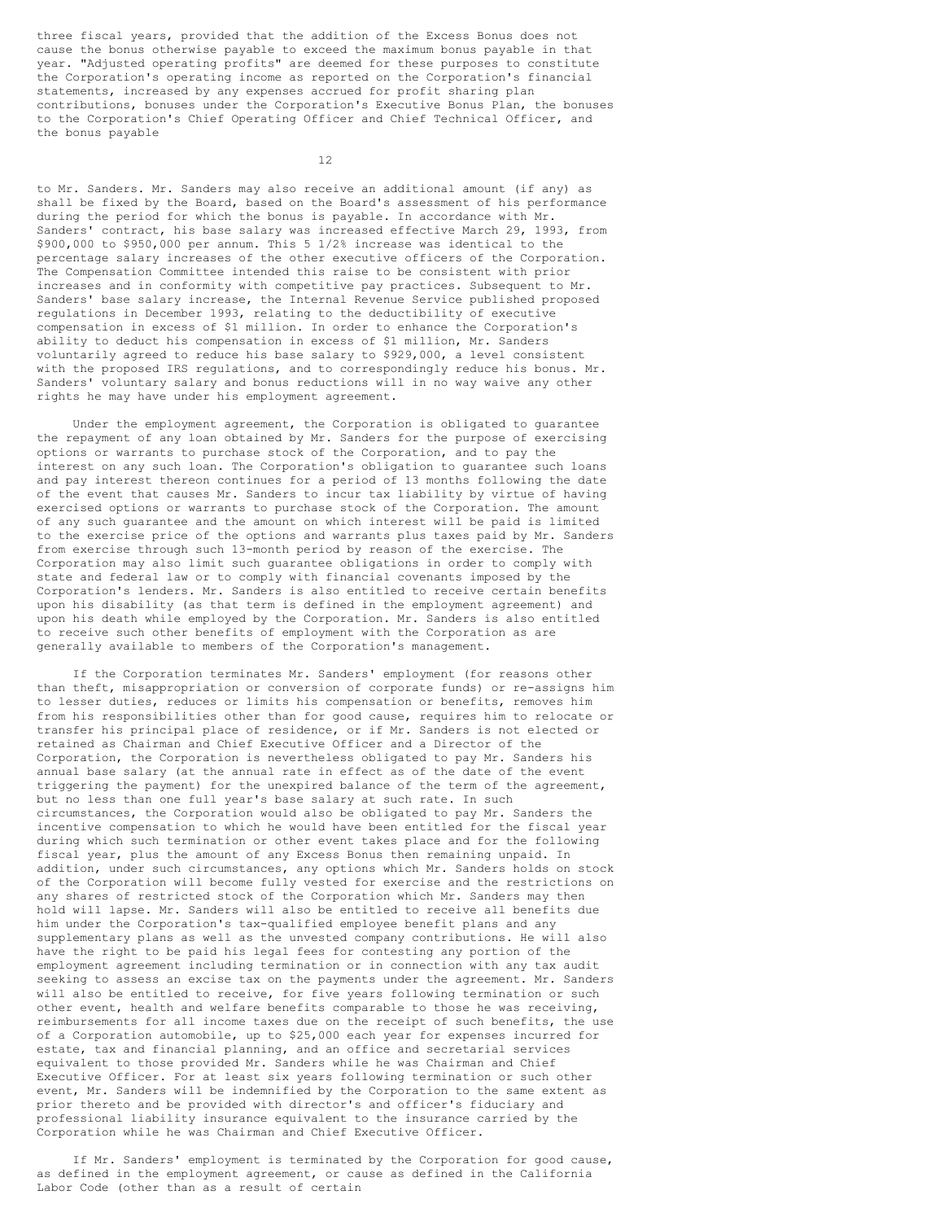three fiscal years, provided that the addition of the Excess Bonus does not cause the bonus otherwise payable to exceed the maximum bonus payable in that year. "Adjusted operating profits" are deemed for these purposes to constitute the Corporation's operating income as reported on the Corporation's financial statements, increased by any expenses accrued for profit sharing plan contributions, bonuses under the Corporation's Executive Bonus Plan, the bonuses to the Corporation's Chief Operating Officer and Chief Technical Officer, and the bonus payable to Mr. Sanders. Mr. Sanders may also receive an additional amount (if any) as shall be fixed by the Board, based on the Board's assessment of his performance during the period for which the bonus is payable. In accordance with Mr. Sanders' contract, his base salary was increased effective March 29, 1993, from $900,000 to $950,000 per annum. This 5 1/2% increase was identical to the percentage salary increases of the other executive officers of the Corporation. The Compensation Committee intended this raise to be consistent with prior increases and in conformity with competitive pay practices. Subsequent to Mr. Sanders' base salary increase, the Internal Revenue Service published proposed regulations in December 1993, relating to the deductibility of executive compensation in excess of $1 million. In order to enhance the Corporation's ability to deduct his compensation in excess of $1 million, Mr. Sanders voluntarily agreed to reduce his base salary to $929,000, a level consistent with the proposed IRS regulations, and to correspondingly reduce his bonus. Mr. Sanders' voluntary salary and bonus reductions will in no way waive any other rights he may have under his employment agreement.

Under the employment agreement, the Corporation is obligated to guarantee the repayment of any loan obtained by Mr. Sanders for the purpose of exercising options or warrants to purchase stock of the Corporation, and to pay the interest on any such loan. The Corporation's obligation to guarantee such loans and pay interest thereon continues for a period of 13 months following the date of the event that causes Mr. Sanders to incur tax liability by virtue of having exercised options or warrants to purchase stock of the Corporation. The amount of any such guarantee and the amount on which interest will be paid is limited to the exercise price of the options and warrants plus taxes paid by Mr. Sanders from exercise through such 13-month period by reason of the exercise. The Corporation may also limit such guarantee obligations in order to comply with state and federal law or to comply with financial covenants imposed by the Corporation's lenders. Mr. Sanders is also entitled to receive certain benefits upon his disability (as that term is defined in the employment agreement) and upon his death while employed by the Corporation. Mr. Sanders is also entitled to receive such other benefits of employment with the Corporation as are generally available to members of the Corporation's management.

If the Corporation terminates Mr. Sanders' employment (for reasons other than theft, misappropriation or conversion of corporate funds) or re-assigns him to lesser duties, reduces or limits his compensation or benefits, removes him from his responsibilities other than for good cause, requires him to relocate or transfer his principal place of residence, or if Mr. Sanders is not elected or retained as Chairman and Chief Executive Officer and a Director of the Corporation, the Corporation is nevertheless obligated to pay Mr. Sanders his annual base salary (at the annual rate in effect as of the date of the event triggering the payment) for the unexpired balance of the term of the agreement, but no less than one full year's base salary at such rate. In such circumstances, the Corporation would also be obligated to pay Mr. Sanders the incentive compensation to which he would have been entitled for the fiscal year during which such termination or other event takes place and for the following fiscal year, plus the amount of any Excess Bonus then remaining unpaid. In addition, under such circumstances, any options which Mr. Sanders holds on stock of the Corporation will become fully vested for exercise and the restrictions on any shares of restricted stock of the Corporation which Mr. Sanders may then hold will lapse. Mr. Sanders will also be entitled to receive all benefits due him under the Corporation's tax-qualified employee benefit plans and any supplementary plans as well as the unvested company contributions. He will also have the right to be paid his legal fees for contesting any portion of the employment agreement including termination or in connection with any tax audit seeking to assess an excise tax on the payments under the agreement. Mr. Sanders will also be entitled to receive, for five years following termination or such other event, health and welfare benefits comparable to those he was receiving, reimbursements for all income taxes due on the receipt of such benefits, the use of a Corporation automobile, up to $25,000 each year for expenses incurred for estate, tax and financial planning, and an office and secretarial services equivalent to those provided Mr. Sanders while he was Chairman and Chief Executive Officer. For at least six years following termination or such other event, Mr. Sanders will be indemnified by the Corporation to the same extent as prior thereto and be provided with director's and officer's fiduciary and professional liability insurance equivalent to the insurance carried by the Corporation while he was Chairman and Chief Executive Officer.

If Mr. Sanders' employment is terminated by the Corporation for good cause, as defined in the employment agreement, or cause as defined in the California Labor Code (other than as a result of certain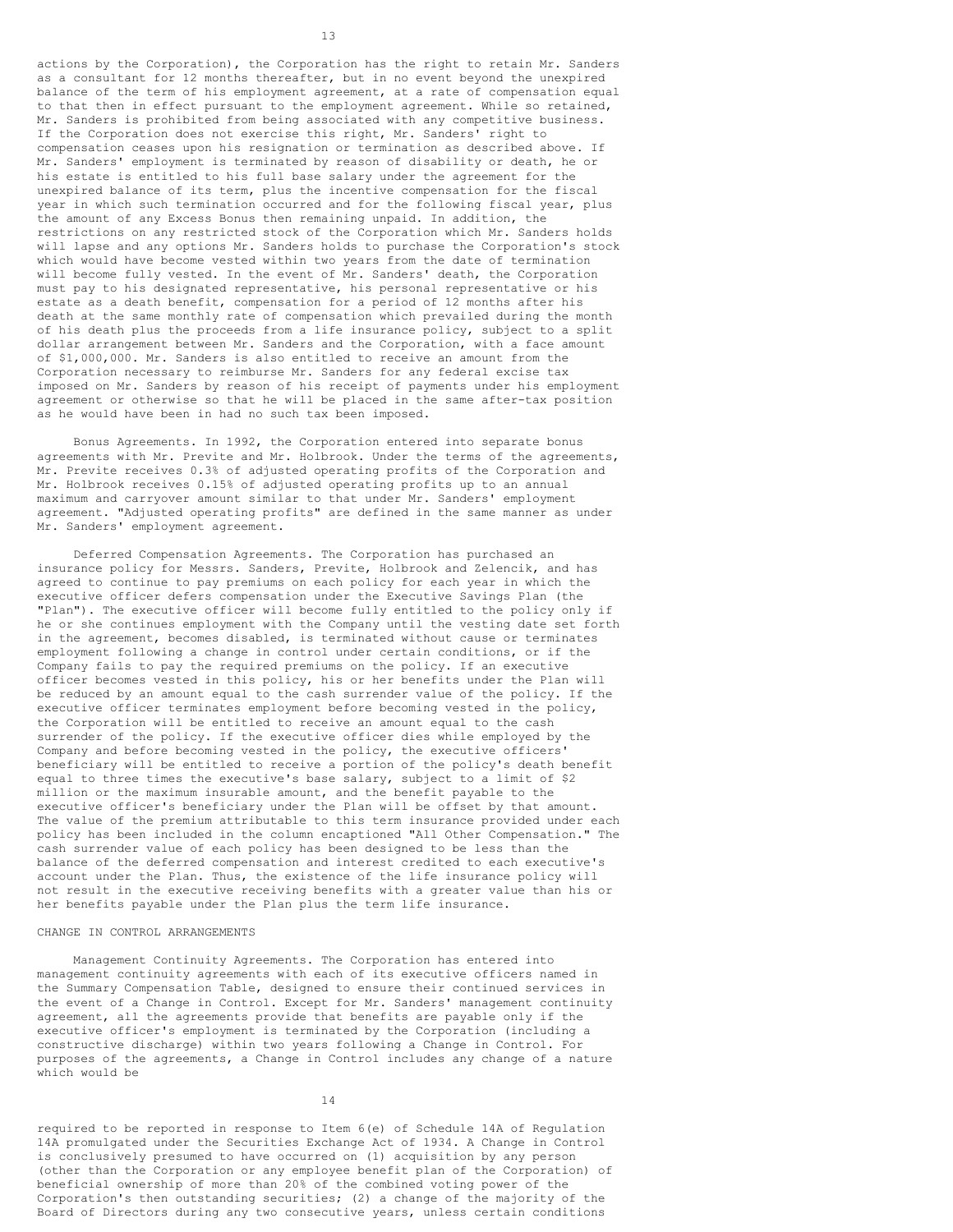actions by the Corporation), the Corporation has the right to retain Mr. Sanders as a consultant for 12 months thereafter, but in no event beyond the unexpired balance of the term of his employment agreement, at a rate of compensation equal to that then in effect pursuant to the employment agreement. While so retained, Mr. Sanders is prohibited from being associated with any competitive business. If the Corporation does not exercise this right, Mr. Sanders' right to compensation ceases upon his resignation or termination as described above. If Mr. Sanders' employment is terminated by reason of disability or death, he or his estate is entitled to his full base salary under the agreement for the unexpired balance of its term, plus the incentive compensation for the fiscal year in which such termination occurred and for the following fiscal year, plus the amount of any Excess Bonus then remaining unpaid. In addition, the restrictions on any restricted stock of the Corporation which Mr. Sanders holds will lapse and any options Mr. Sanders holds to purchase the Corporation's stock which would have become vested within two years from the date of termination will become fully vested. In the event of Mr. Sanders' death, the Corporation must pay to his designated representative, his personal representative or his estate as a death benefit, compensation for a period of 12 months after his death at the same monthly rate of compensation which prevailed during the month of his death plus the proceeds from a life insurance policy, subject to a split dollar arrangement between Mr. Sanders and the Corporation, with a face amount of $1,000,000. Mr. Sanders is also entitled to receive an amount from the Corporation necessary to reimburse Mr. Sanders for any federal excise tax imposed on Mr. Sanders by reason of his receipt of payments under his employment agreement or otherwise so that he will be placed in the same after-tax position as he would have been in had no such tax been imposed.

Bonus Agreements. In 1992, the Corporation entered into separate bonus agreements with Mr. Previte and Mr. Holbrook. Under the terms of the agreements, Mr. Previte receives 0.3% of adjusted operating profits of the Corporation and Mr. Holbrook receives 0.15% of adjusted operating profits up to an annual maximum and carryover amount similar to that under Mr. Sanders' employment agreement. "Adjusted operating profits" are defined in the same manner as under Mr. Sanders' employment agreement.

Deferred Compensation Agreements. The Corporation has purchased an insurance policy for Messrs. Sanders, Previte, Holbrook and Zelencik, and has agreed to continue to pay premiums on each policy for each year in which the executive officer defers compensation under the Executive Savings Plan (the "Plan"). The executive officer will become fully entitled to the policy only if he or she continues employment with the Company until the vesting date set forth in the agreement, becomes disabled, is terminated without cause or terminates employment following a change in control under certain conditions, or if the Company fails to pay the required premiums on the policy. If an executive officer becomes vested in this policy, his or her benefits under the Plan will be reduced by an amount equal to the cash surrender value of the policy. If the executive officer terminates employment before becoming vested in the policy, the Corporation will be entitled to receive an amount equal to the cash surrender of the policy. If the executive officer dies while employed by the Company and before becoming vested in the policy, the executive officers' beneficiary will be entitled to receive a portion of the policy's death benefit equal to three times the executive's base salary, subject to a limit of $2 million or the maximum insurable amount, and the benefit payable to the executive officer's beneficiary under the Plan will be offset by that amount. The value of the premium attributable to this term insurance provided under each policy has been included in the column encaptioned "All Other Compensation." The cash surrender value of each policy has been designed to be less than the balance of the deferred compensation and interest credited to each executive's account under the Plan. Thus, the existence of the life insurance policy will not result in the executive receiving benefits with a greater value than his or her benefits payable under the Plan plus the term life insurance.

CHANGE IN CONTROL ARRANGEMENTS

Management Continuity Agreements. The Corporation has entered into management continuity agreements with each of its executive officers named in the Summary Compensation Table, designed to ensure their continued services in the event of a Change in Control. Except for Mr. Sanders' management continuity agreement, all the agreements provide that benefits are payable only if the executive officer's employment is terminated by the Corporation (including a constructive discharge) within two years following a Change in Control. For purposes of the agreements, a Change in Control includes any change of a nature which would be required to be reported in response to Item 6(e) of Schedule 14A of Regulation 14A promulgated under the Securities Exchange Act of 1934. A Change in Control is conclusively presumed to have occurred on (1) acquisition by any person (other than the Corporation or any employee benefit plan of the Corporation) of beneficial ownership of more than 20% of the combined voting power of the Corporation's then outstanding securities; (2) a change of the majority of the Board of Directors during any two consecutive years, unless certain conditions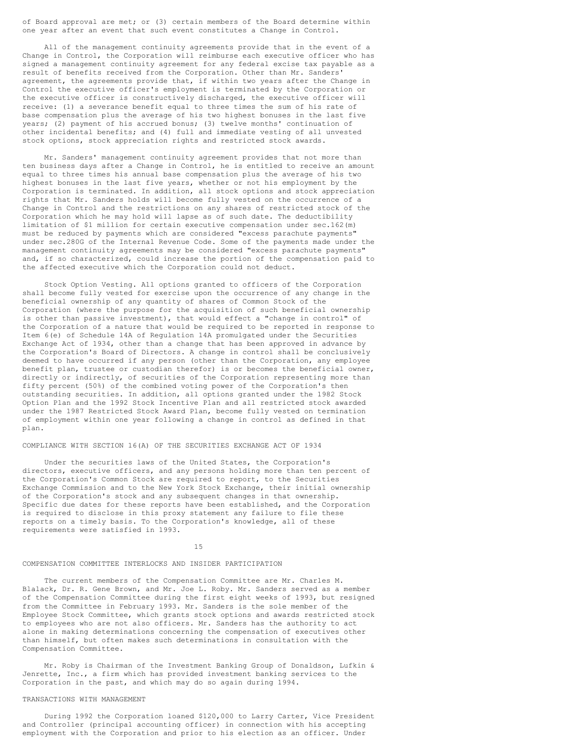of Board approval are met; or (3) certain members of the Board determine within one year after an event that such event constitutes a Change in Control.

All of the management continuity agreements provide that in the event of a Change in Control, the Corporation will reimburse each executive officer who has signed a management continuity agreement for any federal excise tax payable as a result of benefits received from the Corporation. Other than Mr. Sanders' agreement, the agreements provide that, if within two years after the Change in Control the executive officer's employment is terminated by the Corporation or the executive officer is constructively discharged, the executive officer will receive: (1) a severance benefit equal to three times the sum of his rate of base compensation plus the average of his two highest bonuses in the last five years; (2) payment of his accrued bonus; (3) twelve months' continuation of other incidental benefits; and (4) full and immediate vesting of all unvested stock options, stock appreciation rights and restricted stock awards.

Mr. Sanders' management continuity agreement provides that not more than ten business days after a Change in Control, he is entitled to receive an amount equal to three times his annual base compensation plus the average of his two highest bonuses in the last five years, whether or not his employment by the Corporation is terminated. In addition, all stock options and stock appreciation rights that Mr. Sanders holds will become fully vested on the occurrence of a Change in Control and the restrictions on any shares of restricted stock of the Corporation which he may hold will lapse as of such date. The deductibility limitation of $1 million for certain executive compensation under sec.162(m) must be reduced by payments which are considered "excess parachute payments" under sec.280G of the Internal Revenue Code. Some of the payments made under the management continuity agreements may be considered "excess parachute payments" and, if so characterized, could increase the portion of the compensation paid to the affected executive which the Corporation could not deduct.

Stock Option Vesting. All options granted to officers of the Corporation shall become fully vested for exercise upon the occurrence of any change in the beneficial ownership of any quantity of shares of Common Stock of the Corporation (where the purpose for the acquisition of such beneficial ownership is other than passive investment), that would effect a "change in control" of the Corporation of a nature that would be required to be reported in response to Item 6(e) of Schedule 14A of Regulation 14A promulgated under the Securities Exchange Act of 1934, other than a change that has been approved in advance by the Corporation's Board of Directors. A change in control shall be conclusively deemed to have occurred if any person (other than the Corporation, any employee benefit plan, trustee or custodian therefor) is or becomes the beneficial owner, directly or indirectly, of securities of the Corporation representing more than fifty percent (50%) of the combined voting power of the Corporation's then outstanding securities. In addition, all options granted under the 1982 Stock Option Plan and the 1992 Stock Incentive Plan and all restricted stock awarded under the 1987 Restricted Stock Award Plan, become fully vested on termination of employment within one year following a change in control as defined in that plan.

## COMPLIANCE WITH SECTION 16(A) OF THE SECURITIES EXCHANGE ACT OF 1934

Under the securities laws of the United States, the Corporation's directors, executive officers, and any persons holding more than ten percent of the Corporation's Common Stock are required to report, to the Securities Exchange Commission and to the New York Stock Exchange, their initial ownership of the Corporation's stock and any subsequent changes in that ownership. Specific due dates for these reports have been established, and the Corporation is required to disclose in this proxy statement any failure to file these reports on a timely basis. To the Corporation's knowledge, all of these requirements were satisfied in 1993.

## COMPENSATION COMMITTEE INTERLOCKS AND INSIDER PARTICIPATION

The current members of the Compensation Committee are Mr. Charles M. Blalack, Dr. R. Gene Brown, and Mr. Joe L. Roby. Mr. Sanders served as a member of the Compensation Committee during the first eight weeks of 1993, but resigned from the Committee in February 1993. Mr. Sanders is the sole member of the Employee Stock Committee, which grants stock options and awards restricted stock to employees who are not also officers. Mr. Sanders has the authority to act alone in making determinations concerning the compensation of executives other than himself, but often makes such determinations in consultation with the Compensation Committee.

Mr. Roby is Chairman of the Investment Banking Group of Donaldson, Lufkin & Jenrette, Inc., a firm which has provided investment banking services to the Corporation in the past, and which may do so again during 1994.

## TRANSACTIONS WITH MANAGEMENT

During 1992 the Corporation loaned $120,000 to Larry Carter, Vice President and Controller (principal accounting officer) in connection with his accepting employment with the Corporation and prior to his election as an officer. Under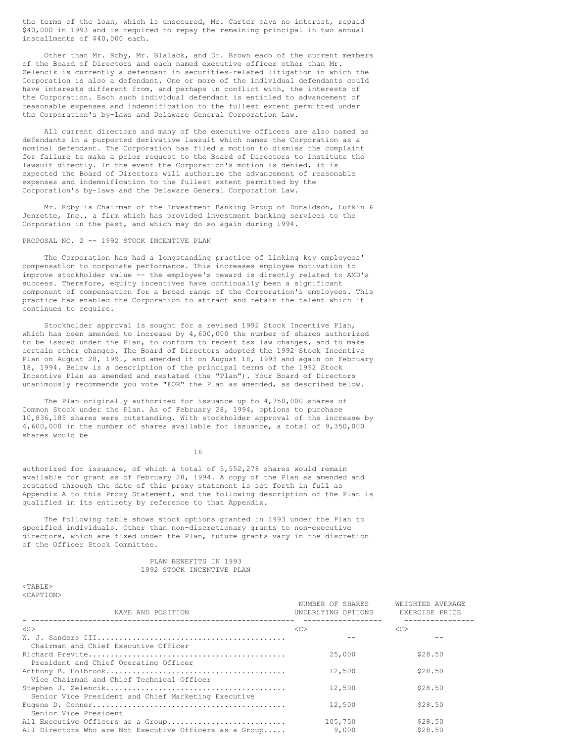the terms of the loan, which is unsecured, Mr. Carter pays no interest, repaid $40,000 in 1993 and is required to repay the remaining principal in two annual installments of $40,000 each.

Other than Mr. Roby, Mr. Blalack, and Dr. Brown each of the current members of the Board of Directors and each named executive officer other than Mr. Zelencik is currently a defendant in securities-related litigation in which the Corporation is also a defendant. One or more of the individual defendants could have interests different from, and perhaps in conflict with, the interests of the Corporation. Each such individual defendant is entitled to advancement of reasonable expenses and indemnification to the fullest extent permitted under the Corporation's by-laws and Delaware General Corporation Law.

All current directors and many of the executive officers are also named as defendants in a purported derivative lawsuit which names the Corporation as a nominal defendant. The Corporation has filed a motion to dismiss the complaint for failure to make a prior request to the Board of Directors to institute the lawsuit directly. In the event the Corporation's motion is denied, it is expected the Board of Directors will authorize the advancement of reasonable expenses and indemnification to the fullest extent permitted by the Corporation's by-laws and the Delaware General Corporation Law.

Mr. Roby is Chairman of the Investment Banking Group of Donaldson, Lufkin & Jenrette, Inc., a firm which has provided investment banking services to the Corporation in the past, and which may do so again during 1994.

## PROPOSAL NO. 2 -- 1992 STOCK INCENTIVE PLAN

The Corporation has had a longstanding practice of linking key employees' compensation to corporate performance. This increases employee motivation to improve stockholder value -- the employee's reward is directly related to AMD's success. Therefore, equity incentives have continually been a significant component of compensation for a broad range of the Corporation's employees. This practice has enabled the Corporation to attract and retain the talent which it continues to require.

Stockholder approval is sought for a revised 1992 Stock Incentive Plan, which has been amended to increase by 4,600,000 the number of shares authorized to be issued under the Plan, to conform to recent tax law changes, and to make certain other changes. The Board of Directors adopted the 1992 Stock Incentive Plan on August 28, 1991, and amended it on August 18, 1993 and again on February 18, 1994. Below is a description of the principal terms of the 1992 Stock Incentive Plan as amended and restated (the "Plan"). Your Board of Directors unanimously recommends you vote "FOR" the Plan as amended, as described below.

The Plan originally authorized for issuance up to 4,750,000 shares of Common Stock under the Plan. As of February 28, 1994, options to purchase 10,836,185 shares were outstanding. With stockholder approval of the increase by 4,600,000 in the number of shares available for issuance, a total of 9,350,000 shares would be authorized for issuance, of which a total of 5,552,278 shares would remain available for grant as of February 28, 1994. A copy of the Plan as amended and restated through the date of this proxy statement is set forth in full as Appendix A to this Proxy Statement, and the following description of the Plan is qualified in its entirety by reference to that Appendix.

The following table shows stock options granted in 1993 under the Plan to specified individuals. Other than non-discretionary grants to non-executive directors, which are fixed under the Plan, future grants vary in the discretion of the Officer Stock Committee.

### PLAN BENEFITS IN 1993
### 1992 STOCK INCENTIVE PLAN

| NAME AND POSITION | NUMBER OF SHARES UNDERLYING OPTIONS | WEIGHTED AVERAGE EXERCISE PRICE |
|---|---|---|
| W. J. Sanders III<br>Chairman and Chief Executive Officer | -- | -- |
| Richard Previte<br>President and Chief Operating Officer | 25,000 | $28.50 |
| Anthony B. Holbrook<br>Vice Chairman and Chief Technical Officer | 12,500 | $28.50 |
| Stephen J. Zelencik<br>Senior Vice President and Chief Marketing Executive | 12,500 | $28.50 |
| Eugene D. Conner<br>Senior Vice President | 12,500 | $28.50 |
| All Executive Officers as a Group | 105,750 | $28.50 |
| All Directors Who are Not Executive Officers as a Group | 9,000 | $28.50 |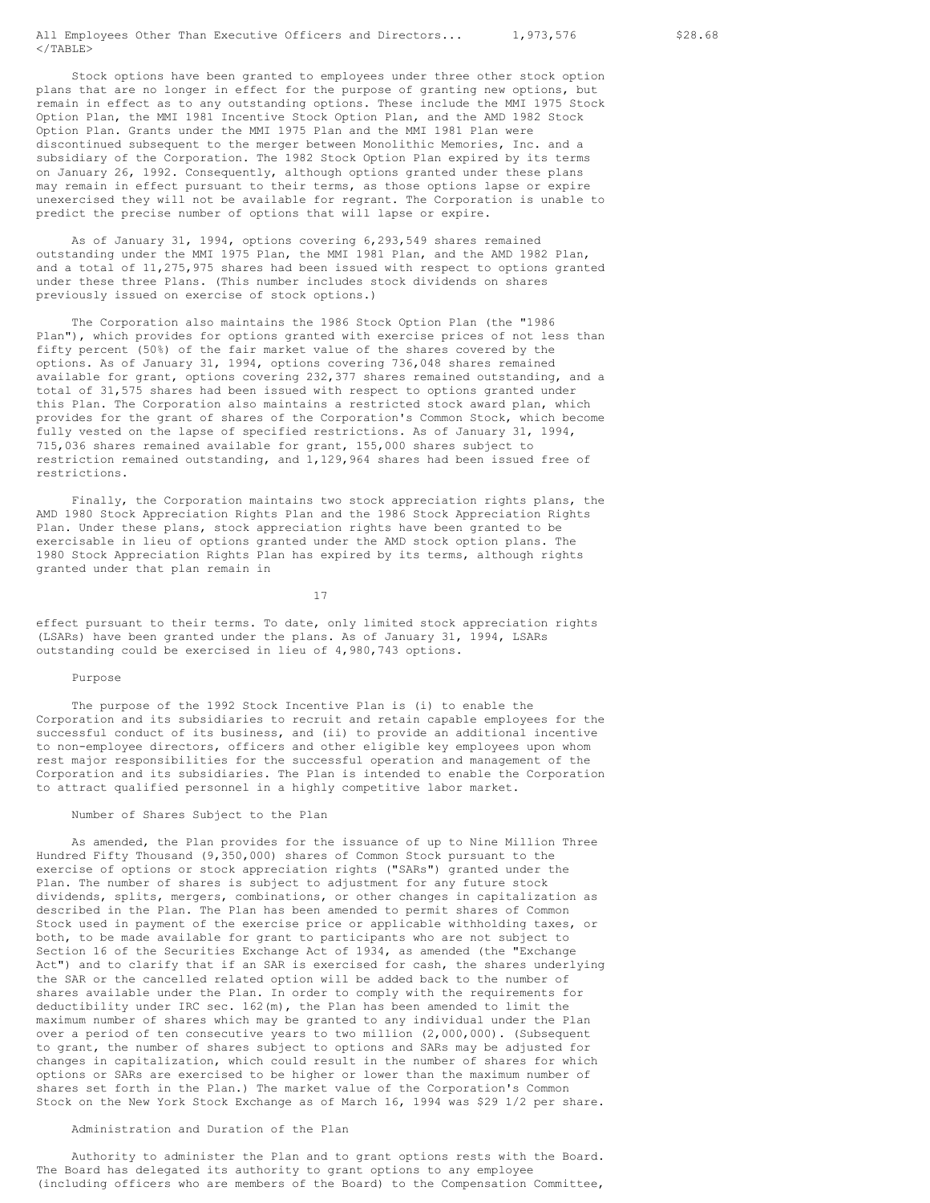| All Employees Other Than Executive Officers and Directors... | 1,973,576 | $28.68 |
|---|---|---|

Stock options have been granted to employees under three other stock option plans that are no longer in effect for the purpose of granting new options, but remain in effect as to any outstanding options. These include the MMI 1975 Stock Option Plan, the MMI 1981 Incentive Stock Option Plan, and the AMD 1982 Stock Option Plan. Grants under the MMI 1975 Plan and the MMI 1981 Plan were discontinued subsequent to the merger between Monolithic Memories, Inc. and a subsidiary of the Corporation. The 1982 Stock Option Plan expired by its terms on January 26, 1992. Consequently, although options granted under these plans may remain in effect pursuant to their terms, as those options lapse or expire unexercised they will not be available for regrant. The Corporation is unable to predict the precise number of options that will lapse or expire.

As of January 31, 1994, options covering 6,293,549 shares remained outstanding under the MMI 1975 Plan, the MMI 1981 Plan, and the AMD 1982 Plan, and a total of 11,275,975 shares had been issued with respect to options granted under these three Plans. (This number includes stock dividends on shares previously issued on exercise of stock options.)

The Corporation also maintains the 1986 Stock Option Plan (the "1986 Plan"), which provides for options granted with exercise prices of not less than fifty percent (50%) of the fair market value of the shares covered by the options. As of January 31, 1994, options covering 736,048 shares remained available for grant, options covering 232,377 shares remained outstanding, and a total of 31,575 shares had been issued with respect to options granted under this Plan. The Corporation also maintains a restricted stock award plan, which provides for the grant of shares of the Corporation's Common Stock, which become fully vested on the lapse of specified restrictions. As of January 31, 1994, 715,036 shares remained available for grant, 155,000 shares subject to restriction remained outstanding, and 1,129,964 shares had been issued free of restrictions.

Finally, the Corporation maintains two stock appreciation rights plans, the AMD 1980 Stock Appreciation Rights Plan and the 1986 Stock Appreciation Rights Plan. Under these plans, stock appreciation rights have been granted to be exercisable in lieu of options granted under the AMD stock option plans. The 1980 Stock Appreciation Rights Plan has expired by its terms, although rights granted under that plan remain in effect pursuant to their terms. To date, only limited stock appreciation rights (LSARs) have been granted under the plans. As of January 31, 1994, LSARs outstanding could be exercised in lieu of 4,980,743 options.

### Purpose

The purpose of the 1992 Stock Incentive Plan is (i) to enable the Corporation and its subsidiaries to recruit and retain capable employees for the successful conduct of its business, and (ii) to provide an additional incentive to non-employee directors, officers and other eligible key employees upon whom rest major responsibilities for the successful operation and management of the Corporation and its subsidiaries. The Plan is intended to enable the Corporation to attract qualified personnel in a highly competitive labor market.

### Number of Shares Subject to the Plan

As amended, the Plan provides for the issuance of up to Nine Million Three Hundred Fifty Thousand (9,350,000) shares of Common Stock pursuant to the exercise of options or stock appreciation rights ("SARs") granted under the Plan. The number of shares is subject to adjustment for any future stock dividends, splits, mergers, combinations, or other changes in capitalization as described in the Plan. The Plan has been amended to permit shares of Common Stock used in payment of the exercise price or applicable withholding taxes, or both, to be made available for grant to participants who are not subject to Section 16 of the Securities Exchange Act of 1934, as amended (the "Exchange Act") and to clarify that if an SAR is exercised for cash, the shares underlying the SAR or the cancelled related option will be added back to the number of shares available under the Plan. In order to comply with the requirements for deductibility under IRC sec. 162(m), the Plan has been amended to limit the maximum number of shares which may be granted to any individual under the Plan over a period of ten consecutive years to two million (2,000,000). (Subsequent to grant, the number of shares subject to options and SARs may be adjusted for changes in capitalization, which could result in the number of shares for which options or SARs are exercised to be higher or lower than the maximum number of shares set forth in the Plan.) The market value of the Corporation's Common Stock on the New York Stock Exchange as of March 16, 1994 was $29 1/2 per share.

### Administration and Duration of the Plan

Authority to administer the Plan and to grant options rests with the Board. The Board has delegated its authority to grant options to any employee (including officers who are members of the Board) to the Compensation Committee,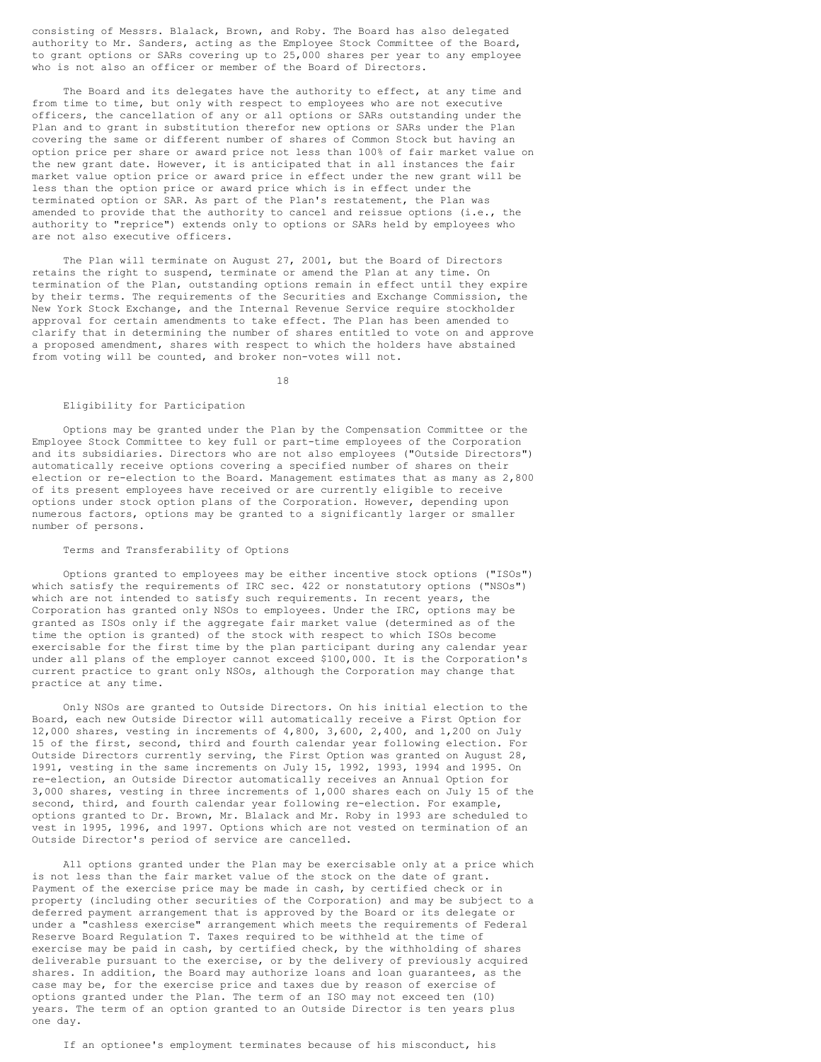consisting of Messrs. Blalack, Brown, and Roby. The Board has also delegated authority to Mr. Sanders, acting as the Employee Stock Committee of the Board, to grant options or SARs covering up to 25,000 shares per year to any employee who is not also an officer or member of the Board of Directors.

The Board and its delegates have the authority to effect, at any time and from time to time, but only with respect to employees who are not executive officers, the cancellation of any or all options or SARs outstanding under the Plan and to grant in substitution therefor new options or SARs under the Plan covering the same or different number of shares of Common Stock but having an option price per share or award price not less than 100% of fair market value on the new grant date. However, it is anticipated that in all instances the fair market value option price or award price in effect under the new grant will be less than the option price or award price which is in effect under the terminated option or SAR. As part of the Plan's restatement, the Plan was amended to provide that the authority to cancel and reissue options (i.e., the authority to "reprice") extends only to options or SARs held by employees who are not also executive officers.

The Plan will terminate on August 27, 2001, but the Board of Directors retains the right to suspend, terminate or amend the Plan at any time. On termination of the Plan, outstanding options remain in effect until they expire by their terms. The requirements of the Securities and Exchange Commission, the New York Stock Exchange, and the Internal Revenue Service require stockholder approval for certain amendments to take effect. The Plan has been amended to clarify that in determining the number of shares entitled to vote on and approve a proposed amendment, shares with respect to which the holders have abstained from voting will be counted, and broker non-votes will not.

### Eligibility for Participation

Options may be granted under the Plan by the Compensation Committee or the Employee Stock Committee to key full or part-time employees of the Corporation and its subsidiaries. Directors who are not also employees ("Outside Directors") automatically receive options covering a specified number of shares on their election or re-election to the Board. Management estimates that as many as 2,800 of its present employees have received or are currently eligible to receive options under stock option plans of the Corporation. However, depending upon numerous factors, options may be granted to a significantly larger or smaller number of persons.

### Terms and Transferability of Options

Options granted to employees may be either incentive stock options ("ISOs") which satisfy the requirements of IRC sec. 422 or nonstatutory options ("NSOs") which are not intended to satisfy such requirements. In recent years, the Corporation has granted only NSOs to employees. Under the IRC, options may be granted as ISOs only if the aggregate fair market value (determined as of the time the option is granted) of the stock with respect to which ISOs become exercisable for the first time by the plan participant during any calendar year under all plans of the employer cannot exceed $100,000. It is the Corporation's current practice to grant only NSOs, although the Corporation may change that practice at any time.

Only NSOs are granted to Outside Directors. On his initial election to the Board, each new Outside Director will automatically receive a First Option for 12,000 shares, vesting in increments of 4,800, 3,600, 2,400, and 1,200 on July 15 of the first, second, third and fourth calendar year following election. For Outside Directors currently serving, the First Option was granted on August 28, 1991, vesting in the same increments on July 15, 1992, 1993, 1994 and 1995. On re-election, an Outside Director automatically receives an Annual Option for 3,000 shares, vesting in three increments of 1,000 shares each on July 15 of the second, third, and fourth calendar year following re-election. For example, options granted to Dr. Brown, Mr. Blalack and Mr. Roby in 1993 are scheduled to vest in 1995, 1996, and 1997. Options which are not vested on termination of an Outside Director's period of service are cancelled.

All options granted under the Plan may be exercisable only at a price which is not less than the fair market value of the stock on the date of grant. Payment of the exercise price may be made in cash, by certified check or in property (including other securities of the Corporation) and may be subject to a deferred payment arrangement that is approved by the Board or its delegate or under a "cashless exercise" arrangement which meets the requirements of Federal Reserve Board Regulation T. Taxes required to be withheld at the time of exercise may be paid in cash, by certified check, by the withholding of shares deliverable pursuant to the exercise, or by the delivery of previously acquired shares. In addition, the Board may authorize loans and loan guarantees, as the case may be, for the exercise price and taxes due by reason of exercise of options granted under the Plan. The term of an ISO may not exceed ten (10) years. The term of an option granted to an Outside Director is ten years plus one day.

If an optionee's employment terminates because of his misconduct, his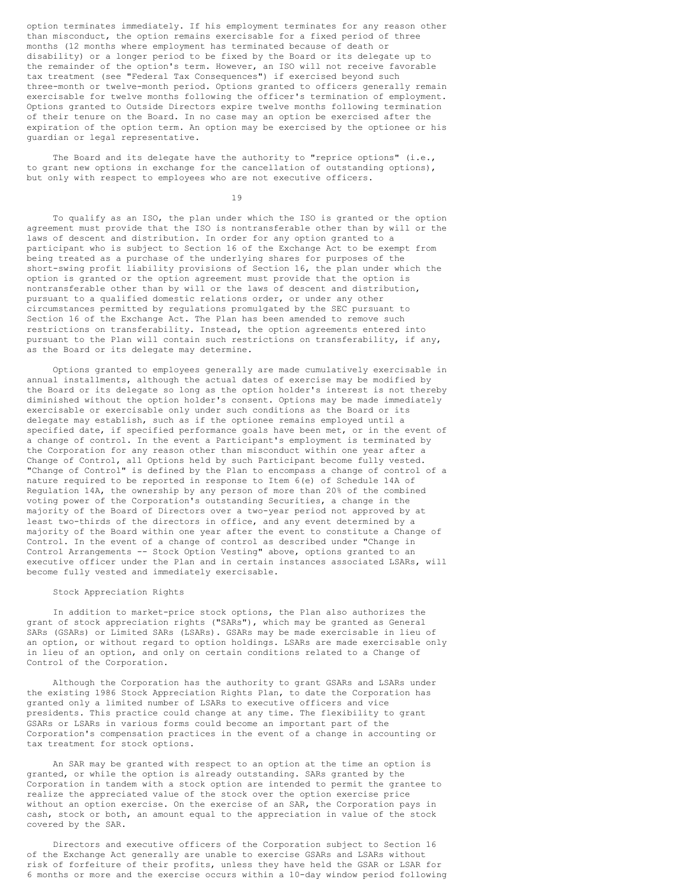option terminates immediately. If his employment terminates for any reason other than misconduct, the option remains exercisable for a fixed period of three months (12 months where employment has terminated because of death or disability) or a longer period to be fixed by the Board or its delegate up to the remainder of the option's term. However, an ISO will not receive favorable tax treatment (see "Federal Tax Consequences") if exercised beyond such three-month or twelve-month period. Options granted to officers generally remain exercisable for twelve months following the officer's termination of employment. Options granted to Outside Directors expire twelve months following termination of their tenure on the Board. In no case may an option be exercised after the expiration of the option term. An option may be exercised by the optionee or his guardian or legal representative.

The Board and its delegate have the authority to "reprice options" (i.e., to grant new options in exchange for the cancellation of outstanding options), but only with respect to employees who are not executive officers.

To qualify as an ISO, the plan under which the ISO is granted or the option agreement must provide that the ISO is nontransferable other than by will or the laws of descent and distribution. In order for any option granted to a participant who is subject to Section 16 of the Exchange Act to be exempt from being treated as a purchase of the underlying shares for purposes of the short-swing profit liability provisions of Section 16, the plan under which the option is granted or the option agreement must provide that the option is nontransferable other than by will or the laws of descent and distribution, pursuant to a qualified domestic relations order, or under any other circumstances permitted by regulations promulgated by the SEC pursuant to Section 16 of the Exchange Act. The Plan has been amended to remove such restrictions on transferability. Instead, the option agreements entered into pursuant to the Plan will contain such restrictions on transferability, if any, as the Board or its delegate may determine.

Options granted to employees generally are made cumulatively exercisable in annual installments, although the actual dates of exercise may be modified by the Board or its delegate so long as the option holder's interest is not thereby diminished without the option holder's consent. Options may be made immediately exercisable or exercisable only under such conditions as the Board or its delegate may establish, such as if the optionee remains employed until a specified date, if specified performance goals have been met, or in the event of a change of control. In the event a Participant's employment is terminated by the Corporation for any reason other than misconduct within one year after a Change of Control, all Options held by such Participant become fully vested. "Change of Control" is defined by the Plan to encompass a change of control of a nature required to be reported in response to Item 6(e) of Schedule 14A of Regulation 14A, the ownership by any person of more than 20% of the combined voting power of the Corporation's outstanding Securities, a change in the majority of the Board of Directors over a two-year period not approved by at least two-thirds of the directors in office, and any event determined by a majority of the Board within one year after the event to constitute a Change of Control. In the event of a change of control as described under "Change in Control Arrangements -- Stock Option Vesting" above, options granted to an executive officer under the Plan and in certain instances associated LSARs, will become fully vested and immediately exercisable.

### Stock Appreciation Rights

In addition to market-price stock options, the Plan also authorizes the grant of stock appreciation rights ("SARs"), which may be granted as General SARs (GSARs) or Limited SARs (LSARs). GSARs may be made exercisable in lieu of an option, or without regard to option holdings. LSARs are made exercisable only in lieu of an option, and only on certain conditions related to a Change of Control of the Corporation.

Although the Corporation has the authority to grant GSARs and LSARs under the existing 1986 Stock Appreciation Rights Plan, to date the Corporation has granted only a limited number of LSARs to executive officers and vice presidents. This practice could change at any time. The flexibility to grant GSARs or LSARs in various forms could become an important part of the Corporation's compensation practices in the event of a change in accounting or tax treatment for stock options.

An SAR may be granted with respect to an option at the time an option is granted, or while the option is already outstanding. SARs granted by the Corporation in tandem with a stock option are intended to permit the grantee to realize the appreciated value of the stock over the option exercise price without an option exercise. On the exercise of an SAR, the Corporation pays in cash, stock or both, an amount equal to the appreciation in value of the stock covered by the SAR.

Directors and executive officers of the Corporation subject to Section 16 of the Exchange Act generally are unable to exercise GSARs and LSARs without risk of forfeiture of their profits, unless they have held the GSAR or LSAR for 6 months or more and the exercise occurs within a 10-day window period following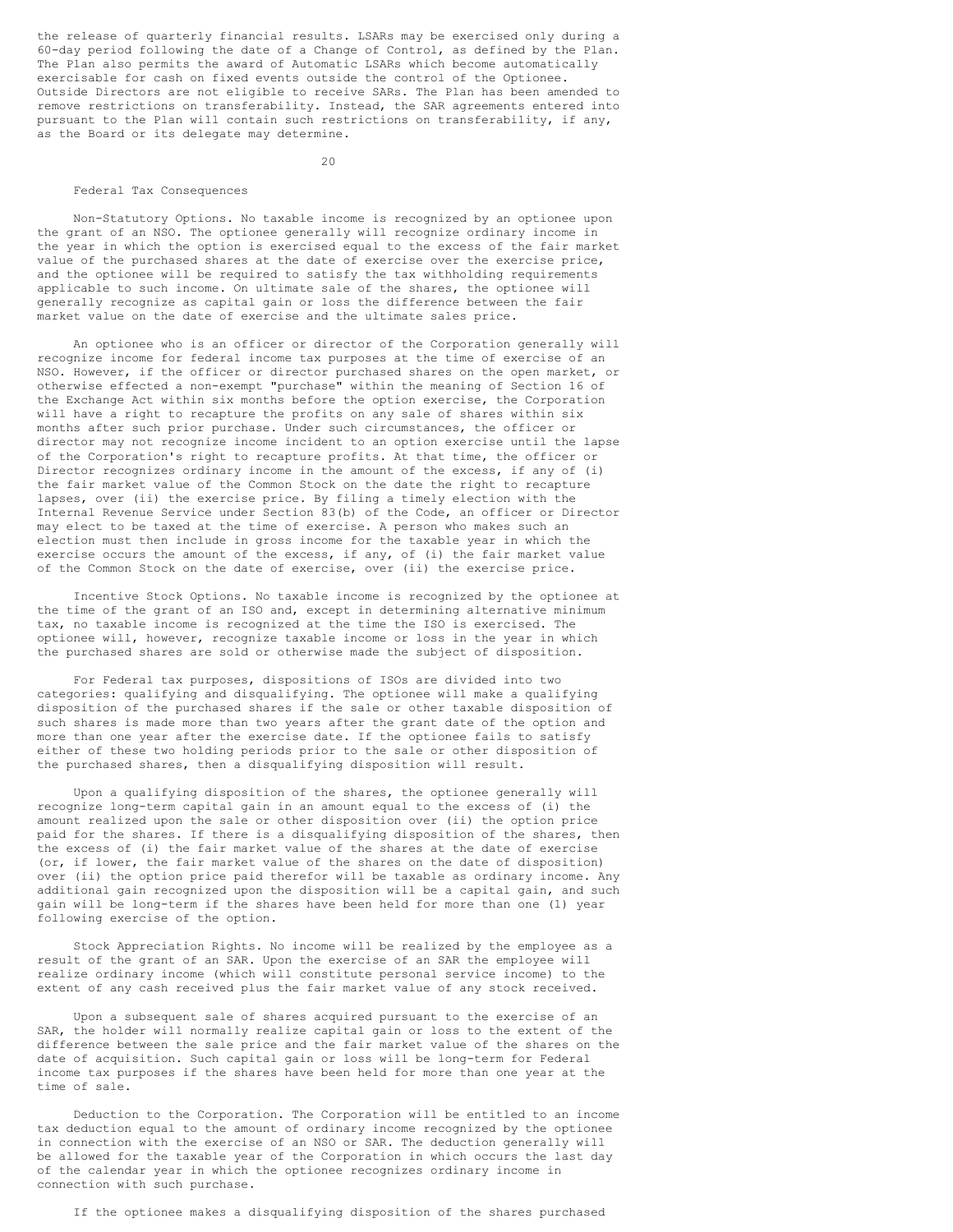the release of quarterly financial results. LSARs may be exercised only during a 60-day period following the date of a Change of Control, as defined by the Plan. The Plan also permits the award of Automatic LSARs which become automatically exercisable for cash on fixed events outside the control of the Optionee. Outside Directors are not eligible to receive SARs. The Plan has been amended to remove restrictions on transferability. Instead, the SAR agreements entered into pursuant to the Plan will contain such restrictions on transferability, if any, as the Board or its delegate may determine.

## Federal Tax Consequences

Non-Statutory Options. No taxable income is recognized by an optionee upon the grant of an NSO. The optionee generally will recognize ordinary income in the year in which the option is exercised equal to the excess of the fair market value of the purchased shares at the date of exercise over the exercise price, and the optionee will be required to satisfy the tax withholding requirements applicable to such income. On ultimate sale of the shares, the optionee will generally recognize as capital gain or loss the difference between the fair market value on the date of exercise and the ultimate sales price.

An optionee who is an officer or director of the Corporation generally will recognize income for federal income tax purposes at the time of exercise of an NSO. However, if the officer or director purchased shares on the open market, or otherwise effected a non-exempt "purchase" within the meaning of Section 16 of the Exchange Act within six months before the option exercise, the Corporation will have a right to recapture the profits on any sale of shares within six months after such prior purchase. Under such circumstances, the officer or director may not recognize income incident to an option exercise until the lapse of the Corporation's right to recapture profits. At that time, the officer or Director recognizes ordinary income in the amount of the excess, if any of (i) the fair market value of the Common Stock on the date the right to recapture lapses, over (ii) the exercise price. By filing a timely election with the Internal Revenue Service under Section 83(b) of the Code, an officer or Director may elect to be taxed at the time of exercise. A person who makes such an election must then include in gross income for the taxable year in which the exercise occurs the amount of the excess, if any, of (i) the fair market value of the Common Stock on the date of exercise, over (ii) the exercise price.

Incentive Stock Options. No taxable income is recognized by the optionee at the time of the grant of an ISO and, except in determining alternative minimum tax, no taxable income is recognized at the time the ISO is exercised. The optionee will, however, recognize taxable income or loss in the year in which the purchased shares are sold or otherwise made the subject of disposition.

For Federal tax purposes, dispositions of ISOs are divided into two categories: qualifying and disqualifying. The optionee will make a qualifying disposition of the purchased shares if the sale or other taxable disposition of such shares is made more than two years after the grant date of the option and more than one year after the exercise date. If the optionee fails to satisfy either of these two holding periods prior to the sale or other disposition of the purchased shares, then a disqualifying disposition will result.

Upon a qualifying disposition of the shares, the optionee generally will recognize long-term capital gain in an amount equal to the excess of (i) the amount realized upon the sale or other disposition over (ii) the option price paid for the shares. If there is a disqualifying disposition of the shares, then the excess of (i) the fair market value of the shares at the date of exercise (or, if lower, the fair market value of the shares on the date of disposition) over (ii) the option price paid therefor will be taxable as ordinary income. Any additional gain recognized upon the disposition will be a capital gain, and such gain will be long-term if the shares have been held for more than one (1) year following exercise of the option.

Stock Appreciation Rights. No income will be realized by the employee as a result of the grant of an SAR. Upon the exercise of an SAR the employee will realize ordinary income (which will constitute personal service income) to the extent of any cash received plus the fair market value of any stock received.

Upon a subsequent sale of shares acquired pursuant to the exercise of an SAR, the holder will normally realize capital gain or loss to the extent of the difference between the sale price and the fair market value of the shares on the date of acquisition. Such capital gain or loss will be long-term for Federal income tax purposes if the shares have been held for more than one year at the time of sale.

Deduction to the Corporation. The Corporation will be entitled to an income tax deduction equal to the amount of ordinary income recognized by the optionee in connection with the exercise of an NSO or SAR. The deduction generally will be allowed for the taxable year of the Corporation in which occurs the last day of the calendar year in which the optionee recognizes ordinary income in connection with such purchase.

If the optionee makes a disqualifying disposition of the shares purchased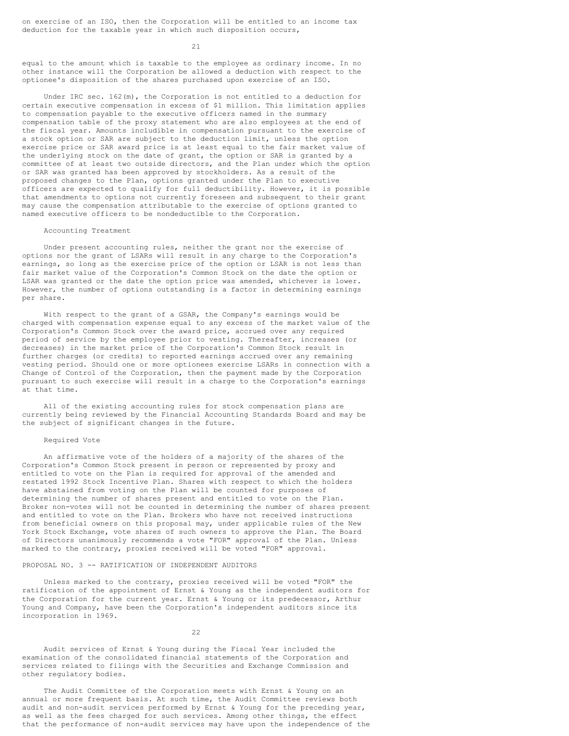on exercise of an ISO, then the Corporation will be entitled to an income tax deduction for the taxable year in which such disposition occurs, equal to the amount which is taxable to the employee as ordinary income. In no other instance will the Corporation be allowed a deduction with respect to the optionee's disposition of the shares purchased upon exercise of an ISO.

Under IRC sec. 162(m), the Corporation is not entitled to a deduction for certain executive compensation in excess of $1 million. This limitation applies to compensation payable to the executive officers named in the summary compensation table of the proxy statement who are also employees at the end of the fiscal year. Amounts includible in compensation pursuant to the exercise of a stock option or SAR are subject to the deduction limit, unless the option exercise price or SAR award price is at least equal to the fair market value of the underlying stock on the date of grant, the option or SAR is granted by a committee of at least two outside directors, and the Plan under which the option or SAR was granted has been approved by stockholders. As a result of the proposed changes to the Plan, options granted under the Plan to executive officers are expected to qualify for full deductibility. However, it is possible that amendments to options not currently foreseen and subsequent to their grant may cause the compensation attributable to the exercise of options granted to named executive officers to be nondeductible to the Corporation.

### Accounting Treatment

Under present accounting rules, neither the grant nor the exercise of options nor the grant of LSARs will result in any charge to the Corporation's earnings, so long as the exercise price of the option or LSAR is not less than fair market value of the Corporation's Common Stock on the date the option or LSAR was granted or the date the option price was amended, whichever is lower. However, the number of options outstanding is a factor in determining earnings per share.

With respect to the grant of a GSAR, the Company's earnings would be charged with compensation expense equal to any excess of the market value of the Corporation's Common Stock over the award price, accrued over any required period of service by the employee prior to vesting. Thereafter, increases (or decreases) in the market price of the Corporation's Common Stock result in further charges (or credits) to reported earnings accrued over any remaining vesting period. Should one or more optionees exercise LSARs in connection with a Change of Control of the Corporation, then the payment made by the Corporation pursuant to such exercise will result in a charge to the Corporation's earnings at that time.

All of the existing accounting rules for stock compensation plans are currently being reviewed by the Financial Accounting Standards Board and may be the subject of significant changes in the future.

### Required Vote

An affirmative vote of the holders of a majority of the shares of the Corporation's Common Stock present in person or represented by proxy and entitled to vote on the Plan is required for approval of the amended and restated 1992 Stock Incentive Plan. Shares with respect to which the holders have abstained from voting on the Plan will be counted for purposes of determining the number of shares present and entitled to vote on the Plan. Broker non-votes will not be counted in determining the number of shares present and entitled to vote on the Plan. Brokers who have not received instructions from beneficial owners on this proposal may, under applicable rules of the New York Stock Exchange, vote shares of such owners to approve the Plan. The Board of Directors unanimously recommends a vote "FOR" approval of the Plan. Unless marked to the contrary, proxies received will be voted "FOR" approval.

## PROPOSAL NO. 3 -- RATIFICATION OF INDEPENDENT AUDITORS

Unless marked to the contrary, proxies received will be voted "FOR" the ratification of the appointment of Ernst & Young as the independent auditors for the Corporation for the current year. Ernst & Young or its predecessor, Arthur Young and Company, have been the Corporation's independent auditors since its incorporation in 1969.

Audit services of Ernst & Young during the Fiscal Year included the examination of the consolidated financial statements of the Corporation and services related to filings with the Securities and Exchange Commission and other regulatory bodies.

The Audit Committee of the Corporation meets with Ernst & Young on an annual or more frequent basis. At such time, the Audit Committee reviews both audit and non-audit services performed by Ernst & Young for the preceding year, as well as the fees charged for such services. Among other things, the effect that the performance of non-audit services may have upon the independence of the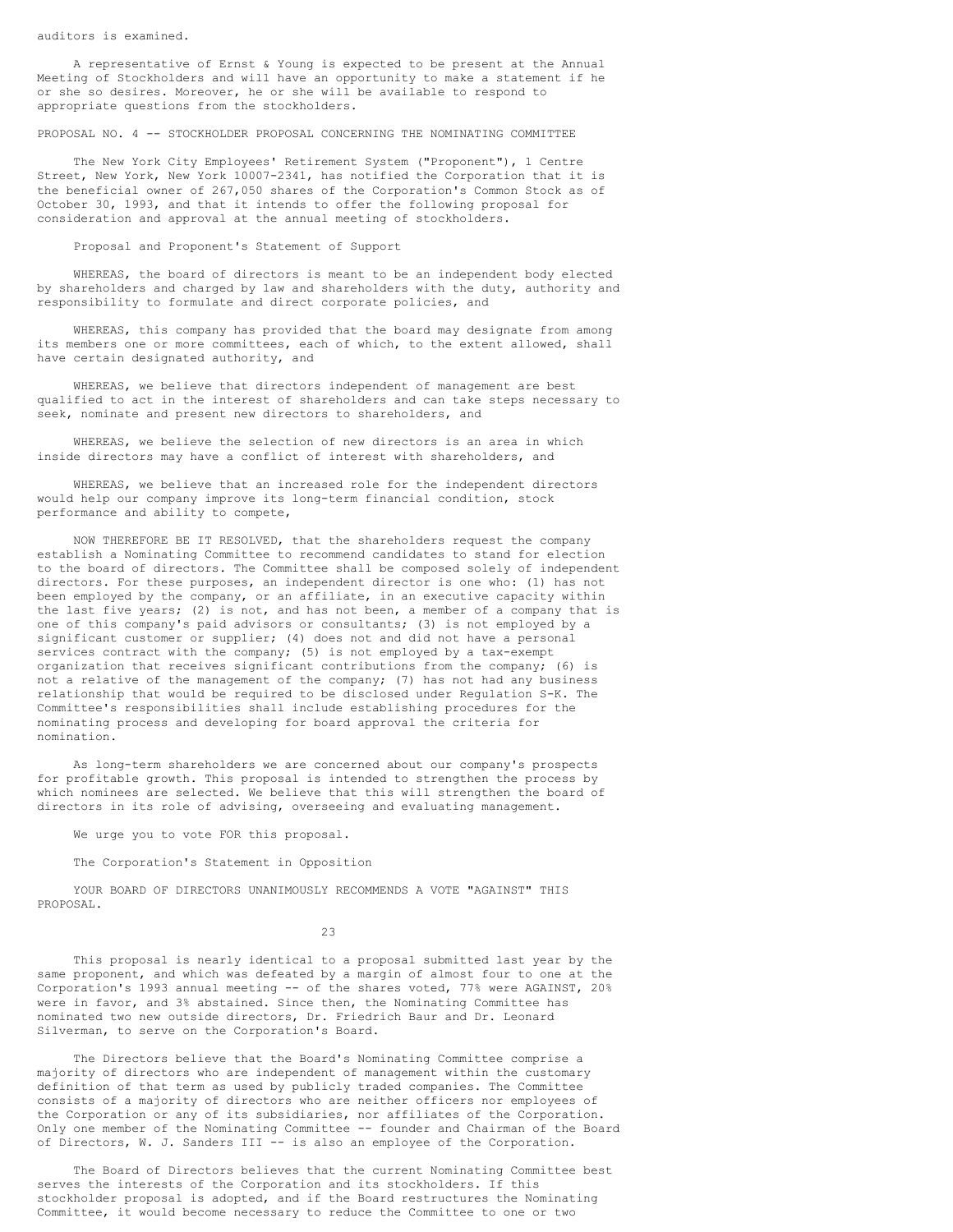auditors is examined.

A representative of Ernst & Young is expected to be present at the Annual Meeting of Stockholders and will have an opportunity to make a statement if he or she so desires. Moreover, he or she will be available to respond to appropriate questions from the stockholders.

## PROPOSAL NO. 4 -- STOCKHOLDER PROPOSAL CONCERNING THE NOMINATING COMMITTEE

The New York City Employees' Retirement System ("Proponent"), 1 Centre Street, New York, New York 10007-2341, has notified the Corporation that it is the beneficial owner of 267,050 shares of the Corporation's Common Stock as of October 30, 1993, and that it intends to offer the following proposal for consideration and approval at the annual meeting of stockholders.

### Proposal and Proponent's Statement of Support

WHEREAS, the board of directors is meant to be an independent body elected by shareholders and charged by law and shareholders with the duty, authority and responsibility to formulate and direct corporate policies, and

WHEREAS, this company has provided that the board may designate from among its members one or more committees, each of which, to the extent allowed, shall have certain designated authority, and

WHEREAS, we believe that directors independent of management are best qualified to act in the interest of shareholders and can take steps necessary to seek, nominate and present new directors to shareholders, and

WHEREAS, we believe the selection of new directors is an area in which inside directors may have a conflict of interest with shareholders, and

WHEREAS, we believe that an increased role for the independent directors would help our company improve its long-term financial condition, stock performance and ability to compete,

NOW THEREFORE BE IT RESOLVED, that the shareholders request the company establish a Nominating Committee to recommend candidates to stand for election to the board of directors. The Committee shall be composed solely of independent directors. For these purposes, an independent director is one who: (1) has not been employed by the company, or an affiliate, in an executive capacity within the last five years; (2) is not, and has not been, a member of a company that is one of this company's paid advisors or consultants; (3) is not employed by a significant customer or supplier; (4) does not and did not have a personal services contract with the company; (5) is not employed by a tax-exempt organization that receives significant contributions from the company; (6) is not a relative of the management of the company; (7) has not had any business relationship that would be required to be disclosed under Regulation S-K. The Committee's responsibilities shall include establishing procedures for the nominating process and developing for board approval the criteria for nomination.

As long-term shareholders we are concerned about our company's prospects for profitable growth. This proposal is intended to strengthen the process by which nominees are selected. We believe that this will strengthen the board of directors in its role of advising, overseeing and evaluating management.

We urge you to vote FOR this proposal.

### The Corporation's Statement in Opposition

YOUR BOARD OF DIRECTORS UNANIMOUSLY RECOMMENDS A VOTE "AGAINST" THIS PROPOSAL.

This proposal is nearly identical to a proposal submitted last year by the same proponent, and which was defeated by a margin of almost four to one at the Corporation's 1993 annual meeting -- of the shares voted, 77% were AGAINST, 20% were in favor, and 3% abstained. Since then, the Nominating Committee has nominated two new outside directors, Dr. Friedrich Baur and Dr. Leonard Silverman, to serve on the Corporation's Board.

The Directors believe that the Board's Nominating Committee comprise a majority of directors who are independent of management within the customary definition of that term as used by publicly traded companies. The Committee consists of a majority of directors who are neither officers nor employees of the Corporation or any of its subsidiaries, nor affiliates of the Corporation. Only one member of the Nominating Committee -- founder and Chairman of the Board of Directors, W. J. Sanders III -- is also an employee of the Corporation.

The Board of Directors believes that the current Nominating Committee best serves the interests of the Corporation and its stockholders. If this stockholder proposal is adopted, and if the Board restructures the Nominating Committee, it would become necessary to reduce the Committee to one or two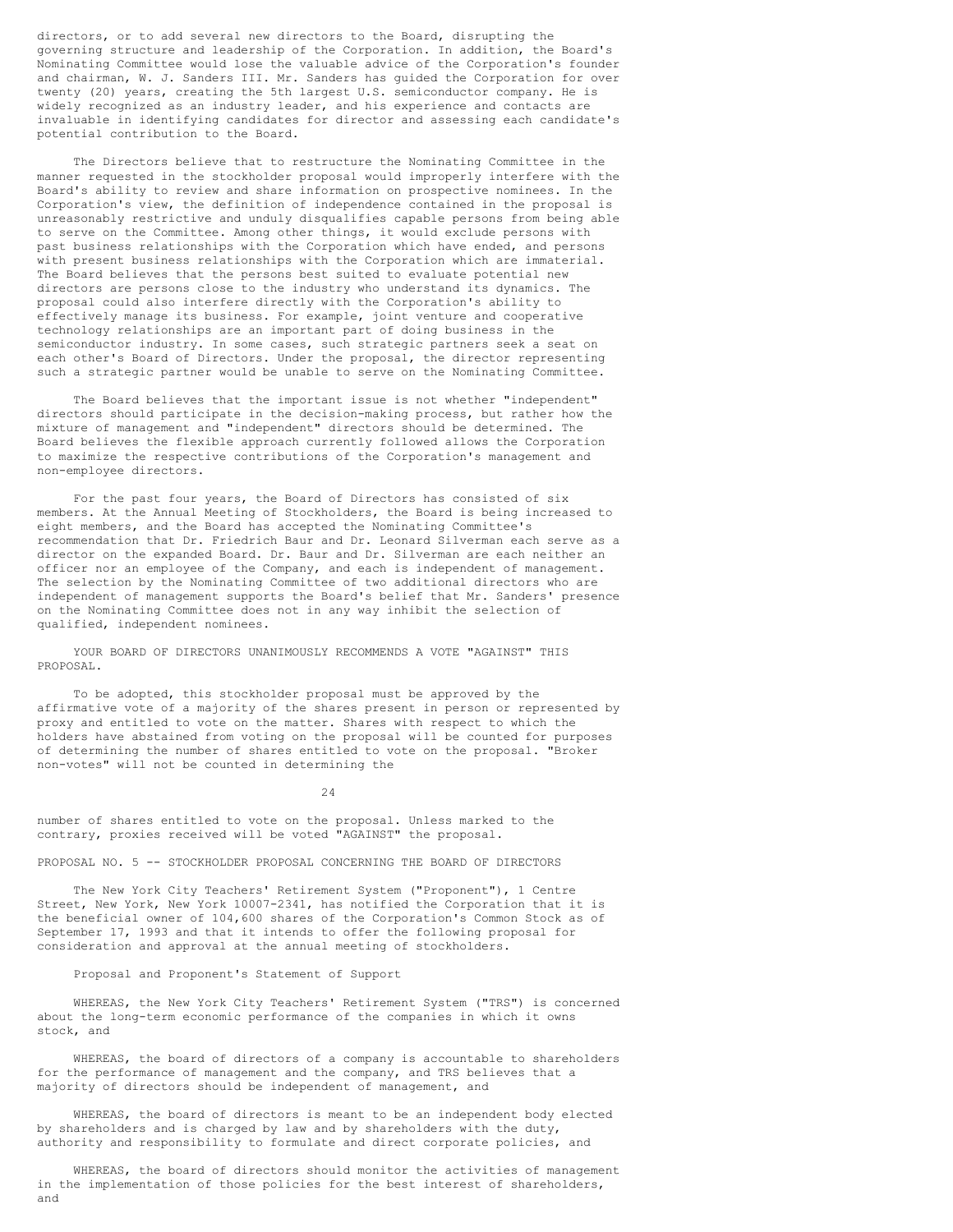directors, or to add several new directors to the Board, disrupting the governing structure and leadership of the Corporation. In addition, the Board's Nominating Committee would lose the valuable advice of the Corporation's founder and chairman, W. J. Sanders III. Mr. Sanders has guided the Corporation for over twenty (20) years, creating the 5th largest U.S. semiconductor company. He is widely recognized as an industry leader, and his experience and contacts are invaluable in identifying candidates for director and assessing each candidate's potential contribution to the Board.

The Directors believe that to restructure the Nominating Committee in the manner requested in the stockholder proposal would improperly interfere with the Board's ability to review and share information on prospective nominees. In the Corporation's view, the definition of independence contained in the proposal is unreasonably restrictive and unduly disqualifies capable persons from being able to serve on the Committee. Among other things, it would exclude persons with past business relationships with the Corporation which have ended, and persons with present business relationships with the Corporation which are immaterial. The Board believes that the persons best suited to evaluate potential new directors are persons close to the industry who understand its dynamics. The proposal could also interfere directly with the Corporation's ability to effectively manage its business. For example, joint venture and cooperative technology relationships are an important part of doing business in the semiconductor industry. In some cases, such strategic partners seek a seat on each other's Board of Directors. Under the proposal, the director representing such a strategic partner would be unable to serve on the Nominating Committee.

The Board believes that the important issue is not whether "independent" directors should participate in the decision-making process, but rather how the mixture of management and "independent" directors should be determined. The Board believes the flexible approach currently followed allows the Corporation to maximize the respective contributions of the Corporation's management and non-employee directors.

For the past four years, the Board of Directors has consisted of six members. At the Annual Meeting of Stockholders, the Board is being increased to eight members, and the Board has accepted the Nominating Committee's recommendation that Dr. Friedrich Baur and Dr. Leonard Silverman each serve as a director on the expanded Board. Dr. Baur and Dr. Silverman are each neither an officer nor an employee of the Company, and each is independent of management. The selection by the Nominating Committee of two additional directors who are independent of management supports the Board's belief that Mr. Sanders' presence on the Nominating Committee does not in any way inhibit the selection of qualified, independent nominees.

YOUR BOARD OF DIRECTORS UNANIMOUSLY RECOMMENDS A VOTE "AGAINST" THIS PROPOSAL.

To be adopted, this stockholder proposal must be approved by the affirmative vote of a majority of the shares present in person or represented by proxy and entitled to vote on the matter. Shares with respect to which the holders have abstained from voting on the proposal will be counted for purposes of determining the number of shares entitled to vote on the proposal. "Broker non-votes" will not be counted in determining the number of shares entitled to vote on the proposal. Unless marked to the contrary, proxies received will be voted "AGAINST" the proposal.

## PROPOSAL NO. 5 -- STOCKHOLDER PROPOSAL CONCERNING THE BOARD OF DIRECTORS

The New York City Teachers' Retirement System ("Proponent"), 1 Centre Street, New York, New York 10007-2341, has notified the Corporation that it is the beneficial owner of 104,600 shares of the Corporation's Common Stock as of September 17, 1993 and that it intends to offer the following proposal for consideration and approval at the annual meeting of stockholders.

### Proposal and Proponent's Statement of Support

WHEREAS, the New York City Teachers' Retirement System ("TRS") is concerned about the long-term economic performance of the companies in which it owns stock, and

WHEREAS, the board of directors of a company is accountable to shareholders for the performance of management and the company, and TRS believes that a majority of directors should be independent of management, and

WHEREAS, the board of directors is meant to be an independent body elected by shareholders and is charged by law and by shareholders with the duty, authority and responsibility to formulate and direct corporate policies, and

WHEREAS, the board of directors should monitor the activities of management in the implementation of those policies for the best interest of shareholders, and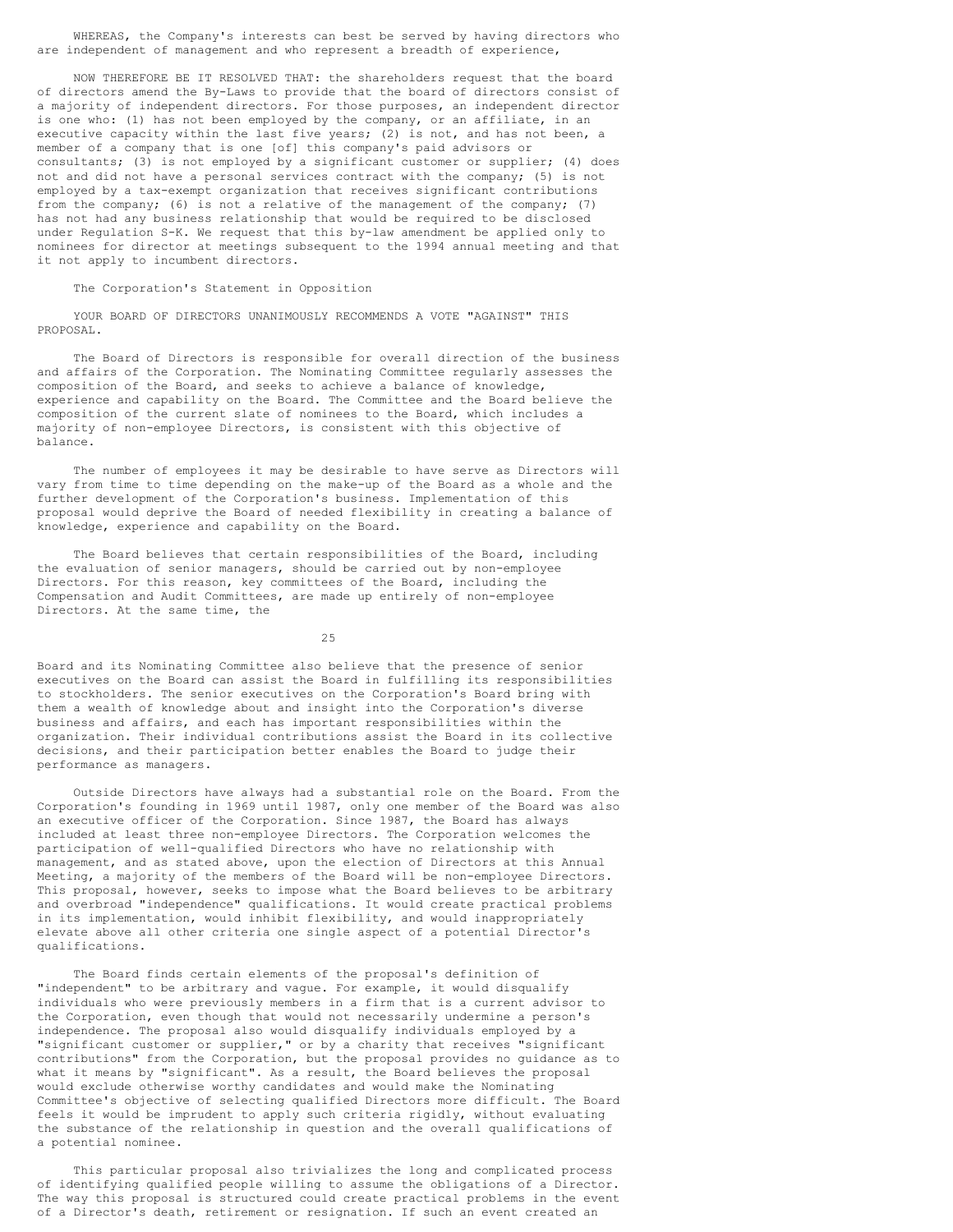WHEREAS, the Company's interests can best be served by having directors who are independent of management and who represent a breadth of experience,

NOW THEREFORE BE IT RESOLVED THAT: the shareholders request that the board of directors amend the By-Laws to provide that the board of directors consist of a majority of independent directors. For those purposes, an independent director is one who: (1) has not been employed by the company, or an affiliate, in an executive capacity within the last five years; (2) is not, and has not been, a member of a company that is one [of] this company's paid advisors or consultants; (3) is not employed by a significant customer or supplier; (4) does not and did not have a personal services contract with the company; (5) is not employed by a tax-exempt organization that receives significant contributions from the company; (6) is not a relative of the management of the company; (7) has not had any business relationship that would be required to be disclosed under Regulation S-K. We request that this by-law amendment be applied only to nominees for director at meetings subsequent to the 1994 annual meeting and that it not apply to incumbent directors.

The Corporation's Statement in Opposition

YOUR BOARD OF DIRECTORS UNANIMOUSLY RECOMMENDS A VOTE "AGAINST" THIS PROPOSAL.

The Board of Directors is responsible for overall direction of the business and affairs of the Corporation. The Nominating Committee regularly assesses the composition of the Board, and seeks to achieve a balance of knowledge, experience and capability on the Board. The Committee and the Board believe the composition of the current slate of nominees to the Board, which includes a majority of non-employee Directors, is consistent with this objective of balance.

The number of employees it may be desirable to have serve as Directors will vary from time to time depending on the make-up of the Board as a whole and the further development of the Corporation's business. Implementation of this proposal would deprive the Board of needed flexibility in creating a balance of knowledge, experience and capability on the Board.

The Board believes that certain responsibilities of the Board, including the evaluation of senior managers, should be carried out by non-employee Directors. For this reason, key committees of the Board, including the Compensation and Audit Committees, are made up entirely of non-employee Directors. At the same time, the Board and its Nominating Committee also believe that the presence of senior executives on the Board can assist the Board in fulfilling its responsibilities to stockholders. The senior executives on the Corporation's Board bring with them a wealth of knowledge about and insight into the Corporation's diverse business and affairs, and each has important responsibilities within the organization. Their individual contributions assist the Board in its collective decisions, and their participation better enables the Board to judge their performance as managers.

Outside Directors have always had a substantial role on the Board. From the Corporation's founding in 1969 until 1987, only one member of the Board was also an executive officer of the Corporation. Since 1987, the Board has always included at least three non-employee Directors. The Corporation welcomes the participation of well-qualified Directors who have no relationship with management, and as stated above, upon the election of Directors at this Annual Meeting, a majority of the members of the Board will be non-employee Directors. This proposal, however, seeks to impose what the Board believes to be arbitrary and overbroad "independence" qualifications. It would create practical problems in its implementation, would inhibit flexibility, and would inappropriately elevate above all other criteria one single aspect of a potential Director's qualifications.

The Board finds certain elements of the proposal's definition of "independent" to be arbitrary and vague. For example, it would disqualify individuals who were previously members in a firm that is a current advisor to the Corporation, even though that would not necessarily undermine a person's independence. The proposal also would disqualify individuals employed by a "significant customer or supplier," or by a charity that receives "significant contributions" from the Corporation, but the proposal provides no guidance as to what it means by "significant". As a result, the Board believes the proposal would exclude otherwise worthy candidates and would make the Nominating Committee's objective of selecting qualified Directors more difficult. The Board feels it would be imprudent to apply such criteria rigidly, without evaluating the substance of the relationship in question and the overall qualifications of a potential nominee.

This particular proposal also trivializes the long and complicated process of identifying qualified people willing to assume the obligations of a Director. The way this proposal is structured could create practical problems in the event of a Director's death, retirement or resignation. If such an event created an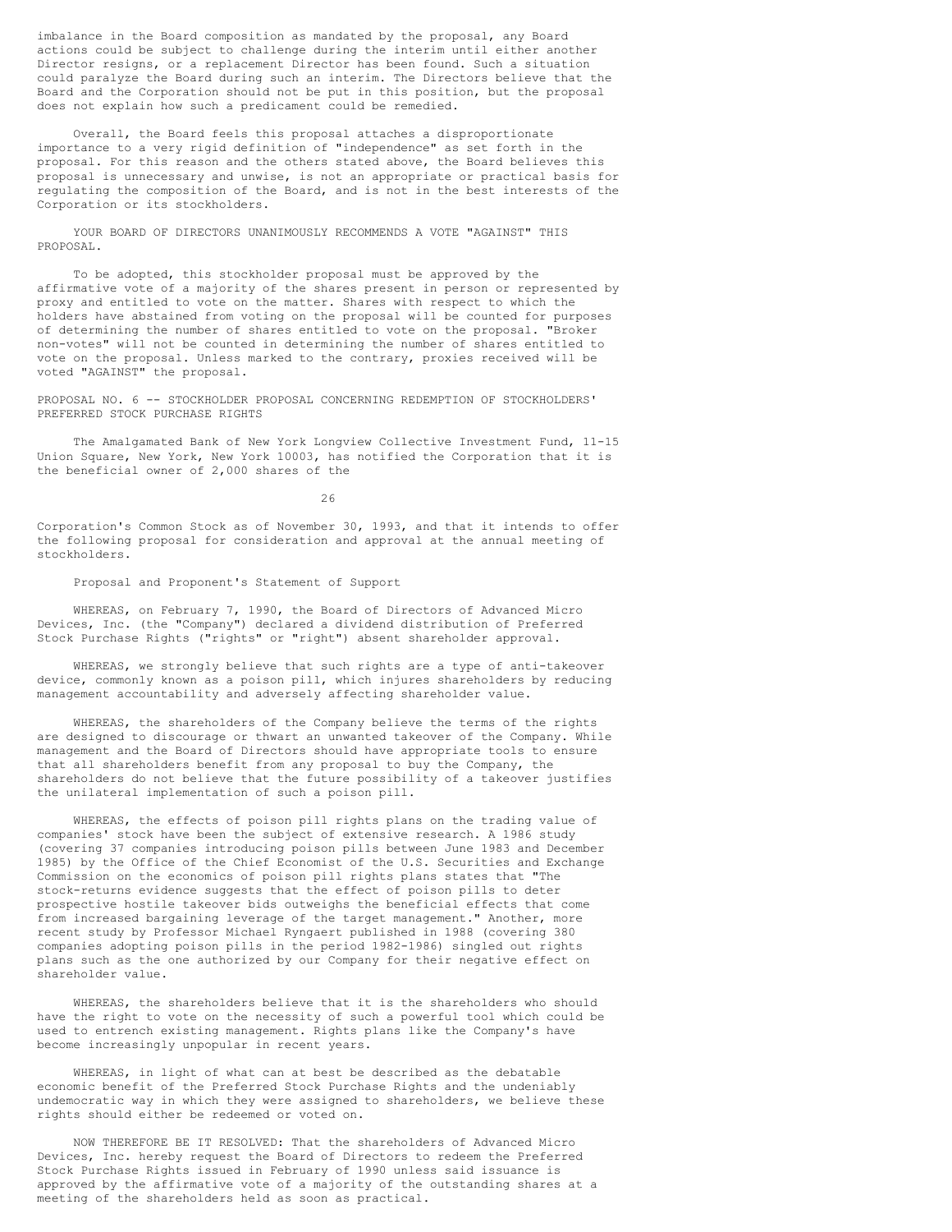imbalance in the Board composition as mandated by the proposal, any Board actions could be subject to challenge during the interim until either another Director resigns, or a replacement Director has been found. Such a situation could paralyze the Board during such an interim. The Directors believe that the Board and the Corporation should not be put in this position, but the proposal does not explain how such a predicament could be remedied.

Overall, the Board feels this proposal attaches a disproportionate importance to a very rigid definition of "independence" as set forth in the proposal. For this reason and the others stated above, the Board believes this proposal is unnecessary and unwise, is not an appropriate or practical basis for regulating the composition of the Board, and is not in the best interests of the Corporation or its stockholders.

YOUR BOARD OF DIRECTORS UNANIMOUSLY RECOMMENDS A VOTE "AGAINST" THIS PROPOSAL.

To be adopted, this stockholder proposal must be approved by the affirmative vote of a majority of the shares present in person or represented by proxy and entitled to vote on the matter. Shares with respect to which the holders have abstained from voting on the proposal will be counted for purposes of determining the number of shares entitled to vote on the proposal. "Broker non-votes" will not be counted in determining the number of shares entitled to vote on the proposal. Unless marked to the contrary, proxies received will be voted "AGAINST" the proposal.

## PROPOSAL NO. 6 -- STOCKHOLDER PROPOSAL CONCERNING REDEMPTION OF STOCKHOLDERS' PREFERRED STOCK PURCHASE RIGHTS

The Amalgamated Bank of New York Longview Collective Investment Fund, 11-15 Union Square, New York, New York 10003, has notified the Corporation that it is the beneficial owner of 2,000 shares of the Corporation's Common Stock as of November 30, 1993, and that it intends to offer the following proposal for consideration and approval at the annual meeting of stockholders.

### Proposal and Proponent's Statement of Support

WHEREAS, on February 7, 1990, the Board of Directors of Advanced Micro Devices, Inc. (the "Company") declared a dividend distribution of Preferred Stock Purchase Rights ("rights" or "right") absent shareholder approval.

WHEREAS, we strongly believe that such rights are a type of anti-takeover device, commonly known as a poison pill, which injures shareholders by reducing management accountability and adversely affecting shareholder value.

WHEREAS, the shareholders of the Company believe the terms of the rights are designed to discourage or thwart an unwanted takeover of the Company. While management and the Board of Directors should have appropriate tools to ensure that all shareholders benefit from any proposal to buy the Company, the shareholders do not believe that the future possibility of a takeover justifies the unilateral implementation of such a poison pill.

WHEREAS, the effects of poison pill rights plans on the trading value of companies' stock have been the subject of extensive research. A 1986 study (covering 37 companies introducing poison pills between June 1983 and December 1985) by the Office of the Chief Economist of the U.S. Securities and Exchange Commission on the economics of poison pill rights plans states that "The stock-returns evidence suggests that the effect of poison pills to deter prospective hostile takeover bids outweighs the beneficial effects that come from increased bargaining leverage of the target management." Another, more recent study by Professor Michael Ryngaert published in 1988 (covering 380 companies adopting poison pills in the period 1982-1986) singled out rights plans such as the one authorized by our Company for their negative effect on shareholder value.

WHEREAS, the shareholders believe that it is the shareholders who should have the right to vote on the necessity of such a powerful tool which could be used to entrench existing management. Rights plans like the Company's have become increasingly unpopular in recent years.

WHEREAS, in light of what can at best be described as the debatable economic benefit of the Preferred Stock Purchase Rights and the undeniably undemocratic way in which they were assigned to shareholders, we believe these rights should either be redeemed or voted on.

NOW THEREFORE BE IT RESOLVED: That the shareholders of Advanced Micro Devices, Inc. hereby request the Board of Directors to redeem the Preferred Stock Purchase Rights issued in February of 1990 unless said issuance is approved by the affirmative vote of a majority of the outstanding shares at a meeting of the shareholders held as soon as practical.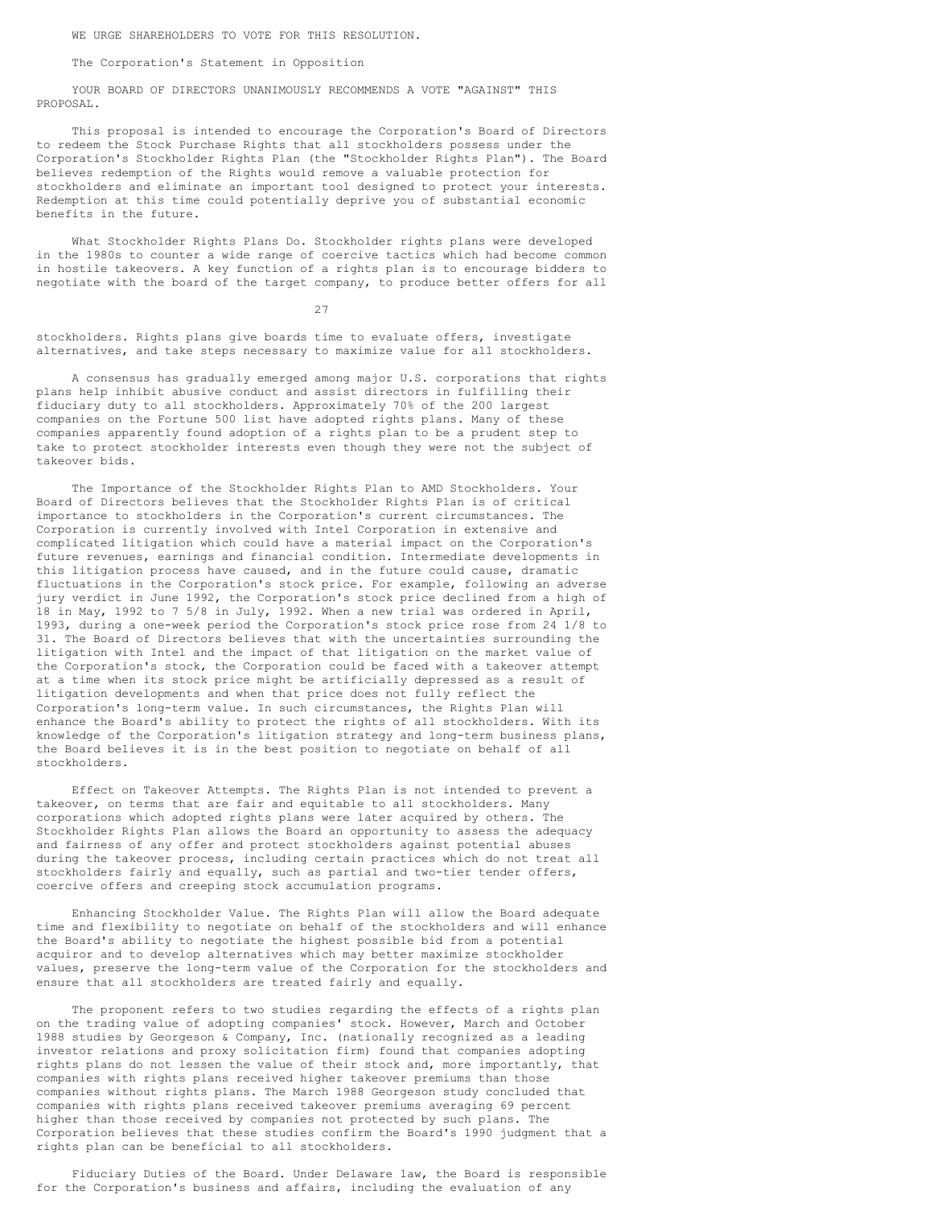WE URGE SHAREHOLDERS TO VOTE FOR THIS RESOLUTION.

The Corporation's Statement in Opposition

YOUR BOARD OF DIRECTORS UNANIMOUSLY RECOMMENDS A VOTE "AGAINST" THIS PROPOSAL.

This proposal is intended to encourage the Corporation's Board of Directors to redeem the Stock Purchase Rights that all stockholders possess under the Corporation's Stockholder Rights Plan (the "Stockholder Rights Plan"). The Board believes redemption of the Rights would remove a valuable protection for stockholders and eliminate an important tool designed to protect your interests. Redemption at this time could potentially deprive you of substantial economic benefits in the future.

What Stockholder Rights Plans Do. Stockholder rights plans were developed in the 1980s to counter a wide range of coercive tactics which had become common in hostile takeovers. A key function of a rights plan is to encourage bidders to negotiate with the board of the target company, to produce better offers for all stockholders. Rights plans give boards time to evaluate offers, investigate alternatives, and take steps necessary to maximize value for all stockholders.

A consensus has gradually emerged among major U.S. corporations that rights plans help inhibit abusive conduct and assist directors in fulfilling their fiduciary duty to all stockholders. Approximately 70% of the 200 largest companies on the Fortune 500 list have adopted rights plans. Many of these companies apparently found adoption of a rights plan to be a prudent step to take to protect stockholder interests even though they were not the subject of takeover bids.

The Importance of the Stockholder Rights Plan to AMD Stockholders. Your Board of Directors believes that the Stockholder Rights Plan is of critical importance to stockholders in the Corporation's current circumstances. The Corporation is currently involved with Intel Corporation in extensive and complicated litigation which could have a material impact on the Corporation's future revenues, earnings and financial condition. Intermediate developments in this litigation process have caused, and in the future could cause, dramatic fluctuations in the Corporation's stock price. For example, following an adverse jury verdict in June 1992, the Corporation's stock price declined from a high of 18 in May, 1992 to 7 5/8 in July, 1992. When a new trial was ordered in April, 1993, during a one-week period the Corporation's stock price rose from 24 1/8 to 31. The Board of Directors believes that with the uncertainties surrounding the litigation with Intel and the impact of that litigation on the market value of the Corporation's stock, the Corporation could be faced with a takeover attempt at a time when its stock price might be artificially depressed as a result of litigation developments and when that price does not fully reflect the Corporation's long-term value. In such circumstances, the Rights Plan will enhance the Board's ability to protect the rights of all stockholders. With its knowledge of the Corporation's litigation strategy and long-term business plans, the Board believes it is in the best position to negotiate on behalf of all stockholders.

Effect on Takeover Attempts. The Rights Plan is not intended to prevent a takeover, on terms that are fair and equitable to all stockholders. Many corporations which adopted rights plans were later acquired by others. The Stockholder Rights Plan allows the Board an opportunity to assess the adequacy and fairness of any offer and protect stockholders against potential abuses during the takeover process, including certain practices which do not treat all stockholders fairly and equally, such as partial and two-tier tender offers, coercive offers and creeping stock accumulation programs.

Enhancing Stockholder Value. The Rights Plan will allow the Board adequate time and flexibility to negotiate on behalf of the stockholders and will enhance the Board's ability to negotiate the highest possible bid from a potential acquiror and to develop alternatives which may better maximize stockholder values, preserve the long-term value of the Corporation for the stockholders and ensure that all stockholders are treated fairly and equally.

The proponent refers to two studies regarding the effects of a rights plan on the trading value of adopting companies' stock. However, March and October 1988 studies by Georgeson & Company, Inc. (nationally recognized as a leading investor relations and proxy solicitation firm) found that companies adopting rights plans do not lessen the value of their stock and, more importantly, that companies with rights plans received higher takeover premiums than those companies without rights plans. The March 1988 Georgeson study concluded that companies with rights plans received takeover premiums averaging 69 percent higher than those received by companies not protected by such plans. The Corporation believes that these studies confirm the Board's 1990 judgment that a rights plan can be beneficial to all stockholders.

Fiduciary Duties of the Board. Under Delaware law, the Board is responsible for the Corporation's business and affairs, including the evaluation of any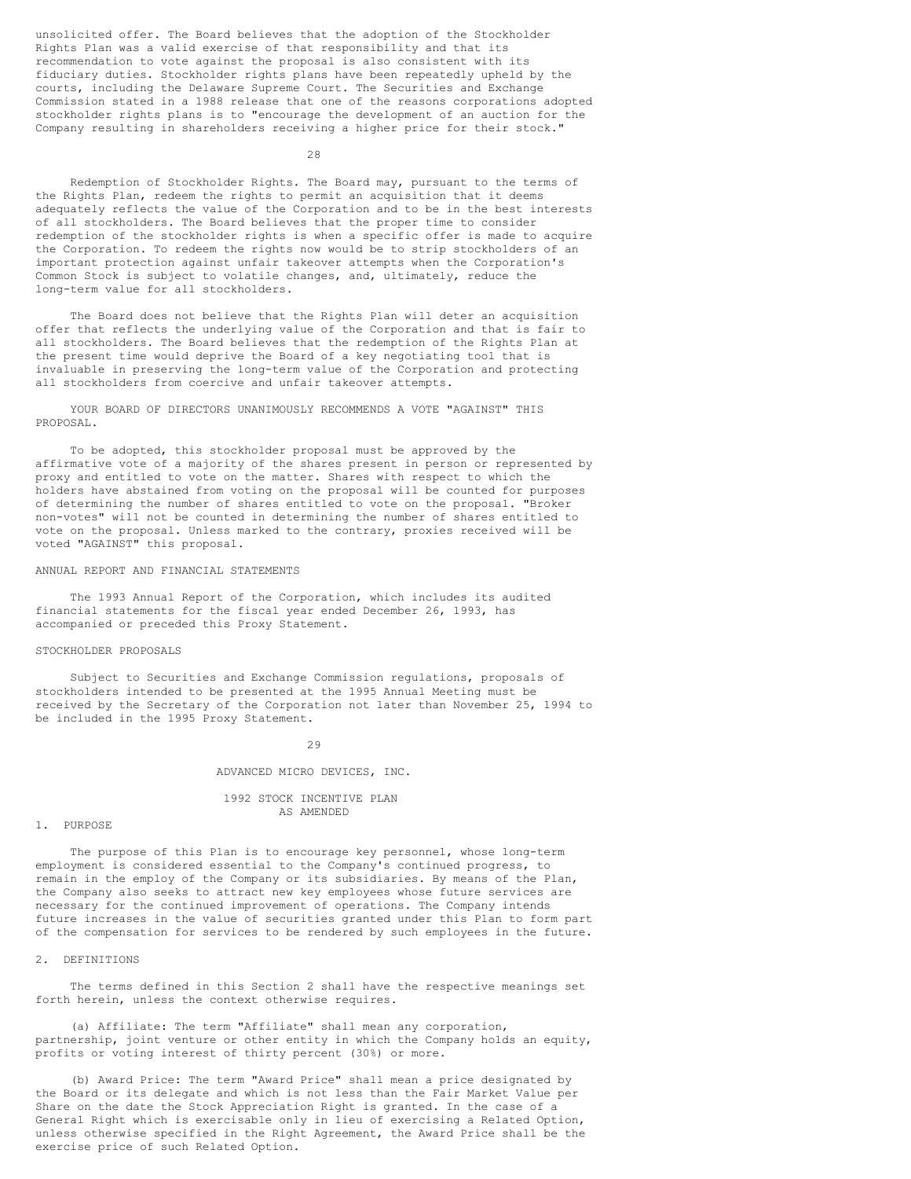unsolicited offer. The Board believes that the adoption of the Stockholder Rights Plan was a valid exercise of that responsibility and that its recommendation to vote against the proposal is also consistent with its fiduciary duties. Stockholder rights plans have been repeatedly upheld by the courts, including the Delaware Supreme Court. The Securities and Exchange Commission stated in a 1988 release that one of the reasons corporations adopted stockholder rights plans is to "encourage the development of an auction for the Company resulting in shareholders receiving a higher price for their stock."

Redemption of Stockholder Rights. The Board may, pursuant to the terms of the Rights Plan, redeem the rights to permit an acquisition that it deems adequately reflects the value of the Corporation and to be in the best interests of all stockholders. The Board believes that the proper time to consider redemption of the stockholder rights is when a specific offer is made to acquire the Corporation. To redeem the rights now would be to strip stockholders of an important protection against unfair takeover attempts when the Corporation's Common Stock is subject to volatile changes, and, ultimately, reduce the long-term value for all stockholders.

The Board does not believe that the Rights Plan will deter an acquisition offer that reflects the underlying value of the Corporation and that is fair to all stockholders. The Board believes that the redemption of the Rights Plan at the present time would deprive the Board of a key negotiating tool that is invaluable in preserving the long-term value of the Corporation and protecting all stockholders from coercive and unfair takeover attempts.

YOUR BOARD OF DIRECTORS UNANIMOUSLY RECOMMENDS A VOTE "AGAINST" THIS PROPOSAL.

To be adopted, this stockholder proposal must be approved by the affirmative vote of a majority of the shares present in person or represented by proxy and entitled to vote on the matter. Shares with respect to which the holders have abstained from voting on the proposal will be counted for purposes of determining the number of shares entitled to vote on the proposal. "Broker non-votes" will not be counted in determining the number of shares entitled to vote on the proposal. Unless marked to the contrary, proxies received will be voted "AGAINST" this proposal.

## ANNUAL REPORT AND FINANCIAL STATEMENTS

The 1993 Annual Report of the Corporation, which includes its audited financial statements for the fiscal year ended December 26, 1993, has accompanied or preceded this Proxy Statement.

## STOCKHOLDER PROPOSALS

Subject to Securities and Exchange Commission regulations, proposals of stockholders intended to be presented at the 1995 Annual Meeting must be received by the Secretary of the Corporation not later than November 25, 1994 to be included in the 1995 Proxy Statement.

# ADVANCED MICRO DEVICES, INC.

## 1992 STOCK INCENTIVE PLAN AS AMENDED

### 1. PURPOSE

The purpose of this Plan is to encourage key personnel, whose long-term employment is considered essential to the Company's continued progress, to remain in the employ of the Company or its subsidiaries. By means of the Plan, the Company also seeks to attract new key employees whose future services are necessary for the continued improvement of operations. The Company intends future increases in the value of securities granted under this Plan to form part of the compensation for services to be rendered by such employees in the future.

### 2. DEFINITIONS

The terms defined in this Section 2 shall have the respective meanings set forth herein, unless the context otherwise requires.

(a) Affiliate: The term "Affiliate" shall mean any corporation, partnership, joint venture or other entity in which the Company holds an equity, profits or voting interest of thirty percent (30%) or more.

(b) Award Price: The term "Award Price" shall mean a price designated by the Board or its delegate and which is not less than the Fair Market Value per Share on the date the Stock Appreciation Right is granted. In the case of a General Right which is exercisable only in lieu of exercising a Related Option, unless otherwise specified in the Right Agreement, the Award Price shall be the exercise price of such Related Option.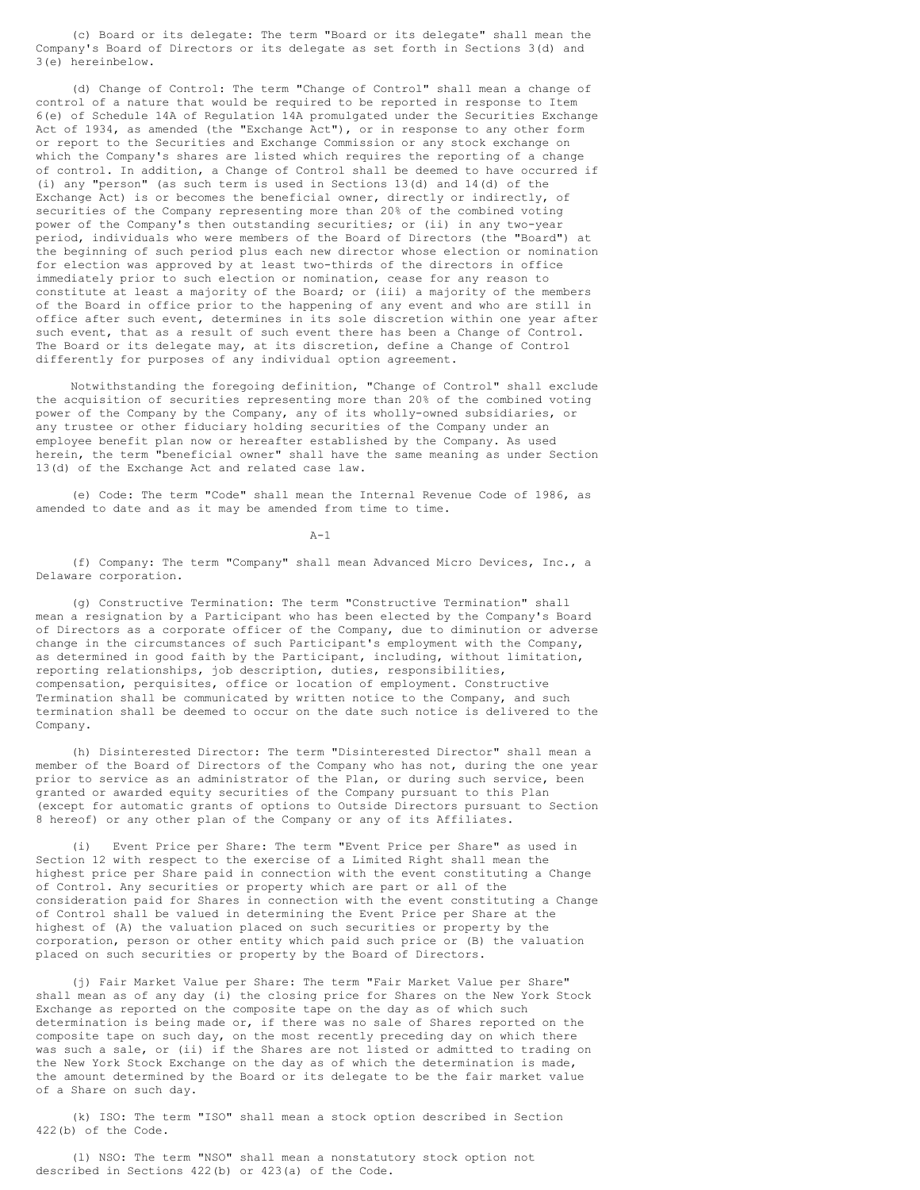(c) Board or its delegate: The term "Board or its delegate" shall mean the Company's Board of Directors or its delegate as set forth in Sections 3(d) and 3(e) hereinbelow.

(d) Change of Control: The term "Change of Control" shall mean a change of control of a nature that would be required to be reported in response to Item 6(e) of Schedule 14A of Regulation 14A promulgated under the Securities Exchange Act of 1934, as amended (the "Exchange Act"), or in response to any other form or report to the Securities and Exchange Commission or any stock exchange on which the Company's shares are listed which requires the reporting of a change of control. In addition, a Change of Control shall be deemed to have occurred if (i) any "person" (as such term is used in Sections 13(d) and 14(d) of the Exchange Act) is or becomes the beneficial owner, directly or indirectly, of securities of the Company representing more than 20% of the combined voting power of the Company's then outstanding securities; or (ii) in any two-year period, individuals who were members of the Board of Directors (the "Board") at the beginning of such period plus each new director whose election or nomination for election was approved by at least two-thirds of the directors in office immediately prior to such election or nomination, cease for any reason to constitute at least a majority of the Board; or (iii) a majority of the members of the Board in office prior to the happening of any event and who are still in office after such event, determines in its sole discretion within one year after such event, that as a result of such event there has been a Change of Control. The Board or its delegate may, at its discretion, define a Change of Control differently for purposes of any individual option agreement.

Notwithstanding the foregoing definition, "Change of Control" shall exclude the acquisition of securities representing more than 20% of the combined voting power of the Company by the Company, any of its wholly-owned subsidiaries, or any trustee or other fiduciary holding securities of the Company under an employee benefit plan now or hereafter established by the Company. As used herein, the term "beneficial owner" shall have the same meaning as under Section 13(d) of the Exchange Act and related case law.

(e) Code: The term "Code" shall mean the Internal Revenue Code of 1986, as amended to date and as it may be amended from time to time.

(f) Company: The term "Company" shall mean Advanced Micro Devices, Inc., a Delaware corporation.

(g) Constructive Termination: The term "Constructive Termination" shall mean a resignation by a Participant who has been elected by the Company's Board of Directors as a corporate officer of the Company, due to diminution or adverse change in the circumstances of such Participant's employment with the Company, as determined in good faith by the Participant, including, without limitation, reporting relationships, job description, duties, responsibilities, compensation, perquisites, office or location of employment. Constructive Termination shall be communicated by written notice to the Company, and such termination shall be deemed to occur on the date such notice is delivered to the Company.

(h) Disinterested Director: The term "Disinterested Director" shall mean a member of the Board of Directors of the Company who has not, during the one year prior to service as an administrator of the Plan, or during such service, been granted or awarded equity securities of the Company pursuant to this Plan (except for automatic grants of options to Outside Directors pursuant to Section 8 hereof) or any other plan of the Company or any of its Affiliates.

(i) Event Price per Share: The term "Event Price per Share" as used in Section 12 with respect to the exercise of a Limited Right shall mean the highest price per Share paid in connection with the event constituting a Change of Control. Any securities or property which are part or all of the consideration paid for Shares in connection with the event constituting a Change of Control shall be valued in determining the Event Price per Share at the highest of (A) the valuation placed on such securities or property by the corporation, person or other entity which paid such price or (B) the valuation placed on such securities or property by the Board of Directors.

(j) Fair Market Value per Share: The term "Fair Market Value per Share" shall mean as of any day (i) the closing price for Shares on the New York Stock Exchange as reported on the composite tape on the day as of which such determination is being made or, if there was no sale of Shares reported on the composite tape on such day, on the most recently preceding day on which there was such a sale, or (ii) if the Shares are not listed or admitted to trading on the New York Stock Exchange on the day as of which the determination is made, the amount determined by the Board or its delegate to be the fair market value of a Share on such day.

(k) ISO: The term "ISO" shall mean a stock option described in Section 422(b) of the Code.

(l) NSO: The term "NSO" shall mean a nonstatutory stock option not described in Sections 422(b) or 423(a) of the Code.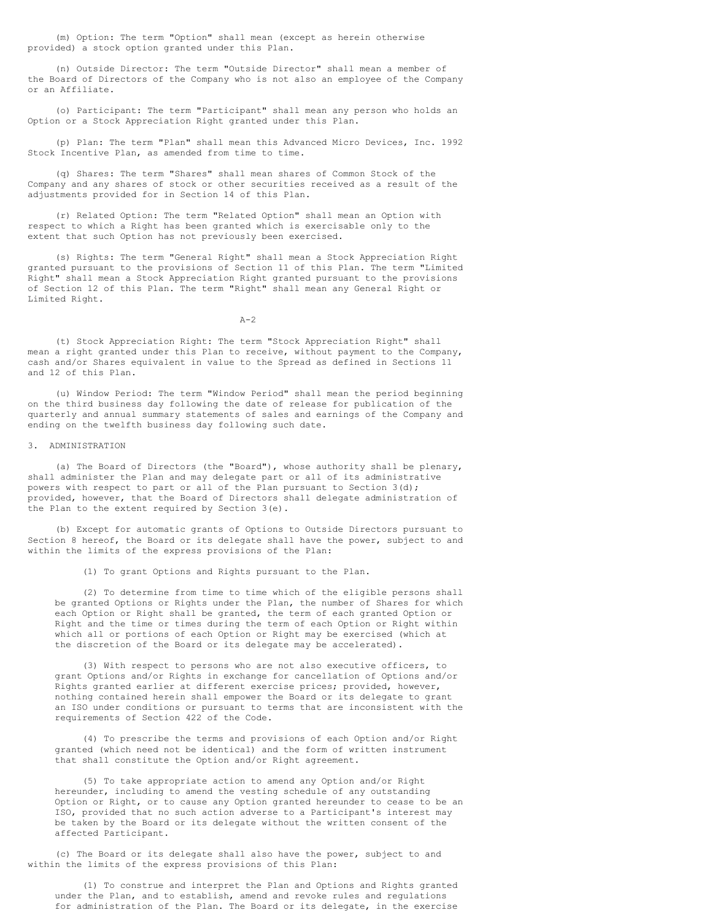(m) Option: The term "Option" shall mean (except as herein otherwise provided) a stock option granted under this Plan.

(n) Outside Director: The term "Outside Director" shall mean a member of the Board of Directors of the Company who is not also an employee of the Company or an Affiliate.

(o) Participant: The term "Participant" shall mean any person who holds an Option or a Stock Appreciation Right granted under this Plan.

(p) Plan: The term "Plan" shall mean this Advanced Micro Devices, Inc. 1992 Stock Incentive Plan, as amended from time to time.

(q) Shares: The term "Shares" shall mean shares of Common Stock of the Company and any shares of stock or other securities received as a result of the adjustments provided for in Section 14 of this Plan.

(r) Related Option: The term "Related Option" shall mean an Option with respect to which a Right has been granted which is exercisable only to the extent that such Option has not previously been exercised.

(s) Rights: The term "General Right" shall mean a Stock Appreciation Right granted pursuant to the provisions of Section 11 of this Plan. The term "Limited Right" shall mean a Stock Appreciation Right granted pursuant to the provisions of Section 12 of this Plan. The term "Right" shall mean any General Right or Limited Right.

(t) Stock Appreciation Right: The term "Stock Appreciation Right" shall mean a right granted under this Plan to receive, without payment to the Company, cash and/or Shares equivalent in value to the Spread as defined in Sections 11 and 12 of this Plan.

(u) Window Period: The term "Window Period" shall mean the period beginning on the third business day following the date of release for publication of the quarterly and annual summary statements of sales and earnings of the Company and ending on the twelfth business day following such date.

## 3. ADMINISTRATION

(a) The Board of Directors (the "Board"), whose authority shall be plenary, shall administer the Plan and may delegate part or all of its administrative powers with respect to part or all of the Plan pursuant to Section 3(d); provided, however, that the Board of Directors shall delegate administration of the Plan to the extent required by Section 3(e).

(b) Except for automatic grants of Options to Outside Directors pursuant to Section 8 hereof, the Board or its delegate shall have the power, subject to and within the limits of the express provisions of the Plan:

(1) To grant Options and Rights pursuant to the Plan.

(2) To determine from time to time which of the eligible persons shall be granted Options or Rights under the Plan, the number of Shares for which each Option or Right shall be granted, the term of each granted Option or Right and the time or times during the term of each Option or Right within which all or portions of each Option or Right may be exercised (which at the discretion of the Board or its delegate may be accelerated).

(3) With respect to persons who are not also executive officers, to grant Options and/or Rights in exchange for cancellation of Options and/or Rights granted earlier at different exercise prices; provided, however, nothing contained herein shall empower the Board or its delegate to grant an ISO under conditions or pursuant to terms that are inconsistent with the requirements of Section 422 of the Code.

(4) To prescribe the terms and provisions of each Option and/or Right granted (which need not be identical) and the form of written instrument that shall constitute the Option and/or Right agreement.

(5) To take appropriate action to amend any Option and/or Right hereunder, including to amend the vesting schedule of any outstanding Option or Right, or to cause any Option granted hereunder to cease to be an ISO, provided that no such action adverse to a Participant's interest may be taken by the Board or its delegate without the written consent of the affected Participant.

(c) The Board or its delegate shall also have the power, subject to and within the limits of the express provisions of this Plan:

(1) To construe and interpret the Plan and Options and Rights granted under the Plan, and to establish, amend and revoke rules and regulations for administration of the Plan. The Board or its delegate, in the exercise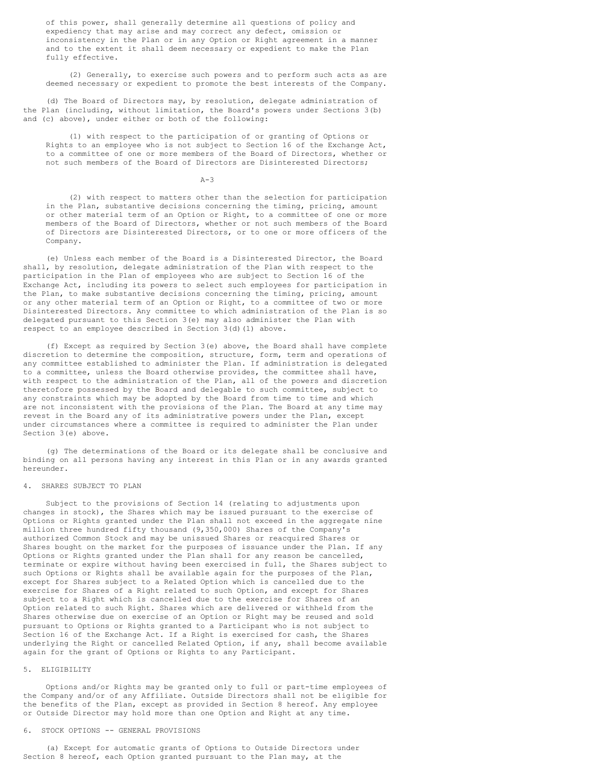of this power, shall generally determine all questions of policy and expediency that may arise and may correct any defect, omission or inconsistency in the Plan or in any Option or Right agreement in a manner and to the extent it shall deem necessary or expedient to make the Plan fully effective.

(2) Generally, to exercise such powers and to perform such acts as are deemed necessary or expedient to promote the best interests of the Company.

(d) The Board of Directors may, by resolution, delegate administration of the Plan (including, without limitation, the Board's powers under Sections 3(b) and (c) above), under either or both of the following:

(1) with respect to the participation of or granting of Options or Rights to an employee who is not subject to Section 16 of the Exchange Act, to a committee of one or more members of the Board of Directors, whether or not such members of the Board of Directors are Disinterested Directors;

(2) with respect to matters other than the selection for participation in the Plan, substantive decisions concerning the timing, pricing, amount or other material term of an Option or Right, to a committee of one or more members of the Board of Directors, whether or not such members of the Board of Directors are Disinterested Directors, or to one or more officers of the Company.

(e) Unless each member of the Board is a Disinterested Director, the Board shall, by resolution, delegate administration of the Plan with respect to the participation in the Plan of employees who are subject to Section 16 of the Exchange Act, including its powers to select such employees for participation in the Plan, to make substantive decisions concerning the timing, pricing, amount or any other material term of an Option or Right, to a committee of two or more Disinterested Directors. Any committee to which administration of the Plan is so delegated pursuant to this Section 3(e) may also administer the Plan with respect to an employee described in Section 3(d)(1) above.

(f) Except as required by Section 3(e) above, the Board shall have complete discretion to determine the composition, structure, form, term and operations of any committee established to administer the Plan. If administration is delegated to a committee, unless the Board otherwise provides, the committee shall have, with respect to the administration of the Plan, all of the powers and discretion theretofore possessed by the Board and delegable to such committee, subject to any constraints which may be adopted by the Board from time to time and which are not inconsistent with the provisions of the Plan. The Board at any time may revest in the Board any of its administrative powers under the Plan, except under circumstances where a committee is required to administer the Plan under Section 3(e) above.

(g) The determinations of the Board or its delegate shall be conclusive and binding on all persons having any interest in this Plan or in any awards granted hereunder.

## 4. SHARES SUBJECT TO PLAN

Subject to the provisions of Section 14 (relating to adjustments upon changes in stock), the Shares which may be issued pursuant to the exercise of Options or Rights granted under the Plan shall not exceed in the aggregate nine million three hundred fifty thousand (9,350,000) Shares of the Company's authorized Common Stock and may be unissued Shares or reacquired Shares or Shares bought on the market for the purposes of issuance under the Plan. If any Options or Rights granted under the Plan shall for any reason be cancelled, terminate or expire without having been exercised in full, the Shares subject to such Options or Rights shall be available again for the purposes of the Plan, except for Shares subject to a Related Option which is cancelled due to the exercise for Shares of a Right related to such Option, and except for Shares subject to a Right which is cancelled due to the exercise for Shares of an Option related to such Right. Shares which are delivered or withheld from the Shares otherwise due on exercise of an Option or Right may be reused and sold pursuant to Options or Rights granted to a Participant who is not subject to Section 16 of the Exchange Act. If a Right is exercised for cash, the Shares underlying the Right or cancelled Related Option, if any, shall become available again for the grant of Options or Rights to any Participant.

## 5. ELIGIBILITY

Options and/or Rights may be granted only to full or part-time employees of the Company and/or of any Affiliate. Outside Directors shall not be eligible for the benefits of the Plan, except as provided in Section 8 hereof. Any employee or Outside Director may hold more than one Option and Right at any time.

## 6. STOCK OPTIONS -- GENERAL PROVISIONS

(a) Except for automatic grants of Options to Outside Directors under Section 8 hereof, each Option granted pursuant to the Plan may, at the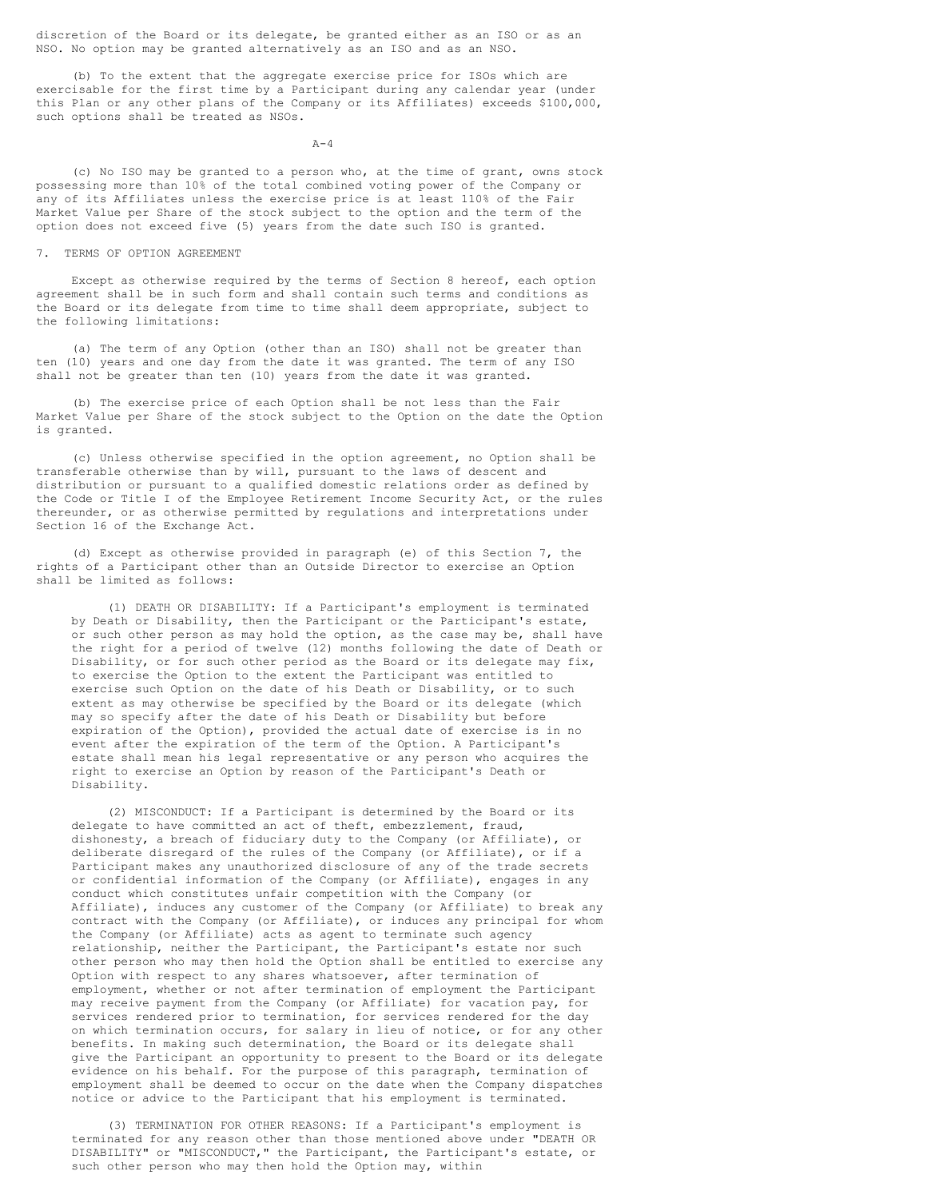discretion of the Board or its delegate, be granted either as an ISO or as an NSO. No option may be granted alternatively as an ISO and as an NSO.

(b) To the extent that the aggregate exercise price for ISOs which are exercisable for the first time by a Participant during any calendar year (under this Plan or any other plans of the Company or its Affiliates) exceeds $100,000, such options shall be treated as NSOs.

(c) No ISO may be granted to a person who, at the time of grant, owns stock possessing more than 10% of the total combined voting power of the Company or any of its Affiliates unless the exercise price is at least 110% of the Fair Market Value per Share of the stock subject to the option and the term of the option does not exceed five (5) years from the date such ISO is granted.

7. TERMS OF OPTION AGREEMENT

Except as otherwise required by the terms of Section 8 hereof, each option agreement shall be in such form and shall contain such terms and conditions as the Board or its delegate from time to time shall deem appropriate, subject to the following limitations:

(a) The term of any Option (other than an ISO) shall not be greater than ten (10) years and one day from the date it was granted. The term of any ISO shall not be greater than ten (10) years from the date it was granted.

(b) The exercise price of each Option shall be not less than the Fair Market Value per Share of the stock subject to the Option on the date the Option is granted.

(c) Unless otherwise specified in the option agreement, no Option shall be transferable otherwise than by will, pursuant to the laws of descent and distribution or pursuant to a qualified domestic relations order as defined by the Code or Title I of the Employee Retirement Income Security Act, or the rules thereunder, or as otherwise permitted by regulations and interpretations under Section 16 of the Exchange Act.

(d) Except as otherwise provided in paragraph (e) of this Section 7, the rights of a Participant other than an Outside Director to exercise an Option shall be limited as follows:

(1) DEATH OR DISABILITY: If a Participant's employment is terminated by Death or Disability, then the Participant or the Participant's estate, or such other person as may hold the option, as the case may be, shall have the right for a period of twelve (12) months following the date of Death or Disability, or for such other period as the Board or its delegate may fix, to exercise the Option to the extent the Participant was entitled to exercise such Option on the date of his Death or Disability, or to such extent as may otherwise be specified by the Board or its delegate (which may so specify after the date of his Death or Disability but before expiration of the Option), provided the actual date of exercise is in no event after the expiration of the term of the Option. A Participant's estate shall mean his legal representative or any person who acquires the right to exercise an Option by reason of the Participant's Death or Disability.

(2) MISCONDUCT: If a Participant is determined by the Board or its delegate to have committed an act of theft, embezzlement, fraud, dishonesty, a breach of fiduciary duty to the Company (or Affiliate), or deliberate disregard of the rules of the Company (or Affiliate), or if a Participant makes any unauthorized disclosure of any of the trade secrets or confidential information of the Company (or Affiliate), engages in any conduct which constitutes unfair competition with the Company (or Affiliate), induces any customer of the Company (or Affiliate) to break any contract with the Company (or Affiliate), or induces any principal for whom the Company (or Affiliate) acts as agent to terminate such agency relationship, neither the Participant, the Participant's estate nor such other person who may then hold the Option shall be entitled to exercise any Option with respect to any shares whatsoever, after termination of employment, whether or not after termination of employment the Participant may receive payment from the Company (or Affiliate) for vacation pay, for services rendered prior to termination, for services rendered for the day on which termination occurs, for salary in lieu of notice, or for any other benefits. In making such determination, the Board or its delegate shall give the Participant an opportunity to present to the Board or its delegate evidence on his behalf. For the purpose of this paragraph, termination of employment shall be deemed to occur on the date when the Company dispatches notice or advice to the Participant that his employment is terminated.

(3) TERMINATION FOR OTHER REASONS: If a Participant's employment is terminated for any reason other than those mentioned above under "DEATH OR DISABILITY" or "MISCONDUCT," the Participant, the Participant's estate, or such other person who may then hold the Option may, within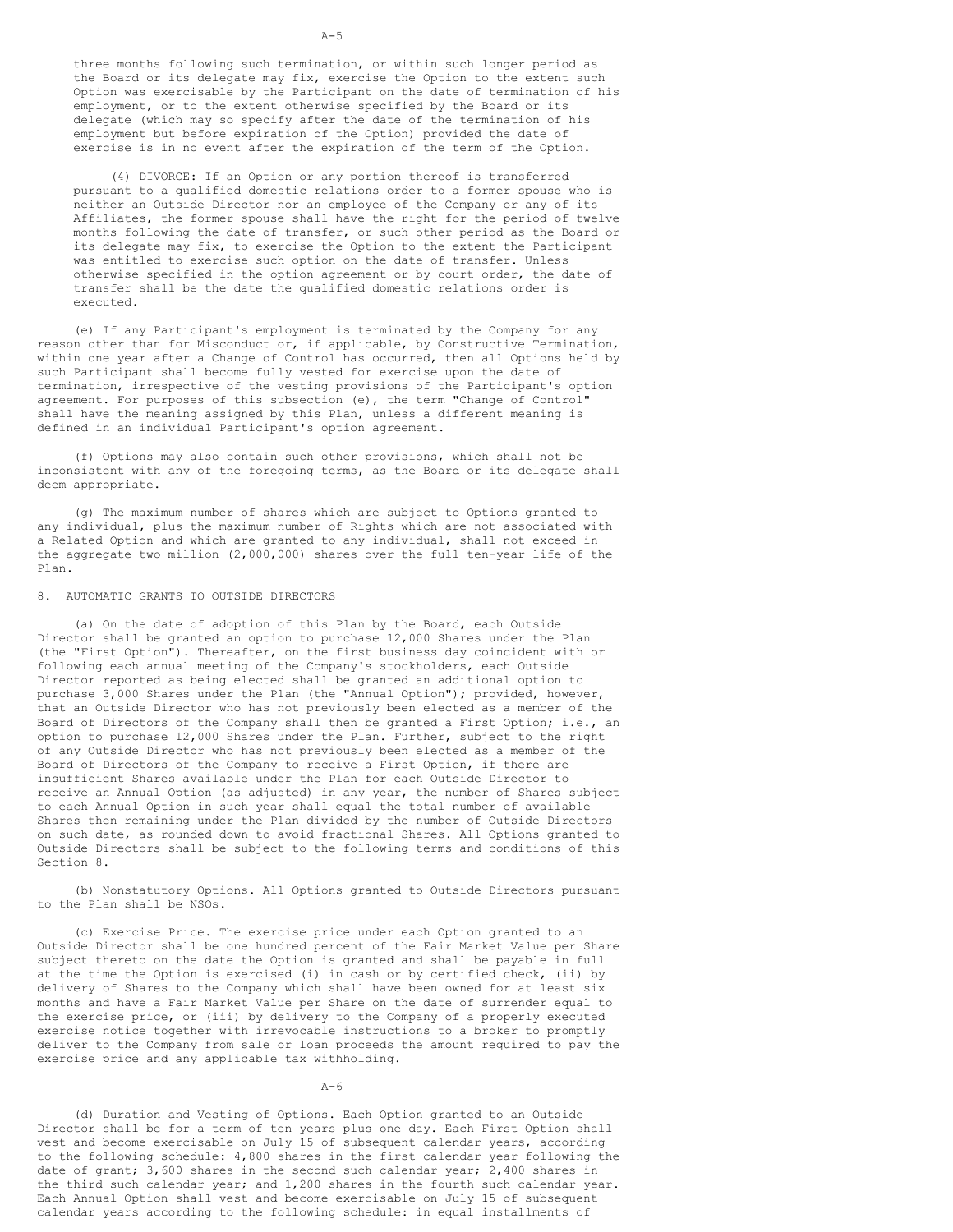three months following such termination, or within such longer period as the Board or its delegate may fix, exercise the Option to the extent such Option was exercisable by the Participant on the date of termination of his employment, or to the extent otherwise specified by the Board or its delegate (which may so specify after the date of the termination of his employment but before expiration of the Option) provided the date of exercise is in no event after the expiration of the term of the Option.

(4) DIVORCE: If an Option or any portion thereof is transferred pursuant to a qualified domestic relations order to a former spouse who is neither an Outside Director nor an employee of the Company or any of its Affiliates, the former spouse shall have the right for the period of twelve months following the date of transfer, or such other period as the Board or its delegate may fix, to exercise the Option to the extent the Participant was entitled to exercise such option on the date of transfer. Unless otherwise specified in the option agreement or by court order, the date of transfer shall be the date the qualified domestic relations order is executed.

(e) If any Participant's employment is terminated by the Company for any reason other than for Misconduct or, if applicable, by Constructive Termination, within one year after a Change of Control has occurred, then all Options held by such Participant shall become fully vested for exercise upon the date of termination, irrespective of the vesting provisions of the Participant's option agreement. For purposes of this subsection (e), the term "Change of Control" shall have the meaning assigned by this Plan, unless a different meaning is defined in an individual Participant's option agreement.

(f) Options may also contain such other provisions, which shall not be inconsistent with any of the foregoing terms, as the Board or its delegate shall deem appropriate.

(g) The maximum number of shares which are subject to Options granted to any individual, plus the maximum number of Rights which are not associated with a Related Option and which are granted to any individual, shall not exceed in the aggregate two million (2,000,000) shares over the full ten-year life of the Plan.

## 8. AUTOMATIC GRANTS TO OUTSIDE DIRECTORS

(a) On the date of adoption of this Plan by the Board, each Outside Director shall be granted an option to purchase 12,000 Shares under the Plan (the "First Option"). Thereafter, on the first business day coincident with or following each annual meeting of the Company's stockholders, each Outside Director reported as being elected shall be granted an additional option to purchase 3,000 Shares under the Plan (the "Annual Option"); provided, however, that an Outside Director who has not previously been elected as a member of the Board of Directors of the Company shall then be granted a First Option; i.e., an option to purchase 12,000 Shares under the Plan. Further, subject to the right of any Outside Director who has not previously been elected as a member of the Board of Directors of the Company to receive a First Option, if there are insufficient Shares available under the Plan for each Outside Director to receive an Annual Option (as adjusted) in any year, the number of Shares subject to each Annual Option in such year shall equal the total number of available Shares then remaining under the Plan divided by the number of Outside Directors on such date, as rounded down to avoid fractional Shares. All Options granted to Outside Directors shall be subject to the following terms and conditions of this Section 8.

(b) Nonstatutory Options. All Options granted to Outside Directors pursuant to the Plan shall be NSOs.

(c) Exercise Price. The exercise price under each Option granted to an Outside Director shall be one hundred percent of the Fair Market Value per Share subject thereto on the date the Option is granted and shall be payable in full at the time the Option is exercised (i) in cash or by certified check, (ii) by delivery of Shares to the Company which shall have been owned for at least six months and have a Fair Market Value per Share on the date of surrender equal to the exercise price, or (iii) by delivery to the Company of a properly executed exercise notice together with irrevocable instructions to a broker to promptly deliver to the Company from sale or loan proceeds the amount required to pay the exercise price and any applicable tax withholding.

(d) Duration and Vesting of Options. Each Option granted to an Outside Director shall be for a term of ten years plus one day. Each First Option shall vest and become exercisable on July 15 of subsequent calendar years, according to the following schedule: 4,800 shares in the first calendar year following the date of grant; 3,600 shares in the second such calendar year; 2,400 shares in the third such calendar year; and 1,200 shares in the fourth such calendar year. Each Annual Option shall vest and become exercisable on July 15 of subsequent calendar years according to the following schedule: in equal installments of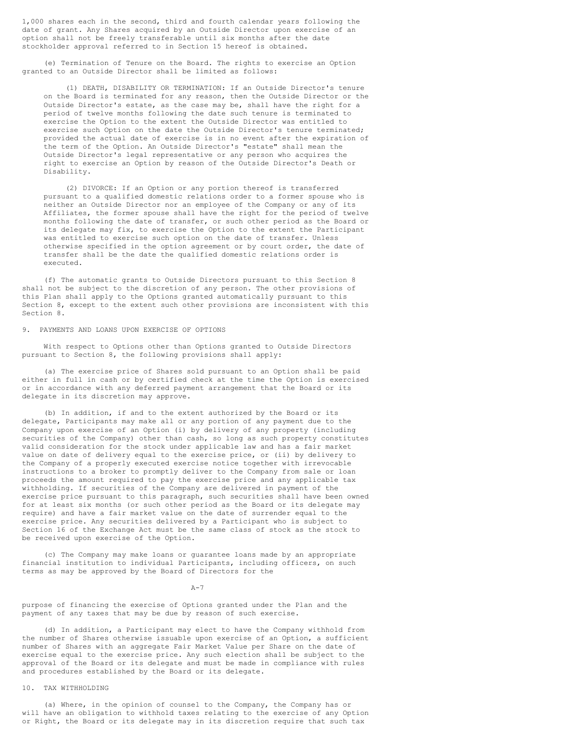1,000 shares each in the second, third and fourth calendar years following the date of grant. Any Shares acquired by an Outside Director upon exercise of an option shall not be freely transferable until six months after the date stockholder approval referred to in Section 15 hereof is obtained.

(e) Termination of Tenure on the Board. The rights to exercise an Option granted to an Outside Director shall be limited as follows:

(1) DEATH, DISABILITY OR TERMINATION: If an Outside Director's tenure on the Board is terminated for any reason, then the Outside Director or the Outside Director's estate, as the case may be, shall have the right for a period of twelve months following the date such tenure is terminated to exercise the Option to the extent the Outside Director was entitled to exercise such Option on the date the Outside Director's tenure terminated; provided the actual date of exercise is in no event after the expiration of the term of the Option. An Outside Director's "estate" shall mean the Outside Director's legal representative or any person who acquires the right to exercise an Option by reason of the Outside Director's Death or Disability.

(2) DIVORCE: If an Option or any portion thereof is transferred pursuant to a qualified domestic relations order to a former spouse who is neither an Outside Director nor an employee of the Company or any of its Affiliates, the former spouse shall have the right for the period of twelve months following the date of transfer, or such other period as the Board or its delegate may fix, to exercise the Option to the extent the Participant was entitled to exercise such option on the date of transfer. Unless otherwise specified in the option agreement or by court order, the date of transfer shall be the date the qualified domestic relations order is executed.

(f) The automatic grants to Outside Directors pursuant to this Section 8 shall not be subject to the discretion of any person. The other provisions of this Plan shall apply to the Options granted automatically pursuant to this Section 8, except to the extent such other provisions are inconsistent with this Section 8.

9. PAYMENTS AND LOANS UPON EXERCISE OF OPTIONS

With respect to Options other than Options granted to Outside Directors pursuant to Section 8, the following provisions shall apply:

(a) The exercise price of Shares sold pursuant to an Option shall be paid either in full in cash or by certified check at the time the Option is exercised or in accordance with any deferred payment arrangement that the Board or its delegate in its discretion may approve.

(b) In addition, if and to the extent authorized by the Board or its delegate, Participants may make all or any portion of any payment due to the Company upon exercise of an Option (i) by delivery of any property (including securities of the Company) other than cash, so long as such property constitutes valid consideration for the stock under applicable law and has a fair market value on date of delivery equal to the exercise price, or (ii) by delivery to the Company of a properly executed exercise notice together with irrevocable instructions to a broker to promptly deliver to the Company from sale or loan proceeds the amount required to pay the exercise price and any applicable tax withholding. If securities of the Company are delivered in payment of the exercise price pursuant to this paragraph, such securities shall have been owned for at least six months (or such other period as the Board or its delegate may require) and have a fair market value on the date of surrender equal to the exercise price. Any securities delivered by a Participant who is subject to Section 16 of the Exchange Act must be the same class of stock as the stock to be received upon exercise of the Option.

(c) The Company may make loans or guarantee loans made by an appropriate financial institution to individual Participants, including officers, on such terms as may be approved by the Board of Directors for the purpose of financing the exercise of Options granted under the Plan and the payment of any taxes that may be due by reason of such exercise.

(d) In addition, a Participant may elect to have the Company withhold from the number of Shares otherwise issuable upon exercise of an Option, a sufficient number of Shares with an aggregate Fair Market Value per Share on the date of exercise equal to the exercise price. Any such election shall be subject to the approval of the Board or its delegate and must be made in compliance with rules and procedures established by the Board or its delegate.

10. TAX WITHHOLDING

(a) Where, in the opinion of counsel to the Company, the Company has or will have an obligation to withhold taxes relating to the exercise of any Option or Right, the Board or its delegate may in its discretion require that such tax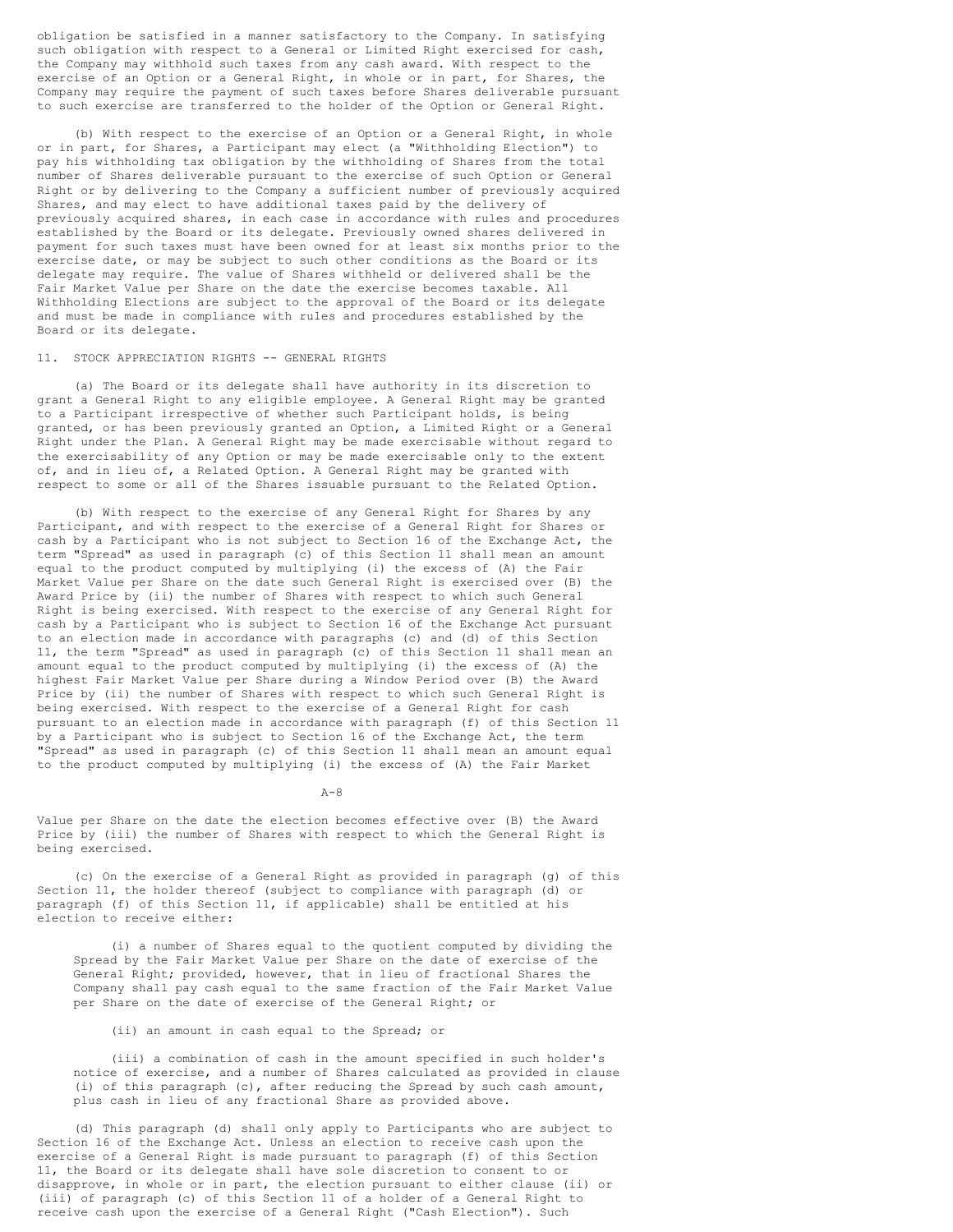obligation be satisfied in a manner satisfactory to the Company. In satisfying such obligation with respect to a General or Limited Right exercised for cash, the Company may withhold such taxes from any cash award. With respect to the exercise of an Option or a General Right, in whole or in part, for Shares, the Company may require the payment of such taxes before Shares deliverable pursuant to such exercise are transferred to the holder of the Option or General Right.

(b) With respect to the exercise of an Option or a General Right, in whole or in part, for Shares, a Participant may elect (a "Withholding Election") to pay his withholding tax obligation by the withholding of Shares from the total number of Shares deliverable pursuant to the exercise of such Option or General Right or by delivering to the Company a sufficient number of previously acquired Shares, and may elect to have additional taxes paid by the delivery of previously acquired shares, in each case in accordance with rules and procedures established by the Board or its delegate. Previously owned shares delivered in payment for such taxes must have been owned for at least six months prior to the exercise date, or may be subject to such other conditions as the Board or its delegate may require. The value of Shares withheld or delivered shall be the Fair Market Value per Share on the date the exercise becomes taxable. All Withholding Elections are subject to the approval of the Board or its delegate and must be made in compliance with rules and procedures established by the Board or its delegate.

## 11. STOCK APPRECIATION RIGHTS -- GENERAL RIGHTS

(a) The Board or its delegate shall have authority in its discretion to grant a General Right to any eligible employee. A General Right may be granted to a Participant irrespective of whether such Participant holds, is being granted, or has been previously granted an Option, a Limited Right or a General Right under the Plan. A General Right may be made exercisable without regard to the exercisability of any Option or may be made exercisable only to the extent of, and in lieu of, a Related Option. A General Right may be granted with respect to some or all of the Shares issuable pursuant to the Related Option.

(b) With respect to the exercise of any General Right for Shares by any Participant, and with respect to the exercise of a General Right for Shares or cash by a Participant who is not subject to Section 16 of the Exchange Act, the term "Spread" as used in paragraph (c) of this Section 11 shall mean an amount equal to the product computed by multiplying (i) the excess of (A) the Fair Market Value per Share on the date such General Right is exercised over (B) the Award Price by (ii) the number of Shares with respect to which such General Right is being exercised. With respect to the exercise of any General Right for cash by a Participant who is subject to Section 16 of the Exchange Act pursuant to an election made in accordance with paragraphs (c) and (d) of this Section 11, the term "Spread" as used in paragraph (c) of this Section 11 shall mean an amount equal to the product computed by multiplying (i) the excess of (A) the highest Fair Market Value per Share during a Window Period over (B) the Award Price by (ii) the number of Shares with respect to which such General Right is being exercised. With respect to the exercise of a General Right for cash pursuant to an election made in accordance with paragraph (f) of this Section 11 by a Participant who is subject to Section 16 of the Exchange Act, the term "Spread" as used in paragraph (c) of this Section 11 shall mean an amount equal to the product computed by multiplying (i) the excess of (A) the Fair Market Value per Share on the date the election becomes effective over (B) the Award Price by (iii) the number of Shares with respect to which the General Right is being exercised.

(c) On the exercise of a General Right as provided in paragraph (g) of this Section 11, the holder thereof (subject to compliance with paragraph (d) or paragraph (f) of this Section 11, if applicable) shall be entitled at his election to receive either:

(i) a number of Shares equal to the quotient computed by dividing the Spread by the Fair Market Value per Share on the date of exercise of the General Right; provided, however, that in lieu of fractional Shares the Company shall pay cash equal to the same fraction of the Fair Market Value per Share on the date of exercise of the General Right; or

(ii) an amount in cash equal to the Spread; or

(iii) a combination of cash in the amount specified in such holder's notice of exercise, and a number of Shares calculated as provided in clause (i) of this paragraph (c), after reducing the Spread by such cash amount, plus cash in lieu of any fractional Share as provided above.

(d) This paragraph (d) shall only apply to Participants who are subject to Section 16 of the Exchange Act. Unless an election to receive cash upon the exercise of a General Right is made pursuant to paragraph (f) of this Section 11, the Board or its delegate shall have sole discretion to consent to or disapprove, in whole or in part, the election pursuant to either clause (ii) or (iii) of paragraph (c) of this Section 11 of a holder of a General Right to receive cash upon the exercise of a General Right ("Cash Election"). Such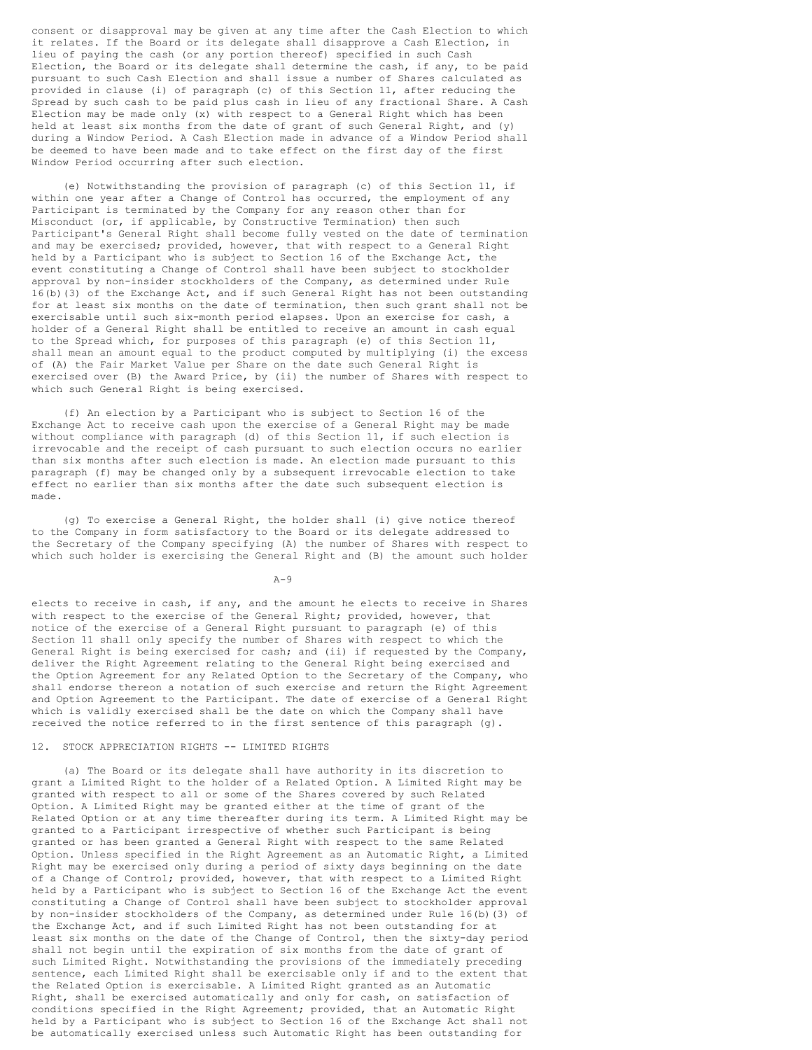consent or disapproval may be given at any time after the Cash Election to which it relates. If the Board or its delegate shall disapprove a Cash Election, in lieu of paying the cash (or any portion thereof) specified in such Cash Election, the Board or its delegate shall determine the cash, if any, to be paid pursuant to such Cash Election and shall issue a number of Shares calculated as provided in clause (i) of paragraph (c) of this Section 11, after reducing the Spread by such cash to be paid plus cash in lieu of any fractional Share. A Cash Election may be made only (x) with respect to a General Right which has been held at least six months from the date of grant of such General Right, and (y) during a Window Period. A Cash Election made in advance of a Window Period shall be deemed to have been made and to take effect on the first day of the first Window Period occurring after such election.

(e) Notwithstanding the provision of paragraph (c) of this Section 11, if within one year after a Change of Control has occurred, the employment of any Participant is terminated by the Company for any reason other than for Misconduct (or, if applicable, by Constructive Termination) then such Participant's General Right shall become fully vested on the date of termination and may be exercised; provided, however, that with respect to a General Right held by a Participant who is subject to Section 16 of the Exchange Act, the event constituting a Change of Control shall have been subject to stockholder approval by non-insider stockholders of the Company, as determined under Rule 16(b)(3) of the Exchange Act, and if such General Right has not been outstanding for at least six months on the date of termination, then such grant shall not be exercisable until such six-month period elapses. Upon an exercise for cash, a holder of a General Right shall be entitled to receive an amount in cash equal to the Spread which, for purposes of this paragraph (e) of this Section 11, shall mean an amount equal to the product computed by multiplying (i) the excess of (A) the Fair Market Value per Share on the date such General Right is exercised over (B) the Award Price, by (ii) the number of Shares with respect to which such General Right is being exercised.

(f) An election by a Participant who is subject to Section 16 of the Exchange Act to receive cash upon the exercise of a General Right may be made without compliance with paragraph (d) of this Section 11, if such election is irrevocable and the receipt of cash pursuant to such election occurs no earlier than six months after such election is made. An election made pursuant to this paragraph (f) may be changed only by a subsequent irrevocable election to take effect no earlier than six months after the date such subsequent election is made.

(g) To exercise a General Right, the holder shall (i) give notice thereof to the Company in form satisfactory to the Board or its delegate addressed to the Secretary of the Company specifying (A) the number of Shares with respect to which such holder is exercising the General Right and (B) the amount such holder elects to receive in cash, if any, and the amount he elects to receive in Shares with respect to the exercise of the General Right; provided, however, that notice of the exercise of a General Right pursuant to paragraph (e) of this Section 11 shall only specify the number of Shares with respect to which the General Right is being exercised for cash; and (ii) if requested by the Company, deliver the Right Agreement relating to the General Right being exercised and the Option Agreement for any Related Option to the Secretary of the Company, who shall endorse thereon a notation of such exercise and return the Right Agreement and Option Agreement to the Participant. The date of exercise of a General Right which is validly exercised shall be the date on which the Company shall have received the notice referred to in the first sentence of this paragraph (g).

## 12. STOCK APPRECIATION RIGHTS -- LIMITED RIGHTS

(a) The Board or its delegate shall have authority in its discretion to grant a Limited Right to the holder of a Related Option. A Limited Right may be granted with respect to all or some of the Shares covered by such Related Option. A Limited Right may be granted either at the time of grant of the Related Option or at any time thereafter during its term. A Limited Right may be granted to a Participant irrespective of whether such Participant is being granted or has been granted a General Right with respect to the same Related Option. Unless specified in the Right Agreement as an Automatic Right, a Limited Right may be exercised only during a period of sixty days beginning on the date of a Change of Control; provided, however, that with respect to a Limited Right held by a Participant who is subject to Section 16 of the Exchange Act the event constituting a Change of Control shall have been subject to stockholder approval by non-insider stockholders of the Company, as determined under Rule 16(b)(3) of the Exchange Act, and if such Limited Right has not been outstanding for at least six months on the date of the Change of Control, then the sixty-day period shall not begin until the expiration of six months from the date of grant of such Limited Right. Notwithstanding the provisions of the immediately preceding sentence, each Limited Right shall be exercisable only if and to the extent that the Related Option is exercisable. A Limited Right granted as an Automatic Right, shall be exercised automatically and only for cash, on satisfaction of conditions specified in the Right Agreement; provided, that an Automatic Right held by a Participant who is subject to Section 16 of the Exchange Act shall not be automatically exercised unless such Automatic Right has been outstanding for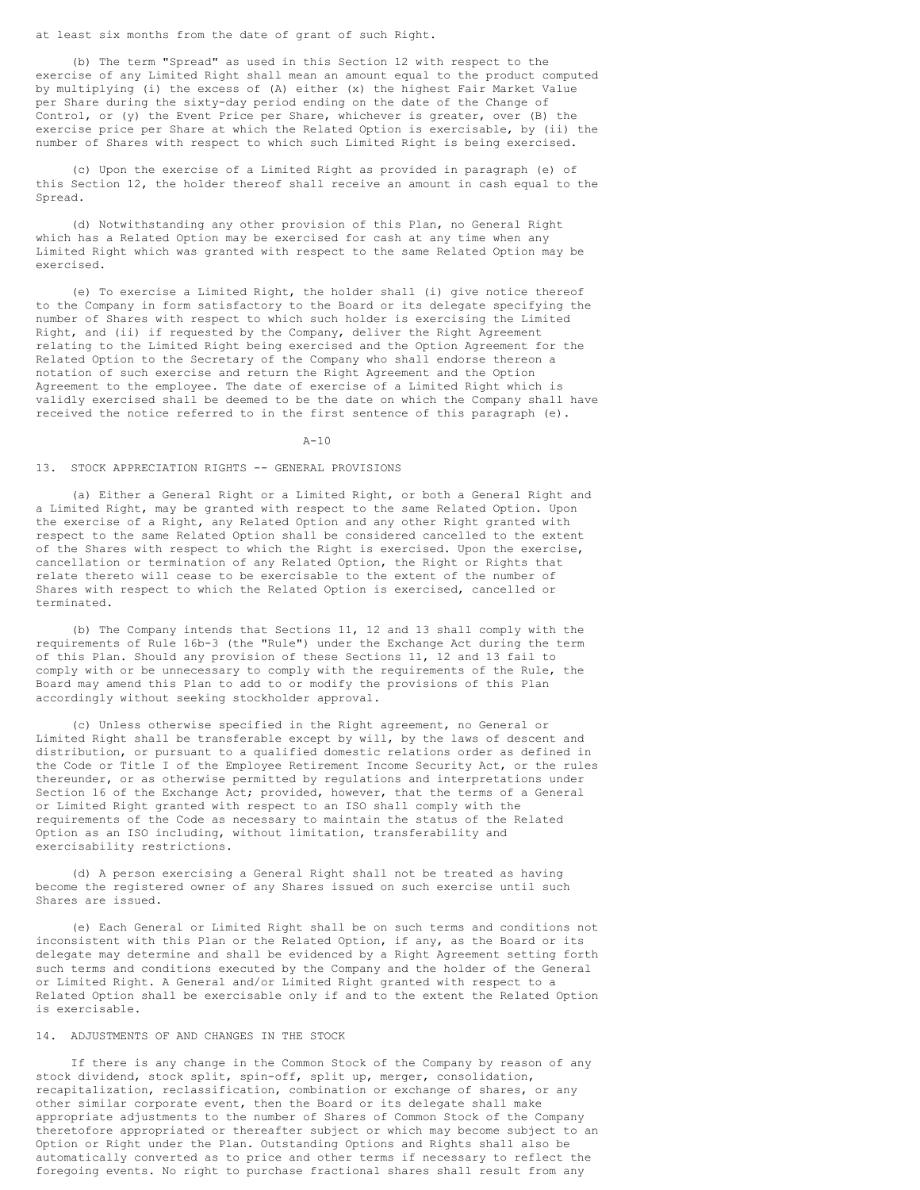at least six months from the date of grant of such Right.

(b) The term "Spread" as used in this Section 12 with respect to the exercise of any Limited Right shall mean an amount equal to the product computed by multiplying (i) the excess of (A) either (x) the highest Fair Market Value per Share during the sixty-day period ending on the date of the Change of Control, or (y) the Event Price per Share, whichever is greater, over (B) the exercise price per Share at which the Related Option is exercisable, by (ii) the number of Shares with respect to which such Limited Right is being exercised.

(c) Upon the exercise of a Limited Right as provided in paragraph (e) of this Section 12, the holder thereof shall receive an amount in cash equal to the Spread.

(d) Notwithstanding any other provision of this Plan, no General Right which has a Related Option may be exercised for cash at any time when any Limited Right which was granted with respect to the same Related Option may be exercised.

(e) To exercise a Limited Right, the holder shall (i) give notice thereof to the Company in form satisfactory to the Board or its delegate specifying the number of Shares with respect to which such holder is exercising the Limited Right, and (ii) if requested by the Company, deliver the Right Agreement relating to the Limited Right being exercised and the Option Agreement for the Related Option to the Secretary of the Company who shall endorse thereon a notation of such exercise and return the Right Agreement and the Option Agreement to the employee. The date of exercise of a Limited Right which is validly exercised shall be deemed to be the date on which the Company shall have received the notice referred to in the first sentence of this paragraph (e).

## 13. STOCK APPRECIATION RIGHTS -- GENERAL PROVISIONS

(a) Either a General Right or a Limited Right, or both a General Right and a Limited Right, may be granted with respect to the same Related Option. Upon the exercise of a Right, any Related Option and any other Right granted with respect to the same Related Option shall be considered cancelled to the extent of the Shares with respect to which the Right is exercised. Upon the exercise, cancellation or termination of any Related Option, the Right or Rights that relate thereto will cease to be exercisable to the extent of the number of Shares with respect to which the Related Option is exercised, cancelled or terminated.

(b) The Company intends that Sections 11, 12 and 13 shall comply with the requirements of Rule 16b-3 (the "Rule") under the Exchange Act during the term of this Plan. Should any provision of these Sections 11, 12 and 13 fail to comply with or be unnecessary to comply with the requirements of the Rule, the Board may amend this Plan to add to or modify the provisions of this Plan accordingly without seeking stockholder approval.

(c) Unless otherwise specified in the Right agreement, no General or Limited Right shall be transferable except by will, by the laws of descent and distribution, or pursuant to a qualified domestic relations order as defined in the Code or Title I of the Employee Retirement Income Security Act, or the rules thereunder, or as otherwise permitted by regulations and interpretations under Section 16 of the Exchange Act; provided, however, that the terms of a General or Limited Right granted with respect to an ISO shall comply with the requirements of the Code as necessary to maintain the status of the Related Option as an ISO including, without limitation, transferability and exercisability restrictions.

(d) A person exercising a General Right shall not be treated as having become the registered owner of any Shares issued on such exercise until such Shares are issued.

(e) Each General or Limited Right shall be on such terms and conditions not inconsistent with this Plan or the Related Option, if any, as the Board or its delegate may determine and shall be evidenced by a Right Agreement setting forth such terms and conditions executed by the Company and the holder of the General or Limited Right. A General and/or Limited Right granted with respect to a Related Option shall be exercisable only if and to the extent the Related Option is exercisable.

## 14. ADJUSTMENTS OF AND CHANGES IN THE STOCK

If there is any change in the Common Stock of the Company by reason of any stock dividend, stock split, spin-off, split up, merger, consolidation, recapitalization, reclassification, combination or exchange of shares, or any other similar corporate event, then the Board or its delegate shall make appropriate adjustments to the number of Shares of Common Stock of the Company theretofore appropriated or thereafter subject or which may become subject to an Option or Right under the Plan. Outstanding Options and Rights shall also be automatically converted as to price and other terms if necessary to reflect the foregoing events. No right to purchase fractional shares shall result from any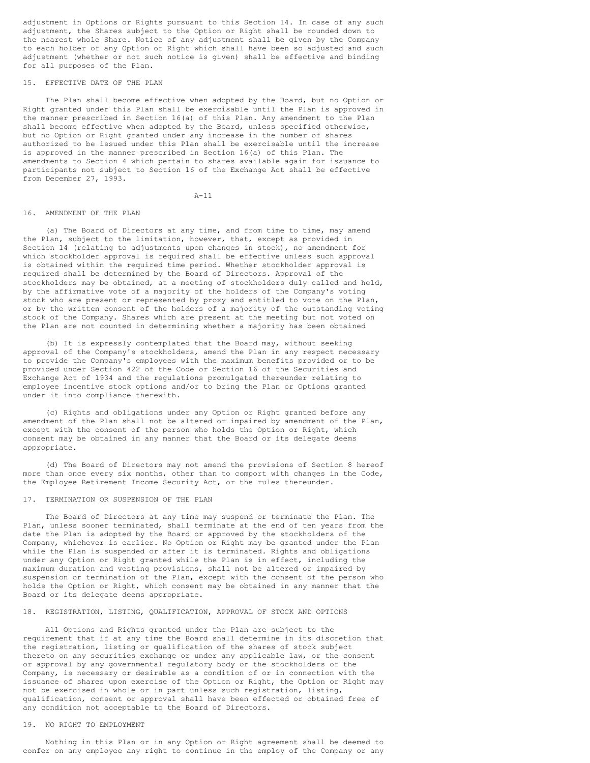adjustment in Options or Rights pursuant to this Section 14. In case of any such adjustment, the Shares subject to the Option or Right shall be rounded down to the nearest whole Share. Notice of any adjustment shall be given by the Company to each holder of any Option or Right which shall have been so adjusted and such adjustment (whether or not such notice is given) shall be effective and binding for all purposes of the Plan.

## 15. EFFECTIVE DATE OF THE PLAN

The Plan shall become effective when adopted by the Board, but no Option or Right granted under this Plan shall be exercisable until the Plan is approved in the manner prescribed in Section 16(a) of this Plan. Any amendment to the Plan shall become effective when adopted by the Board, unless specified otherwise, but no Option or Right granted under any increase in the number of shares authorized to be issued under this Plan shall be exercisable until the increase is approved in the manner prescribed in Section 16(a) of this Plan. The amendments to Section 4 which pertain to shares available again for issuance to participants not subject to Section 16 of the Exchange Act shall be effective from December 27, 1993.

## 16. AMENDMENT OF THE PLAN

(a) The Board of Directors at any time, and from time to time, may amend the Plan, subject to the limitation, however, that, except as provided in Section 14 (relating to adjustments upon changes in stock), no amendment for which stockholder approval is required shall be effective unless such approval is obtained within the required time period. Whether stockholder approval is required shall be determined by the Board of Directors. Approval of the stockholders may be obtained, at a meeting of stockholders duly called and held, by the affirmative vote of a majority of the holders of the Company's voting stock who are present or represented by proxy and entitled to vote on the Plan, or by the written consent of the holders of a majority of the outstanding voting stock of the Company. Shares which are present at the meeting but not voted on the Plan are not counted in determining whether a majority has been obtained

(b) It is expressly contemplated that the Board may, without seeking approval of the Company's stockholders, amend the Plan in any respect necessary to provide the Company's employees with the maximum benefits provided or to be provided under Section 422 of the Code or Section 16 of the Securities and Exchange Act of 1934 and the regulations promulgated thereunder relating to employee incentive stock options and/or to bring the Plan or Options granted under it into compliance therewith.

(c) Rights and obligations under any Option or Right granted before any amendment of the Plan shall not be altered or impaired by amendment of the Plan, except with the consent of the person who holds the Option or Right, which consent may be obtained in any manner that the Board or its delegate deems appropriate.

(d) The Board of Directors may not amend the provisions of Section 8 hereof more than once every six months, other than to comport with changes in the Code, the Employee Retirement Income Security Act, or the rules thereunder.

## 17. TERMINATION OR SUSPENSION OF THE PLAN

The Board of Directors at any time may suspend or terminate the Plan. The Plan, unless sooner terminated, shall terminate at the end of ten years from the date the Plan is adopted by the Board or approved by the stockholders of the Company, whichever is earlier. No Option or Right may be granted under the Plan while the Plan is suspended or after it is terminated. Rights and obligations under any Option or Right granted while the Plan is in effect, including the maximum duration and vesting provisions, shall not be altered or impaired by suspension or termination of the Plan, except with the consent of the person who holds the Option or Right, which consent may be obtained in any manner that the Board or its delegate deems appropriate.

## 18. REGISTRATION, LISTING, QUALIFICATION, APPROVAL OF STOCK AND OPTIONS

All Options and Rights granted under the Plan are subject to the requirement that if at any time the Board shall determine in its discretion that the registration, listing or qualification of the shares of stock subject thereto on any securities exchange or under any applicable law, or the consent or approval by any governmental regulatory body or the stockholders of the Company, is necessary or desirable as a condition of or in connection with the issuance of shares upon exercise of the Option or Right, the Option or Right may not be exercised in whole or in part unless such registration, listing, qualification, consent or approval shall have been effected or obtained free of any condition not acceptable to the Board of Directors.

## 19. NO RIGHT TO EMPLOYMENT

Nothing in this Plan or in any Option or Right agreement shall be deemed to confer on any employee any right to continue in the employ of the Company or any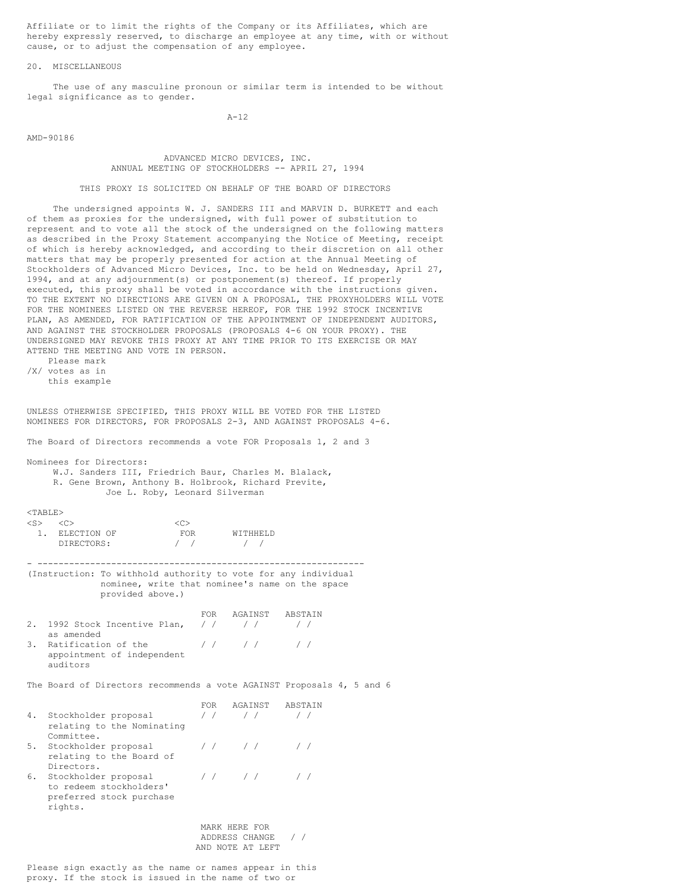Affiliate or to limit the rights of the Company or its Affiliates, which are hereby expressly reserved, to discharge an employee at any time, with or without cause, or to adjust the compensation of any employee.

## 20. MISCELLANEOUS

The use of any masculine pronoun or similar term is intended to be without legal significance as to gender.

AMD-90186

# ADVANCED MICRO DEVICES, INC.
## ANNUAL MEETING OF STOCKHOLDERS -- APRIL 27, 1994

THIS PROXY IS SOLICITED ON BEHALF OF THE BOARD OF DIRECTORS

The undersigned appoints W. J. SANDERS III and MARVIN D. BURKETT and each of them as proxies for the undersigned, with full power of substitution to represent and to vote all the stock of the undersigned on the following matters as described in the Proxy Statement accompanying the Notice of Meeting, receipt of which is hereby acknowledged, and according to their discretion on all other matters that may be properly presented for action at the Annual Meeting of Stockholders of Advanced Micro Devices, Inc. to be held on Wednesday, April 27, 1994, and at any adjournment(s) or postponement(s) thereof. If properly executed, this proxy shall be voted in accordance with the instructions given. TO THE EXTENT NO DIRECTIONS ARE GIVEN ON A PROPOSAL, THE PROXYHOLDERS WILL VOTE FOR THE NOMINEES LISTED ON THE REVERSE HEREOF, FOR THE 1992 STOCK INCENTIVE PLAN, AS AMENDED, FOR RATIFICATION OF THE APPOINTMENT OF INDEPENDENT AUDITORS, AND AGAINST THE STOCKHOLDER PROPOSALS (PROPOSALS 4-6 ON YOUR PROXY). THE UNDERSIGNED MAY REVOKE THIS PROXY AT ANY TIME PRIOR TO ITS EXERCISE OR MAY ATTEND THE MEETING AND VOTE IN PERSON.

/X/ Please mark votes as in this example

UNLESS OTHERWISE SPECIFIED, THIS PROXY WILL BE VOTED FOR THE LISTED NOMINEES FOR DIRECTORS, FOR PROPOSALS 2-3, AND AGAINST PROPOSALS 4-6.

The Board of Directors recommends a vote FOR Proposals 1, 2 and 3

Nominees for Directors:
W.J. Sanders III, Friedrich Baur, Charles M. Blalack, R. Gene Brown, Anthony B. Holbrook, Richard Previte, Joe L. Roby, Leonard Silverman

| | FOR | WITHHELD |
|---|---|---|
| 1. ELECTION OF DIRECTORS: | / / | / / |

- ---------------------------------------------------------------

(Instruction: To withhold authority to vote for any individual nominee, write that nominee's name on the space provided above.)

| | FOR | AGAINST | ABSTAIN |
|---|---|---|---|
| 2. 1992 Stock Incentive Plan, as amended | / / | / / | / / |
| 3. Ratification of the appointment of independent auditors | / / | / / | / / |

The Board of Directors recommends a vote AGAINST Proposals 4, 5 and 6

| | FOR | AGAINST | ABSTAIN |
|---|---|---|---|
| 4. Stockholder proposal relating to the Nominating Committee. | / / | / / | / / |
| 5. Stockholder proposal relating to the Board of Directors. | / / | / / | / / |
| 6. Stockholder proposal to redeem stockholders' preferred stock purchase rights. | / / | / / | / / |

MARK HERE FOR ADDRESS CHANGE AND NOTE AT LEFT / /

Please sign exactly as the name or names appear in this proxy. If the stock is issued in the name of two or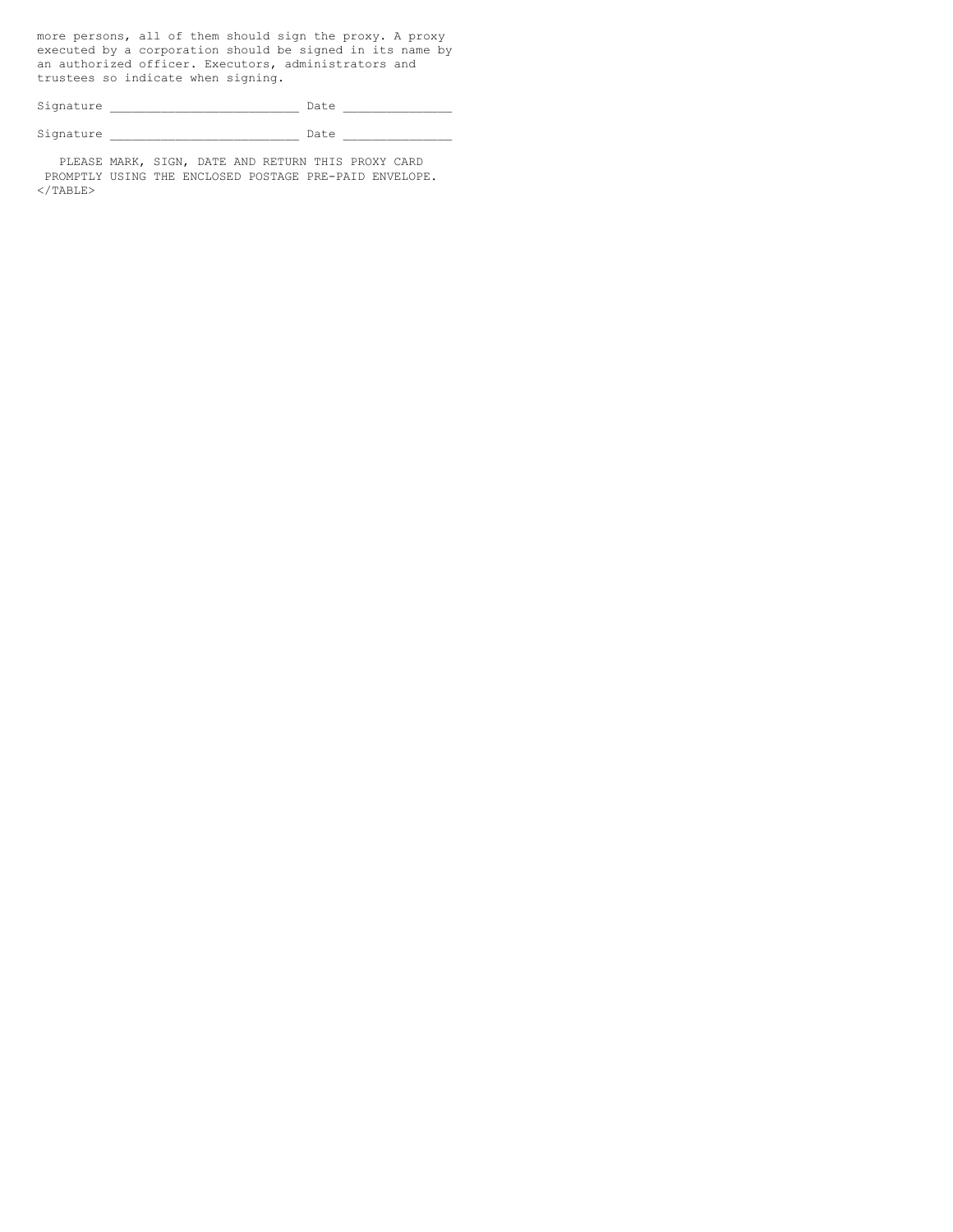more persons, all of them should sign the proxy. A proxy executed by a corporation should be signed in its name by an authorized officer. Executors, administrators and trustees so indicate when signing.

Signature _________________________ Date ______________

Signature _________________________ Date ______________

PLEASE MARK, SIGN, DATE AND RETURN THIS PROXY CARD PROMPTLY USING THE ENCLOSED POSTAGE PRE-PAID ENVELOPE.

</TABLE>